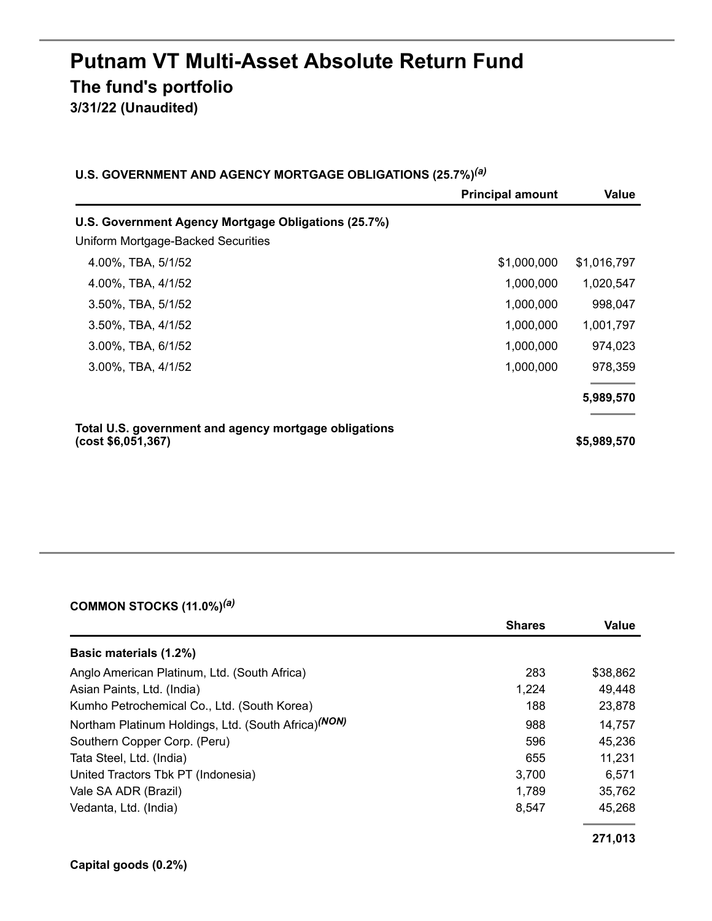# Putnam VT Multi-Asset Absolute Return Fund

## The fund's portfolio

**3/31/22 (Unaudited)**

**U.S. GOVERNMENT AND AGENCY MORTGAGE OBLIGATIONS (25.7%)[(a)]**

| | Principal amount | Value |
|---|---|---|
| **U.S. Government Agency Mortgage Obligations (25.7%)** | | |
| Uniform Mortgage-Backed Securities | | |
| 4.00%, TBA, 5/1/52 | $1,000,000 | $1,016,797 |
| 4.00%, TBA, 4/1/52 | 1,000,000 | 1,020,547 |
| 3.50%, TBA, 5/1/52 | 1,000,000 | 998,047 |
| 3.50%, TBA, 4/1/52 | 1,000,000 | 1,001,797 |
| 3.00%, TBA, 6/1/52 | 1,000,000 | 974,023 |
| 3.00%, TBA, 4/1/52 | 1,000,000 | 978,359 |
| | | **5,989,570** |
| **Total U.S. government and agency mortgage obligations (cost $6,051,367)** | | **$5,989,570** |

**COMMON STOCKS (11.0%)[(a)]**

| | Shares | Value |
|---|---|---|
| **Basic materials (1.2%)** | | |
| Anglo American Platinum, Ltd. (South Africa) | 283 | $38,862 |
| Asian Paints, Ltd. (India) | 1,224 | 49,448 |
| Kumho Petrochemical Co., Ltd. (South Korea) | 188 | 23,878 |
| Northam Platinum Holdings, Ltd. (South Africa)[(NON)] | 988 | 14,757 |
| Southern Copper Corp. (Peru) | 596 | 45,236 |
| Tata Steel, Ltd. (India) | 655 | 11,231 |
| United Tractors Tbk PT (Indonesia) | 3,700 | 6,571 |
| Vale SA ADR (Brazil) | 1,789 | 35,762 |
| Vedanta, Ltd. (India) | 8,547 | 45,268 |
| | | **271,013** |
| **Capital goods (0.2%)** | | |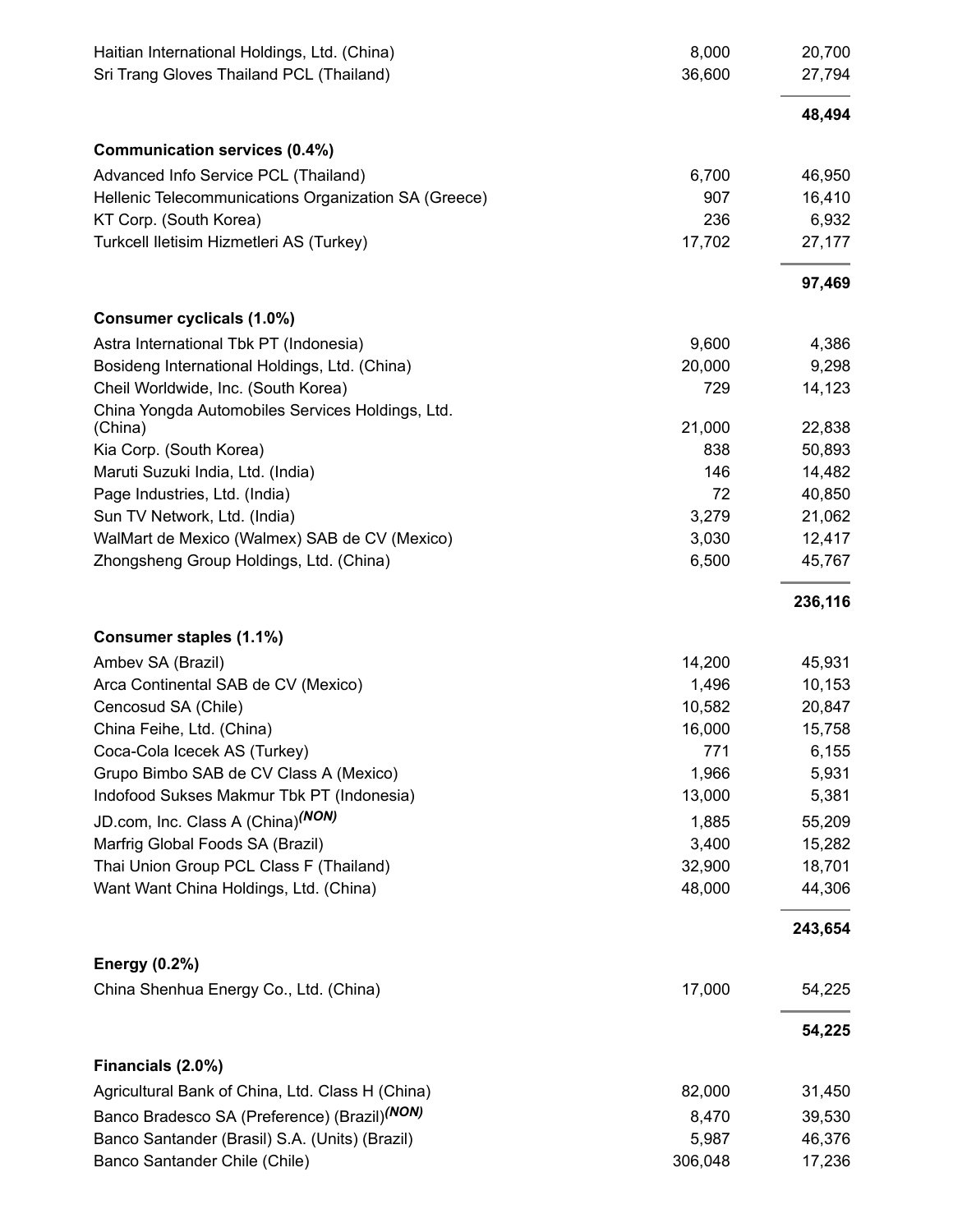| | | |
|---|---|---|
| Haitian International Holdings, Ltd. (China) | 8,000 | 20,700 |
| Sri Trang Gloves Thailand PCL (Thailand) | 36,600 | 27,794 |
| | | **48,494** |
| **Communication services (0.4%)** | | |
| Advanced Info Service PCL (Thailand) | 6,700 | 46,950 |
| Hellenic Telecommunications Organization SA (Greece) | 907 | 16,410 |
| KT Corp. (South Korea) | 236 | 6,932 |
| Turkcell Iletisim Hizmetleri AS (Turkey) | 17,702 | 27,177 |
| | | **97,469** |
| **Consumer cyclicals (1.0%)** | | |
| Astra International Tbk PT (Indonesia) | 9,600 | 4,386 |
| Bosideng International Holdings, Ltd. (China) | 20,000 | 9,298 |
| Cheil Worldwide, Inc. (South Korea) | 729 | 14,123 |
| China Yongda Automobiles Services Holdings, Ltd. (China) | 21,000 | 22,838 |
| Kia Corp. (South Korea) | 838 | 50,893 |
| Maruti Suzuki India, Ltd. (India) | 146 | 14,482 |
| Page Industries, Ltd. (India) | 72 | 40,850 |
| Sun TV Network, Ltd. (India) | 3,279 | 21,062 |
| WalMart de Mexico (Walmex) SAB de CV (Mexico) | 3,030 | 12,417 |
| Zhongsheng Group Holdings, Ltd. (China) | 6,500 | 45,767 |
| | | **236,116** |
| **Consumer staples (1.1%)** | | |
| Ambev SA (Brazil) | 14,200 | 45,931 |
| Arca Continental SAB de CV (Mexico) | 1,496 | 10,153 |
| Cencosud SA (Chile) | 10,582 | 20,847 |
| China Feihe, Ltd. (China) | 16,000 | 15,758 |
| Coca-Cola Icecek AS (Turkey) | 771 | 6,155 |
| Grupo Bimbo SAB de CV Class A (Mexico) | 1,966 | 5,931 |
| Indofood Sukses Makmur Tbk PT (Indonesia) | 13,000 | 5,381 |
| JD.com, Inc. Class A (China)*(NON)* | 1,885 | 55,209 |
| Marfrig Global Foods SA (Brazil) | 3,400 | 15,282 |
| Thai Union Group PCL Class F (Thailand) | 32,900 | 18,701 |
| Want Want China Holdings, Ltd. (China) | 48,000 | 44,306 |
| | | **243,654** |
| **Energy (0.2%)** | | |
| China Shenhua Energy Co., Ltd. (China) | 17,000 | 54,225 |
| | | **54,225** |
| **Financials (2.0%)** | | |
| Agricultural Bank of China, Ltd. Class H (China) | 82,000 | 31,450 |
| Banco Bradesco SA (Preference) (Brazil)*(NON)* | 8,470 | 39,530 |
| Banco Santander (Brasil) S.A. (Units) (Brazil) | 5,987 | 46,376 |
| Banco Santander Chile (Chile) | 306,048 | 17,236 |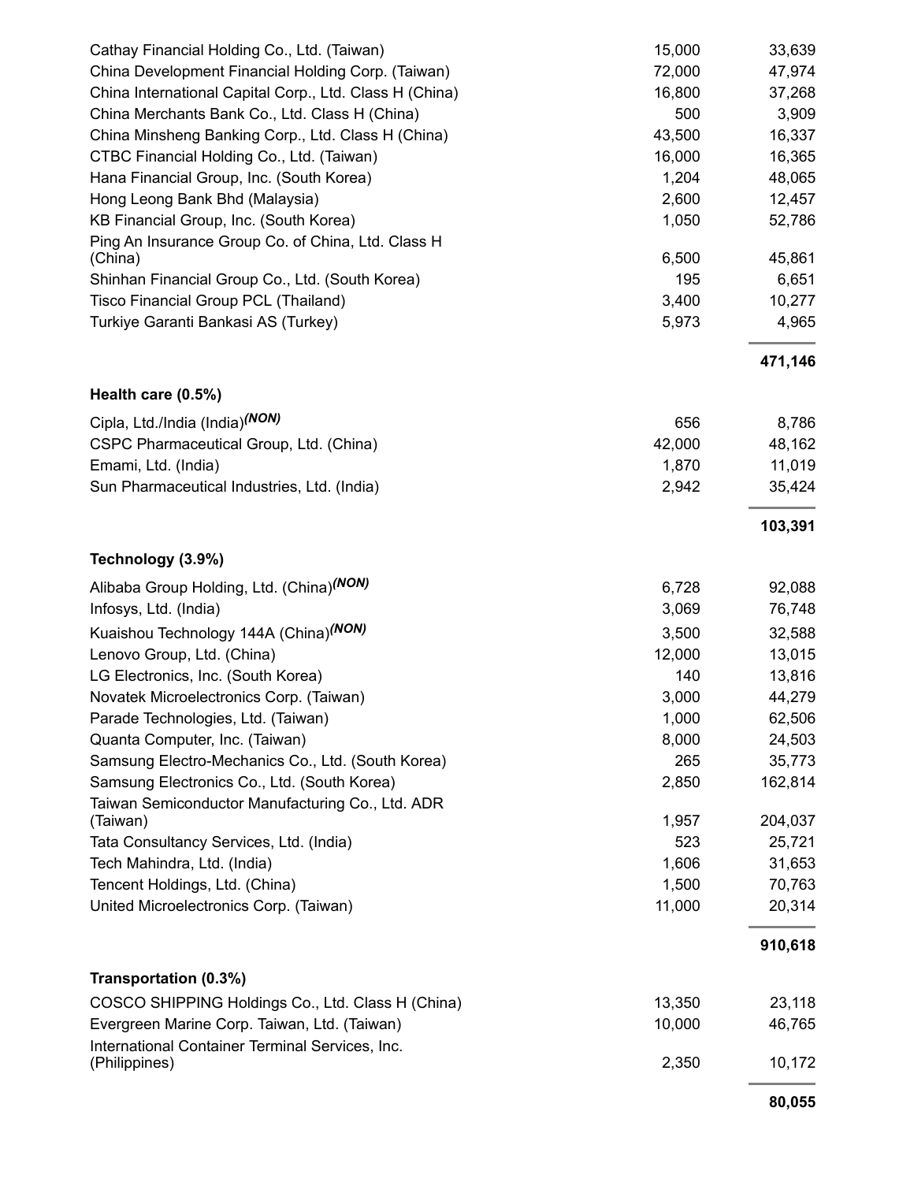| | | |
|---|---|---|
| Cathay Financial Holding Co., Ltd. (Taiwan) | 15,000 | 33,639 |
| China Development Financial Holding Corp. (Taiwan) | 72,000 | 47,974 |
| China International Capital Corp., Ltd. Class H (China) | 16,800 | 37,268 |
| China Merchants Bank Co., Ltd. Class H (China) | 500 | 3,909 |
| China Minsheng Banking Corp., Ltd. Class H (China) | 43,500 | 16,337 |
| CTBC Financial Holding Co., Ltd. (Taiwan) | 16,000 | 16,365 |
| Hana Financial Group, Inc. (South Korea) | 1,204 | 48,065 |
| Hong Leong Bank Bhd (Malaysia) | 2,600 | 12,457 |
| KB Financial Group, Inc. (South Korea) | 1,050 | 52,786 |
| Ping An Insurance Group Co. of China, Ltd. Class H (China) | 6,500 | 45,861 |
| Shinhan Financial Group Co., Ltd. (South Korea) | 195 | 6,651 |
| Tisco Financial Group PCL (Thailand) | 3,400 | 10,277 |
| Turkiye Garanti Bankasi AS (Turkey) | 5,973 | 4,965 |
| | | **471,146** |
| **Health care (0.5%)** | | |
| Cipla, Ltd./India (India)*(NON)* | 656 | 8,786 |
| CSPC Pharmaceutical Group, Ltd. (China) | 42,000 | 48,162 |
| Emami, Ltd. (India) | 1,870 | 11,019 |
| Sun Pharmaceutical Industries, Ltd. (India) | 2,942 | 35,424 |
| | | **103,391** |
| **Technology (3.9%)** | | |
| Alibaba Group Holding, Ltd. (China)*(NON)* | 6,728 | 92,088 |
| Infosys, Ltd. (India) | 3,069 | 76,748 |
| Kuaishou Technology 144A (China)*(NON)* | 3,500 | 32,588 |
| Lenovo Group, Ltd. (China) | 12,000 | 13,015 |
| LG Electronics, Inc. (South Korea) | 140 | 13,816 |
| Novatek Microelectronics Corp. (Taiwan) | 3,000 | 44,279 |
| Parade Technologies, Ltd. (Taiwan) | 1,000 | 62,506 |
| Quanta Computer, Inc. (Taiwan) | 8,000 | 24,503 |
| Samsung Electro-Mechanics Co., Ltd. (South Korea) | 265 | 35,773 |
| Samsung Electronics Co., Ltd. (South Korea) | 2,850 | 162,814 |
| Taiwan Semiconductor Manufacturing Co., Ltd. ADR (Taiwan) | 1,957 | 204,037 |
| Tata Consultancy Services, Ltd. (India) | 523 | 25,721 |
| Tech Mahindra, Ltd. (India) | 1,606 | 31,653 |
| Tencent Holdings, Ltd. (China) | 1,500 | 70,763 |
| United Microelectronics Corp. (Taiwan) | 11,000 | 20,314 |
| | | **910,618** |
| **Transportation (0.3%)** | | |
| COSCO SHIPPING Holdings Co., Ltd. Class H (China) | 13,350 | 23,118 |
| Evergreen Marine Corp. Taiwan, Ltd. (Taiwan) | 10,000 | 46,765 |
| International Container Terminal Services, Inc. (Philippines) | 2,350 | 10,172 |
| | | **80,055** |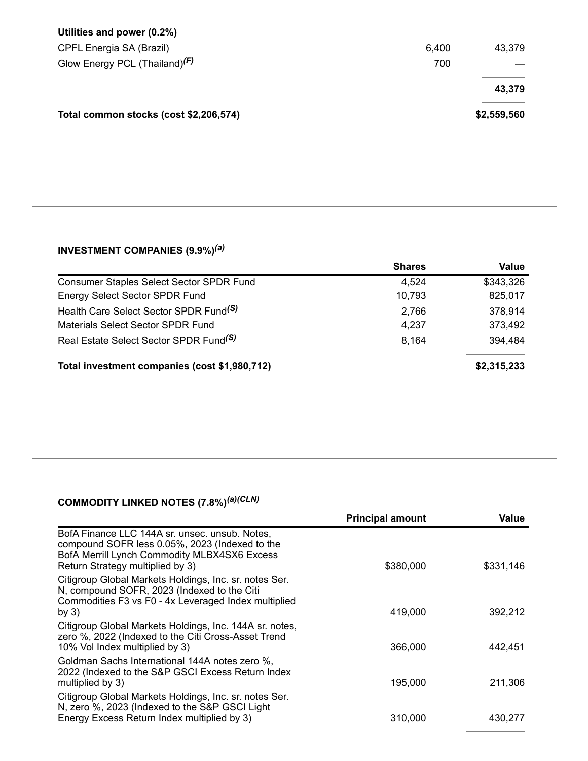| | | |
|---|---|---|
| **Utilities and power (0.2%)** | | |
| CPFL Energia SA (Brazil) | 6,400 | 43,379 |
| Glow Energy PCL (Thailand)[(F)] | 700 | — |
| | | **43,379** |
| **Total common stocks (cost $2,206,574)** | | **$2,559,560** |

### INVESTMENT COMPANIES (9.9%)[(a)]

| | Shares | Value |
|---|---|---|
| Consumer Staples Select Sector SPDR Fund | 4,524 | $343,326 |
| Energy Select Sector SPDR Fund | 10,793 | 825,017 |
| Health Care Select Sector SPDR Fund[(S)] | 2,766 | 378,914 |
| Materials Select Sector SPDR Fund | 4,237 | 373,492 |
| Real Estate Select Sector SPDR Fund[(S)] | 8,164 | 394,484 |
| **Total investment companies (cost $1,980,712)** | | **$2,315,233** |

### COMMODITY LINKED NOTES (7.8%)[(a)(CLN)]

| | Principal amount | Value |
|---|---|---|
| BofA Finance LLC 144A sr. unsec. unsub. Notes, compound SOFR less 0.05%, 2023 (Indexed to the BofA Merrill Lynch Commodity MLBX4SX6 Excess Return Strategy multiplied by 3) | $380,000 | $331,146 |
| Citigroup Global Markets Holdings, Inc. sr. notes Ser. N, compound SOFR, 2023 (Indexed to the Citi Commodities F3 vs F0 - 4x Leveraged Index multiplied by 3) | 419,000 | 392,212 |
| Citigroup Global Markets Holdings, Inc. 144A sr. notes, zero %, 2022 (Indexed to the Citi Cross-Asset Trend 10% Vol Index multiplied by 3) | 366,000 | 442,451 |
| Goldman Sachs International 144A notes zero %, 2022 (Indexed to the S&P GSCI Excess Return Index multiplied by 3) | 195,000 | 211,306 |
| Citigroup Global Markets Holdings, Inc. sr. notes Ser. N, zero %, 2023 (Indexed to the S&P GSCI Light Energy Excess Return Index multiplied by 3) | 310,000 | 430,277 |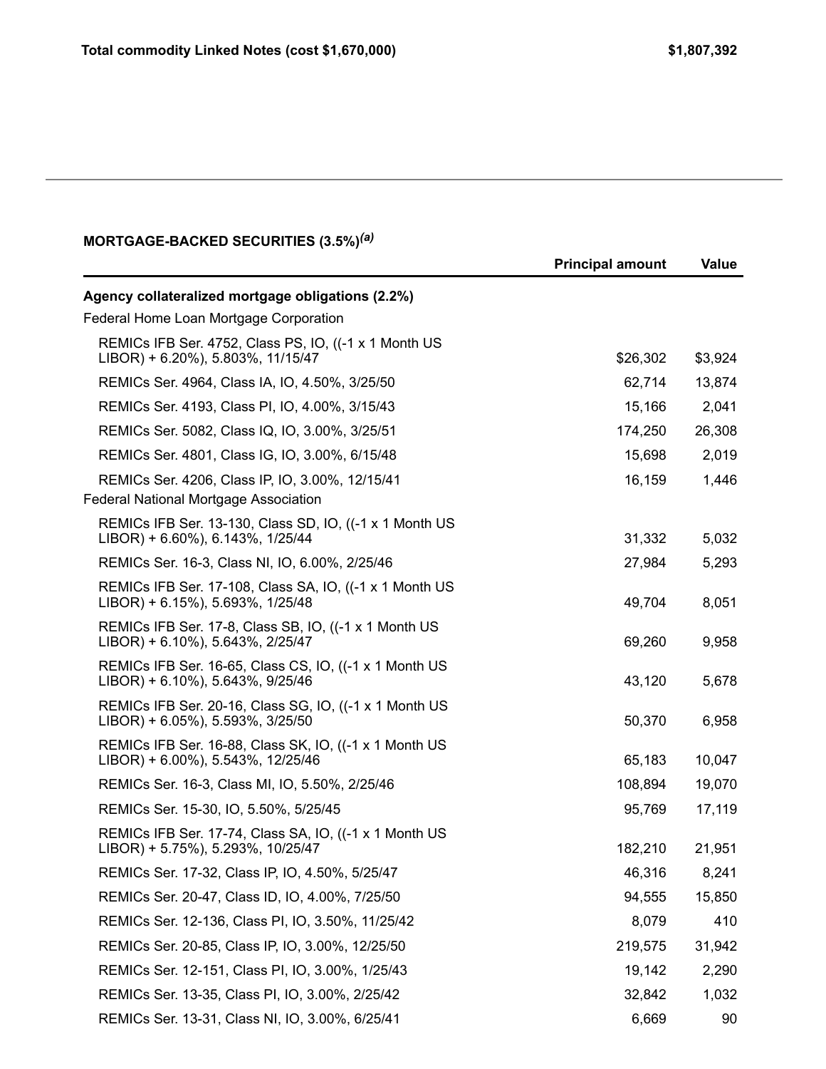| | |
|---|---|
| **Total commodity Linked Notes (cost $1,670,000)** | **$1,807,392** |

**MORTGAGE-BACKED SECURITIES (3.5%)[(a)]**

| | Principal amount | Value |
|---|---|---|
| **Agency collateralized mortgage obligations (2.2%)** | | |
| Federal Home Loan Mortgage Corporation | | |
| REMICs IFB Ser. 4752, Class PS, IO, ((-1 x 1 Month US LIBOR) + 6.20%), 5.803%, 11/15/47 | $26,302 | $3,924 |
| REMICs Ser. 4964, Class IA, IO, 4.50%, 3/25/50 | 62,714 | 13,874 |
| REMICs Ser. 4193, Class PI, IO, 4.00%, 3/15/43 | 15,166 | 2,041 |
| REMICs Ser. 5082, Class IQ, IO, 3.00%, 3/25/51 | 174,250 | 26,308 |
| REMICs Ser. 4801, Class IG, IO, 3.00%, 6/15/48 | 15,698 | 2,019 |
| REMICs Ser. 4206, Class IP, IO, 3.00%, 12/15/41 | 16,159 | 1,446 |
| Federal National Mortgage Association | | |
| REMICs IFB Ser. 13-130, Class SD, IO, ((-1 x 1 Month US LIBOR) + 6.60%), 6.143%, 1/25/44 | 31,332 | 5,032 |
| REMICs Ser. 16-3, Class NI, IO, 6.00%, 2/25/46 | 27,984 | 5,293 |
| REMICs IFB Ser. 17-108, Class SA, IO, ((-1 x 1 Month US LIBOR) + 6.15%), 5.693%, 1/25/48 | 49,704 | 8,051 |
| REMICs IFB Ser. 17-8, Class SB, IO, ((-1 x 1 Month US LIBOR) + 6.10%), 5.643%, 2/25/47 | 69,260 | 9,958 |
| REMICs IFB Ser. 16-65, Class CS, IO, ((-1 x 1 Month US LIBOR) + 6.10%), 5.643%, 9/25/46 | 43,120 | 5,678 |
| REMICs IFB Ser. 20-16, Class SG, IO, ((-1 x 1 Month US LIBOR) + 6.05%), 5.593%, 3/25/50 | 50,370 | 6,958 |
| REMICs IFB Ser. 16-88, Class SK, IO, ((-1 x 1 Month US LIBOR) + 6.00%), 5.543%, 12/25/46 | 65,183 | 10,047 |
| REMICs Ser. 16-3, Class MI, IO, 5.50%, 2/25/46 | 108,894 | 19,070 |
| REMICs Ser. 15-30, IO, 5.50%, 5/25/45 | 95,769 | 17,119 |
| REMICs IFB Ser. 17-74, Class SA, IO, ((-1 x 1 Month US LIBOR) + 5.75%), 5.293%, 10/25/47 | 182,210 | 21,951 |
| REMICs Ser. 17-32, Class IP, IO, 4.50%, 5/25/47 | 46,316 | 8,241 |
| REMICs Ser. 20-47, Class ID, IO, 4.00%, 7/25/50 | 94,555 | 15,850 |
| REMICs Ser. 12-136, Class PI, IO, 3.50%, 11/25/42 | 8,079 | 410 |
| REMICs Ser. 20-85, Class IP, IO, 3.00%, 12/25/50 | 219,575 | 31,942 |
| REMICs Ser. 12-151, Class PI, IO, 3.00%, 1/25/43 | 19,142 | 2,290 |
| REMICs Ser. 13-35, Class PI, IO, 3.00%, 2/25/42 | 32,842 | 1,032 |
| REMICs Ser. 13-31, Class NI, IO, 3.00%, 6/25/41 | 6,669 | 90 |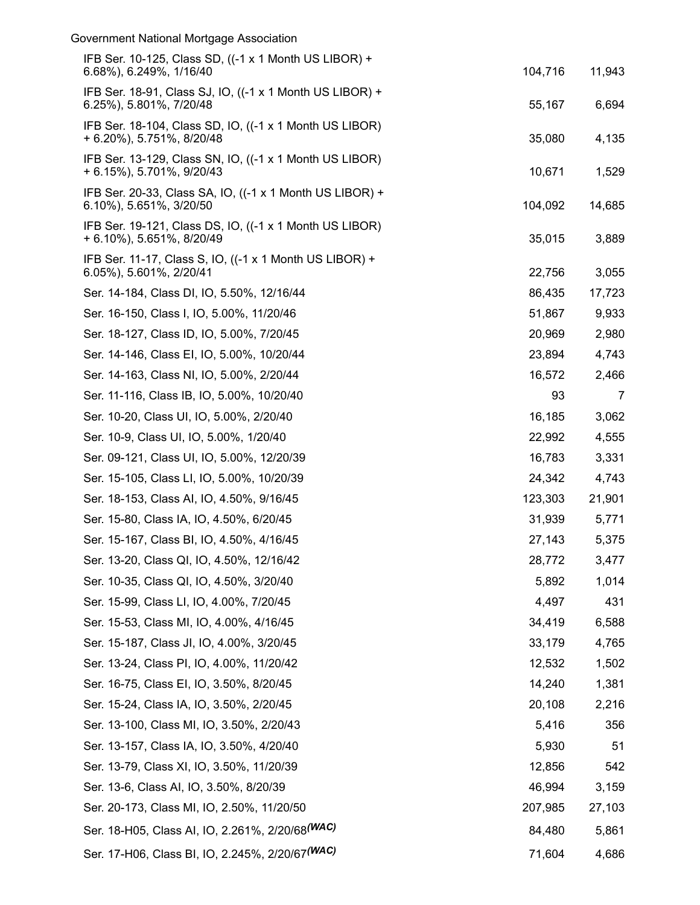| Government National Mortgage Association | | |
|---|---|---|
| IFB Ser. 10-125, Class SD, ((-1 x 1 Month US LIBOR) + 6.68%), 6.249%, 1/16/40 | 104,716 | 11,943 |
| IFB Ser. 18-91, Class SJ, IO, ((-1 x 1 Month US LIBOR) + 6.25%), 5.801%, 7/20/48 | 55,167 | 6,694 |
| IFB Ser. 18-104, Class SD, IO, ((-1 x 1 Month US LIBOR) + 6.20%), 5.751%, 8/20/48 | 35,080 | 4,135 |
| IFB Ser. 13-129, Class SN, IO, ((-1 x 1 Month US LIBOR) + 6.15%), 5.701%, 9/20/43 | 10,671 | 1,529 |
| IFB Ser. 20-33, Class SA, IO, ((-1 x 1 Month US LIBOR) + 6.10%), 5.651%, 3/20/50 | 104,092 | 14,685 |
| IFB Ser. 19-121, Class DS, IO, ((-1 x 1 Month US LIBOR) + 6.10%), 5.651%, 8/20/49 | 35,015 | 3,889 |
| IFB Ser. 11-17, Class S, IO, ((-1 x 1 Month US LIBOR) + 6.05%), 5.601%, 2/20/41 | 22,756 | 3,055 |
| Ser. 14-184, Class DI, IO, 5.50%, 12/16/44 | 86,435 | 17,723 |
| Ser. 16-150, Class I, IO, 5.00%, 11/20/46 | 51,867 | 9,933 |
| Ser. 18-127, Class ID, IO, 5.00%, 7/20/45 | 20,969 | 2,980 |
| Ser. 14-146, Class EI, IO, 5.00%, 10/20/44 | 23,894 | 4,743 |
| Ser. 14-163, Class NI, IO, 5.00%, 2/20/44 | 16,572 | 2,466 |
| Ser. 11-116, Class IB, IO, 5.00%, 10/20/40 | 93 | 7 |
| Ser. 10-20, Class UI, IO, 5.00%, 2/20/40 | 16,185 | 3,062 |
| Ser. 10-9, Class UI, IO, 5.00%, 1/20/40 | 22,992 | 4,555 |
| Ser. 09-121, Class UI, IO, 5.00%, 12/20/39 | 16,783 | 3,331 |
| Ser. 15-105, Class LI, IO, 5.00%, 10/20/39 | 24,342 | 4,743 |
| Ser. 18-153, Class AI, IO, 4.50%, 9/16/45 | 123,303 | 21,901 |
| Ser. 15-80, Class IA, IO, 4.50%, 6/20/45 | 31,939 | 5,771 |
| Ser. 15-167, Class BI, IO, 4.50%, 4/16/45 | 27,143 | 5,375 |
| Ser. 13-20, Class QI, IO, 4.50%, 12/16/42 | 28,772 | 3,477 |
| Ser. 10-35, Class QI, IO, 4.50%, 3/20/40 | 5,892 | 1,014 |
| Ser. 15-99, Class LI, IO, 4.00%, 7/20/45 | 4,497 | 431 |
| Ser. 15-53, Class MI, IO, 4.00%, 4/16/45 | 34,419 | 6,588 |
| Ser. 15-187, Class JI, IO, 4.00%, 3/20/45 | 33,179 | 4,765 |
| Ser. 13-24, Class PI, IO, 4.00%, 11/20/42 | 12,532 | 1,502 |
| Ser. 16-75, Class EI, IO, 3.50%, 8/20/45 | 14,240 | 1,381 |
| Ser. 15-24, Class IA, IO, 3.50%, 2/20/45 | 20,108 | 2,216 |
| Ser. 13-100, Class MI, IO, 3.50%, 2/20/43 | 5,416 | 356 |
| Ser. 13-157, Class IA, IO, 3.50%, 4/20/40 | 5,930 | 51 |
| Ser. 13-79, Class XI, IO, 3.50%, 11/20/39 | 12,856 | 542 |
| Ser. 13-6, Class AI, IO, 3.50%, 8/20/39 | 46,994 | 3,159 |
| Ser. 20-173, Class MI, IO, 2.50%, 11/20/50 | 207,985 | 27,103 |
| Ser. 18-H05, Class AI, IO, 2.261%, 2/20/68 *(WAC)* | 84,480 | 5,861 |
| Ser. 17-H06, Class BI, IO, 2.245%, 2/20/67 *(WAC)* | 71,604 | 4,686 |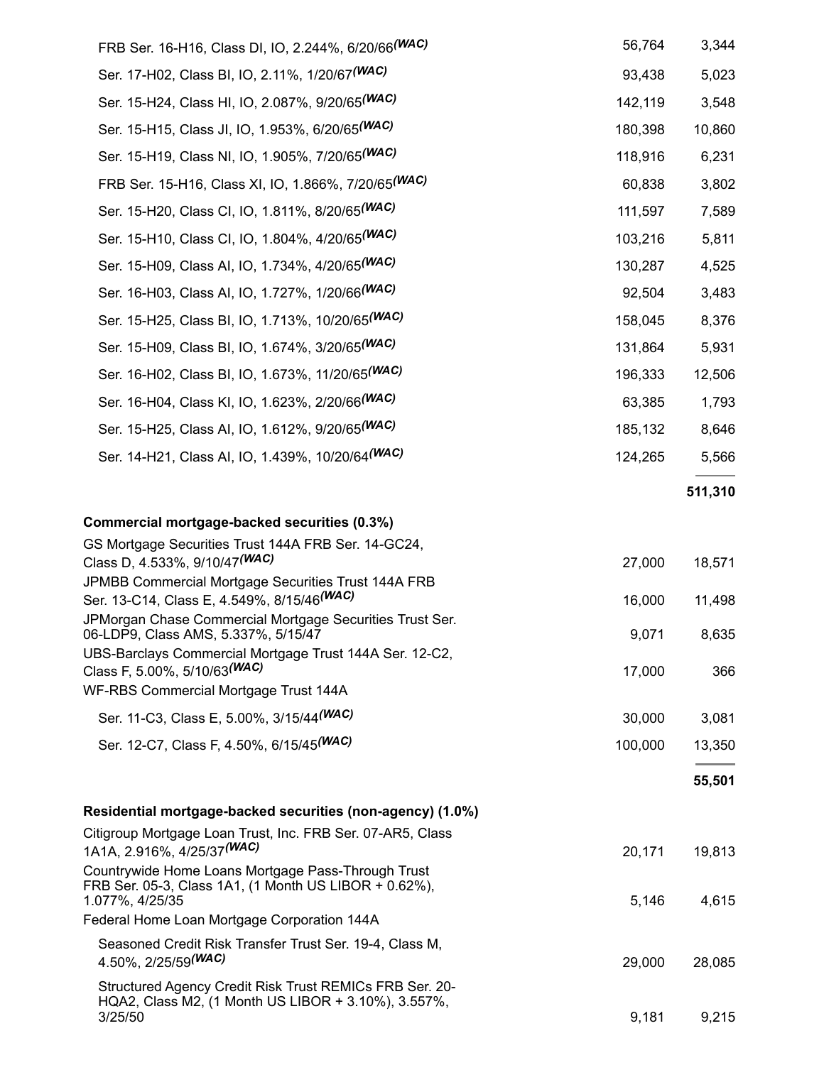| | | |
|---|---|---|
| FRB Ser. 16-H16, Class DI, IO, 2.244%, 6/20/66*(WAC)* | 56,764 | 3,344 |
| Ser. 17-H02, Class BI, IO, 2.11%, 1/20/67*(WAC)* | 93,438 | 5,023 |
| Ser. 15-H24, Class HI, IO, 2.087%, 9/20/65*(WAC)* | 142,119 | 3,548 |
| Ser. 15-H15, Class JI, IO, 1.953%, 6/20/65*(WAC)* | 180,398 | 10,860 |
| Ser. 15-H19, Class NI, IO, 1.905%, 7/20/65*(WAC)* | 118,916 | 6,231 |
| FRB Ser. 15-H16, Class XI, IO, 1.866%, 7/20/65*(WAC)* | 60,838 | 3,802 |
| Ser. 15-H20, Class CI, IO, 1.811%, 8/20/65*(WAC)* | 111,597 | 7,589 |
| Ser. 15-H10, Class CI, IO, 1.804%, 4/20/65*(WAC)* | 103,216 | 5,811 |
| Ser. 15-H09, Class AI, IO, 1.734%, 4/20/65*(WAC)* | 130,287 | 4,525 |
| Ser. 16-H03, Class AI, IO, 1.727%, 1/20/66*(WAC)* | 92,504 | 3,483 |
| Ser. 15-H25, Class BI, IO, 1.713%, 10/20/65*(WAC)* | 158,045 | 8,376 |
| Ser. 15-H09, Class BI, IO, 1.674%, 3/20/65*(WAC)* | 131,864 | 5,931 |
| Ser. 16-H02, Class BI, IO, 1.673%, 11/20/65*(WAC)* | 196,333 | 12,506 |
| Ser. 16-H04, Class KI, IO, 1.623%, 2/20/66*(WAC)* | 63,385 | 1,793 |
| Ser. 15-H25, Class AI, IO, 1.612%, 9/20/65*(WAC)* | 185,132 | 8,646 |
| Ser. 14-H21, Class AI, IO, 1.439%, 10/20/64*(WAC)* | 124,265 | 5,566 |
| | | **511,310** |
| **Commercial mortgage-backed securities (0.3%)** | | |
| GS Mortgage Securities Trust 144A FRB Ser. 14-GC24, Class D, 4.533%, 9/10/47*(WAC)* | 27,000 | 18,571 |
| JPMBB Commercial Mortgage Securities Trust 144A FRB Ser. 13-C14, Class E, 4.549%, 8/15/46*(WAC)* | 16,000 | 11,498 |
| JPMorgan Chase Commercial Mortgage Securities Trust Ser. 06-LDP9, Class AMS, 5.337%, 5/15/47 | 9,071 | 8,635 |
| UBS-Barclays Commercial Mortgage Trust 144A Ser. 12-C2, Class F, 5.00%, 5/10/63*(WAC)* | 17,000 | 366 |
| WF-RBS Commercial Mortgage Trust 144A | | |
| Ser. 11-C3, Class E, 5.00%, 3/15/44*(WAC)* | 30,000 | 3,081 |
| Ser. 12-C7, Class F, 4.50%, 6/15/45*(WAC)* | 100,000 | 13,350 |
| | | **55,501** |
| **Residential mortgage-backed securities (non-agency) (1.0%)** | | |
| Citigroup Mortgage Loan Trust, Inc. FRB Ser. 07-AR5, Class 1A1A, 2.916%, 4/25/37*(WAC)* | 20,171 | 19,813 |
| Countrywide Home Loans Mortgage Pass-Through Trust FRB Ser. 05-3, Class 1A1, (1 Month US LIBOR + 0.62%), 1.077%, 4/25/35 | 5,146 | 4,615 |
| Federal Home Loan Mortgage Corporation 144A | | |
| Seasoned Credit Risk Transfer Trust Ser. 19-4, Class M, 4.50%, 2/25/59*(WAC)* | 29,000 | 28,085 |
| Structured Agency Credit Risk Trust REMICs FRB Ser. 20-HQA2, Class M2, (1 Month US LIBOR + 3.10%), 3.557%, 3/25/50 | 9,181 | 9,215 |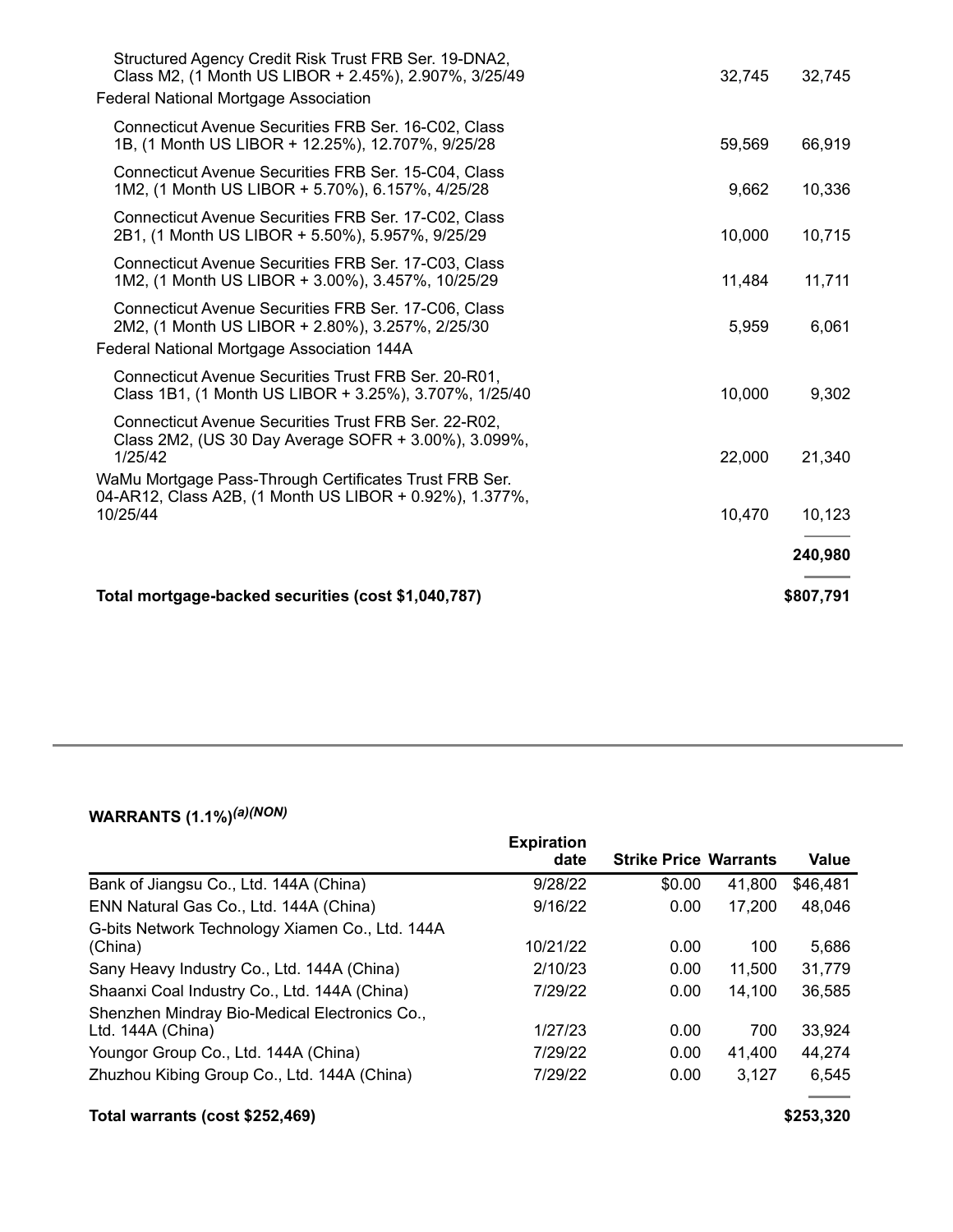| | | |
|---|---|---|
| Structured Agency Credit Risk Trust FRB Ser. 19-DNA2, Class M2, (1 Month US LIBOR + 2.45%), 2.907%, 3/25/49 | 32,745 | 32,745 |
| Federal National Mortgage Association | | |
| Connecticut Avenue Securities FRB Ser. 16-C02, Class 1B, (1 Month US LIBOR + 12.25%), 12.707%, 9/25/28 | 59,569 | 66,919 |
| Connecticut Avenue Securities FRB Ser. 15-C04, Class 1M2, (1 Month US LIBOR + 5.70%), 6.157%, 4/25/28 | 9,662 | 10,336 |
| Connecticut Avenue Securities FRB Ser. 17-C02, Class 2B1, (1 Month US LIBOR + 5.50%), 5.957%, 9/25/29 | 10,000 | 10,715 |
| Connecticut Avenue Securities FRB Ser. 17-C03, Class 1M2, (1 Month US LIBOR + 3.00%), 3.457%, 10/25/29 | 11,484 | 11,711 |
| Connecticut Avenue Securities FRB Ser. 17-C06, Class 2M2, (1 Month US LIBOR + 2.80%), 3.257%, 2/25/30 | 5,959 | 6,061 |
| Federal National Mortgage Association 144A | | |
| Connecticut Avenue Securities Trust FRB Ser. 20-R01, Class 1B1, (1 Month US LIBOR + 3.25%), 3.707%, 1/25/40 | 10,000 | 9,302 |
| Connecticut Avenue Securities Trust FRB Ser. 22-R02, Class 2M2, (US 30 Day Average SOFR + 3.00%), 3.099%, 1/25/42 | 22,000 | 21,340 |
| WaMu Mortgage Pass-Through Certificates Trust FRB Ser. 04-AR12, Class A2B, (1 Month US LIBOR + 0.92%), 1.377%, 10/25/44 | 10,470 | 10,123 |
| | | **240,980** |
| **Total mortgage-backed securities (cost $1,040,787)** | | **$807,791** |

**WARRANTS (1.1%)*(a)(NON)***

| | Expiration date | Strike Price | Warrants | Value |
|---|---|---|---|---|
| Bank of Jiangsu Co., Ltd. 144A (China) | 9/28/22 | $0.00 | 41,800 | $46,481 |
| ENN Natural Gas Co., Ltd. 144A (China) | 9/16/22 | 0.00 | 17,200 | 48,046 |
| G-bits Network Technology Xiamen Co., Ltd. 144A (China) | 10/21/22 | 0.00 | 100 | 5,686 |
| Sany Heavy Industry Co., Ltd. 144A (China) | 2/10/23 | 0.00 | 11,500 | 31,779 |
| Shaanxi Coal Industry Co., Ltd. 144A (China) | 7/29/22 | 0.00 | 14,100 | 36,585 |
| Shenzhen Mindray Bio-Medical Electronics Co., Ltd. 144A (China) | 1/27/23 | 0.00 | 700 | 33,924 |
| Youngor Group Co., Ltd. 144A (China) | 7/29/22 | 0.00 | 41,400 | 44,274 |
| Zhuzhou Kibing Group Co., Ltd. 144A (China) | 7/29/22 | 0.00 | 3,127 | 6,545 |
| **Total warrants (cost $252,469)** | | | | **$253,320** |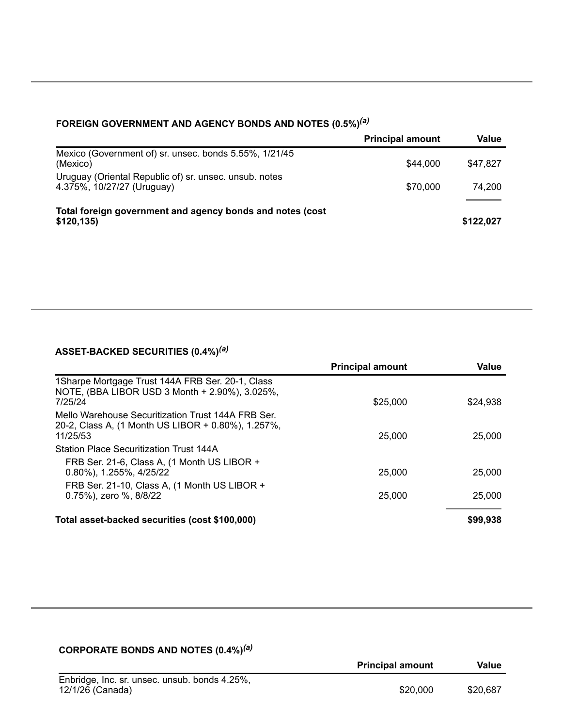### FOREIGN GOVERNMENT AND AGENCY BONDS AND NOTES (0.5%)[(a)]

| | Principal amount | Value |
|---|---|---|
| Mexico (Government of) sr. unsec. bonds 5.55%, 1/21/45 (Mexico) | $44,000 | $47,827 |
| Uruguay (Oriental Republic of) sr. unsec. unsub. notes 4.375%, 10/27/27 (Uruguay) | $70,000 | 74,200 |
| **Total foreign government and agency bonds and notes (cost $120,135)** | | **$122,027** |

### ASSET-BACKED SECURITIES (0.4%)[(a)]

| | Principal amount | Value |
|---|---|---|
| 1Sharpe Mortgage Trust 144A FRB Ser. 20-1, Class NOTE, (BBA LIBOR USD 3 Month + 2.90%), 3.025%, 7/25/24 | $25,000 | $24,938 |
| Mello Warehouse Securitization Trust 144A FRB Ser. 20-2, Class A, (1 Month US LIBOR + 0.80%), 1.257%, 11/25/53 | 25,000 | 25,000 |
| Station Place Securitization Trust 144A | | |
| FRB Ser. 21-6, Class A, (1 Month US LIBOR + 0.80%), 1.255%, 4/25/22 | 25,000 | 25,000 |
| FRB Ser. 21-10, Class A, (1 Month US LIBOR + 0.75%), zero %, 8/8/22 | 25,000 | 25,000 |
| **Total asset-backed securities (cost $100,000)** | | **$99,938** |

### CORPORATE BONDS AND NOTES (0.4%)[(a)]

| | Principal amount | Value |
|---|---|---|
| Enbridge, Inc. sr. unsec. unsub. bonds 4.25%, 12/1/26 (Canada) | $20,000 | $20,687 |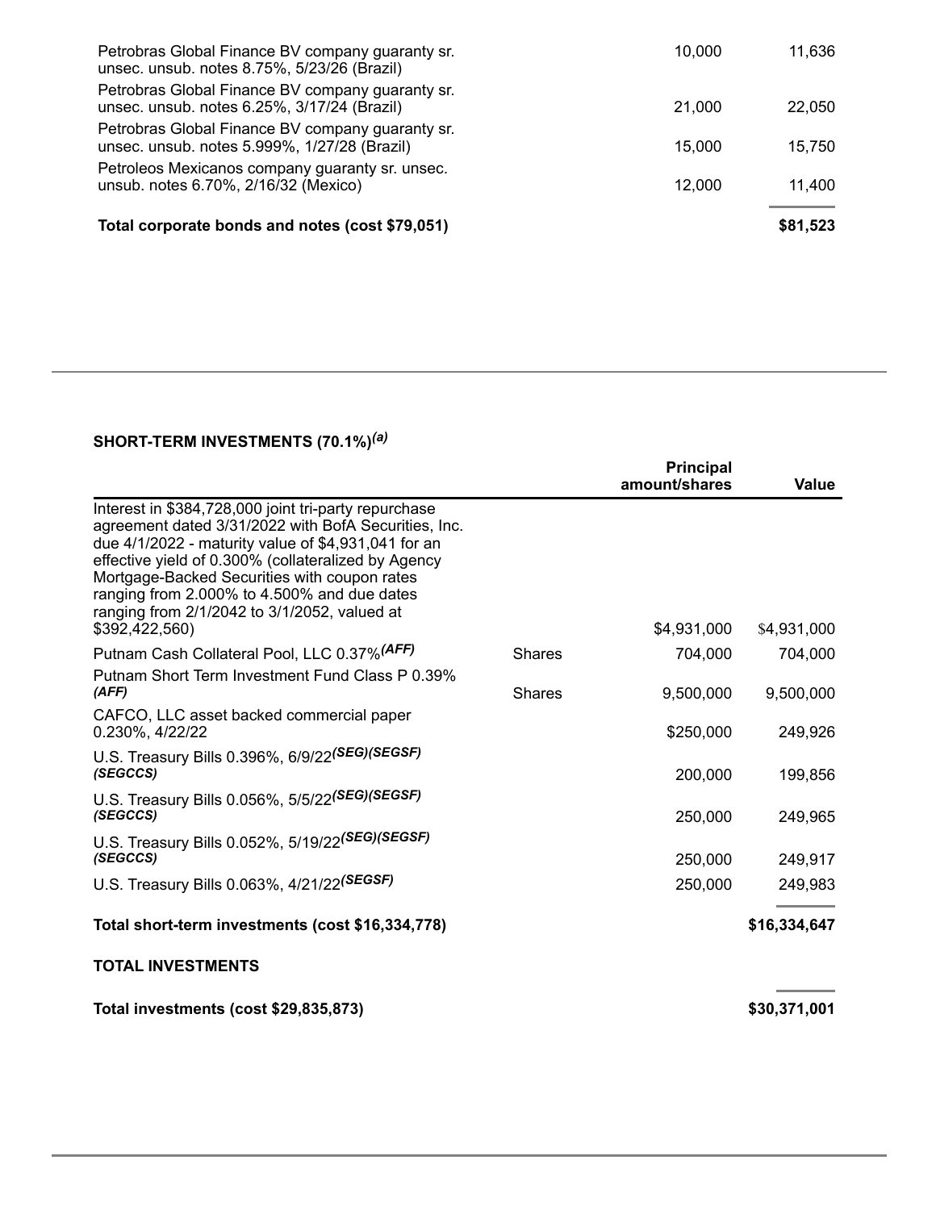| | | |
|---|---|---|
| Petrobras Global Finance BV company guaranty sr. unsec. unsub. notes 8.75%, 5/23/26 (Brazil) | 10,000 | 11,636 |
| Petrobras Global Finance BV company guaranty sr. unsec. unsub. notes 6.25%, 3/17/24 (Brazil) | 21,000 | 22,050 |
| Petrobras Global Finance BV company guaranty sr. unsec. unsub. notes 5.999%, 1/27/28 (Brazil) | 15,000 | 15,750 |
| Petroleos Mexicanos company guaranty sr. unsec. unsub. notes 6.70%, 2/16/32 (Mexico) | 12,000 | 11,400 |
| **Total corporate bonds and notes (cost $79,051)** | | **$81,523** |

### SHORT-TERM INVESTMENTS (70.1%)[(a)]

| | | Principal amount/shares | Value |
|---|---|---|---|
| Interest in $384,728,000 joint tri-party repurchase agreement dated 3/31/2022 with BofA Securities, Inc. due 4/1/2022 - maturity value of $4,931,041 for an effective yield of 0.300% (collateralized by Agency Mortgage-Backed Securities with coupon rates ranging from 2.000% to 4.500% and due dates ranging from 2/1/2042 to 3/1/2052, valued at $392,422,560) | | $4,931,000 | $4,931,000 |
| Putnam Cash Collateral Pool, LLC 0.37%[(AFF)] | Shares | 704,000 | 704,000 |
| Putnam Short Term Investment Fund Class P 0.39% [(AFF)] | Shares | 9,500,000 | 9,500,000 |
| CAFCO, LLC asset backed commercial paper 0.230%, 4/22/22 | | $250,000 | 249,926 |
| U.S. Treasury Bills 0.396%, 6/9/22[(SEG)(SEGSF)(SEGCCS)] | | 200,000 | 199,856 |
| U.S. Treasury Bills 0.056%, 5/5/22[(SEG)(SEGSF)(SEGCCS)] | | 250,000 | 249,965 |
| U.S. Treasury Bills 0.052%, 5/19/22[(SEG)(SEGSF)(SEGCCS)] | | 250,000 | 249,917 |
| U.S. Treasury Bills 0.063%, 4/21/22[(SEGSF)] | | 250,000 | 249,983 |
| **Total short-term investments (cost $16,334,778)** | | | **$16,334,647** |

**TOTAL INVESTMENTS**

| | |
|---|---|
| **Total investments (cost $29,835,873)** | **$30,371,001** |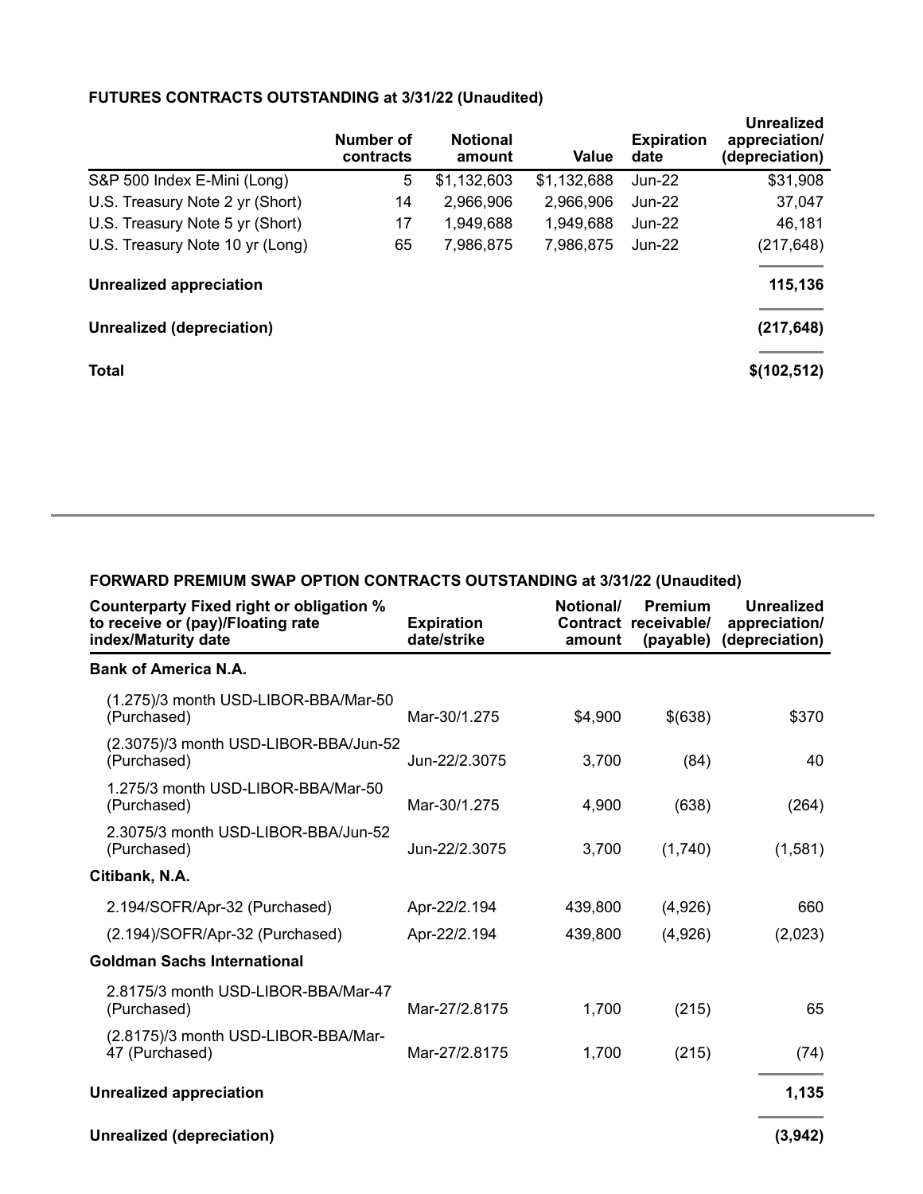**FUTURES CONTRACTS OUTSTANDING at 3/31/22 (Unaudited)**

| | Number of contracts | Notional amount | Value | Expiration date | Unrealized appreciation/ (depreciation) |
|---|---|---|---|---|---|
| S&P 500 Index E-Mini (Long) | 5 | $1,132,603 | $1,132,688 | Jun-22 | $31,908 |
| U.S. Treasury Note 2 yr (Short) | 14 | 2,966,906 | 2,966,906 | Jun-22 | 37,047 |
| U.S. Treasury Note 5 yr (Short) | 17 | 1,949,688 | 1,949,688 | Jun-22 | 46,181 |
| U.S. Treasury Note 10 yr (Long) | 65 | 7,986,875 | 7,986,875 | Jun-22 | (217,648) |
| **Unrealized appreciation** | | | | | **115,136** |
| **Unrealized (depreciation)** | | | | | **(217,648)** |
| **Total** | | | | | **$(102,512)** |

**FORWARD PREMIUM SWAP OPTION CONTRACTS OUTSTANDING at 3/31/22 (Unaudited)**

| Counterparty Fixed right or obligation % to receive or (pay)/Floating rate index/Maturity date | Expiration date/strike | Notional/ Contract amount | Premium receivable/ (payable) | Unrealized appreciation/ (depreciation) |
|---|---|---|---|---|
| **Bank of America N.A.** | | | | |
| (1.275)/3 month USD-LIBOR-BBA/Mar-50 (Purchased) | Mar-30/1.275 | $4,900 | $(638) | $370 |
| (2.3075)/3 month USD-LIBOR-BBA/Jun-52 (Purchased) | Jun-22/2.3075 | 3,700 | (84) | 40 |
| 1.275/3 month USD-LIBOR-BBA/Mar-50 (Purchased) | Mar-30/1.275 | 4,900 | (638) | (264) |
| 2.3075/3 month USD-LIBOR-BBA/Jun-52 (Purchased) | Jun-22/2.3075 | 3,700 | (1,740) | (1,581) |
| **Citibank, N.A.** | | | | |
| 2.194/SOFR/Apr-32 (Purchased) | Apr-22/2.194 | 439,800 | (4,926) | 660 |
| (2.194)/SOFR/Apr-32 (Purchased) | Apr-22/2.194 | 439,800 | (4,926) | (2,023) |
| **Goldman Sachs International** | | | | |
| 2.8175/3 month USD-LIBOR-BBA/Mar-47 (Purchased) | Mar-27/2.8175 | 1,700 | (215) | 65 |
| (2.8175)/3 month USD-LIBOR-BBA/Mar-47 (Purchased) | Mar-27/2.8175 | 1,700 | (215) | (74) |
| **Unrealized appreciation** | | | | **1,135** |
| **Unrealized (depreciation)** | | | | **(3,942)** |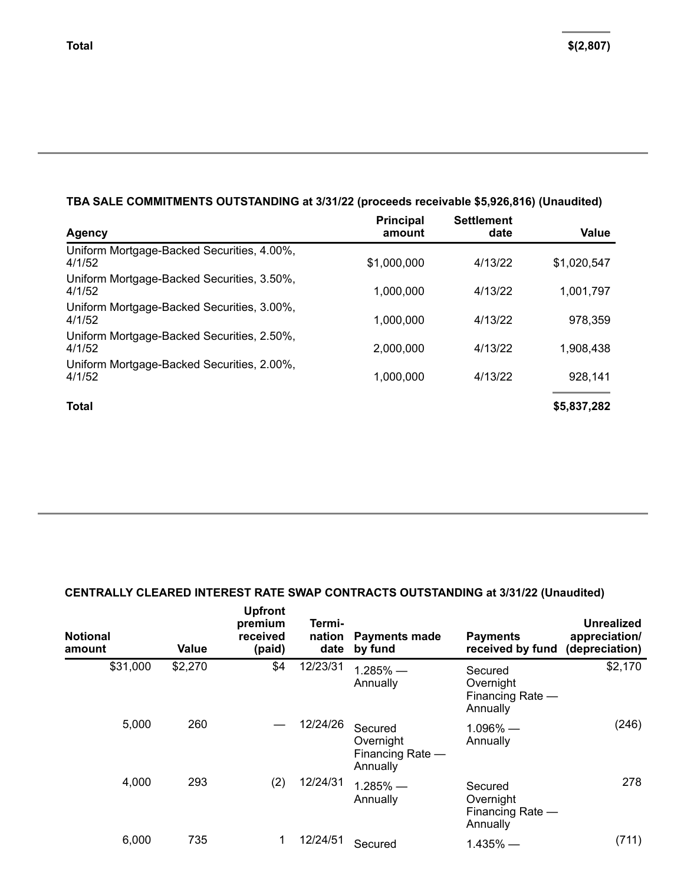| | |
|---|---|
| **Total** | **$(2,807)** |

**TBA SALE COMMITMENTS OUTSTANDING at 3/31/22 (proceeds receivable $5,926,816) (Unaudited)**

| Agency | Principal amount | Settlement date | Value |
|---|---|---|---|
| Uniform Mortgage-Backed Securities, 4.00%, 4/1/52 | $1,000,000 | 4/13/22 | $1,020,547 |
| Uniform Mortgage-Backed Securities, 3.50%, 4/1/52 | 1,000,000 | 4/13/22 | 1,001,797 |
| Uniform Mortgage-Backed Securities, 3.00%, 4/1/52 | 1,000,000 | 4/13/22 | 978,359 |
| Uniform Mortgage-Backed Securities, 2.50%, 4/1/52 | 2,000,000 | 4/13/22 | 1,908,438 |
| Uniform Mortgage-Backed Securities, 2.00%, 4/1/52 | 1,000,000 | 4/13/22 | 928,141 |
| **Total** | | | **$5,837,282** |

**CENTRALLY CLEARED INTEREST RATE SWAP CONTRACTS OUTSTANDING at 3/31/22 (Unaudited)**

| Notional amount | Value | Upfront premium received (paid) | Termi-nation date | Payments made by fund | Payments received by fund | Unrealized appreciation/ (depreciation) |
|---|---|---|---|---|---|---|
| $31,000 | $2,270 | $4 | 12/23/31 | 1.285% — Annually | Secured Overnight Financing Rate — Annually | $2,170 |
| 5,000 | 260 | — | 12/24/26 | Secured Overnight Financing Rate — Annually | 1.096% — Annually | (246) |
| 4,000 | 293 | (2) | 12/24/31 | 1.285% — Annually | Secured Overnight Financing Rate — Annually | 278 |
| 6,000 | 735 | 1 | 12/24/51 | Secured | 1.435% — | (711) |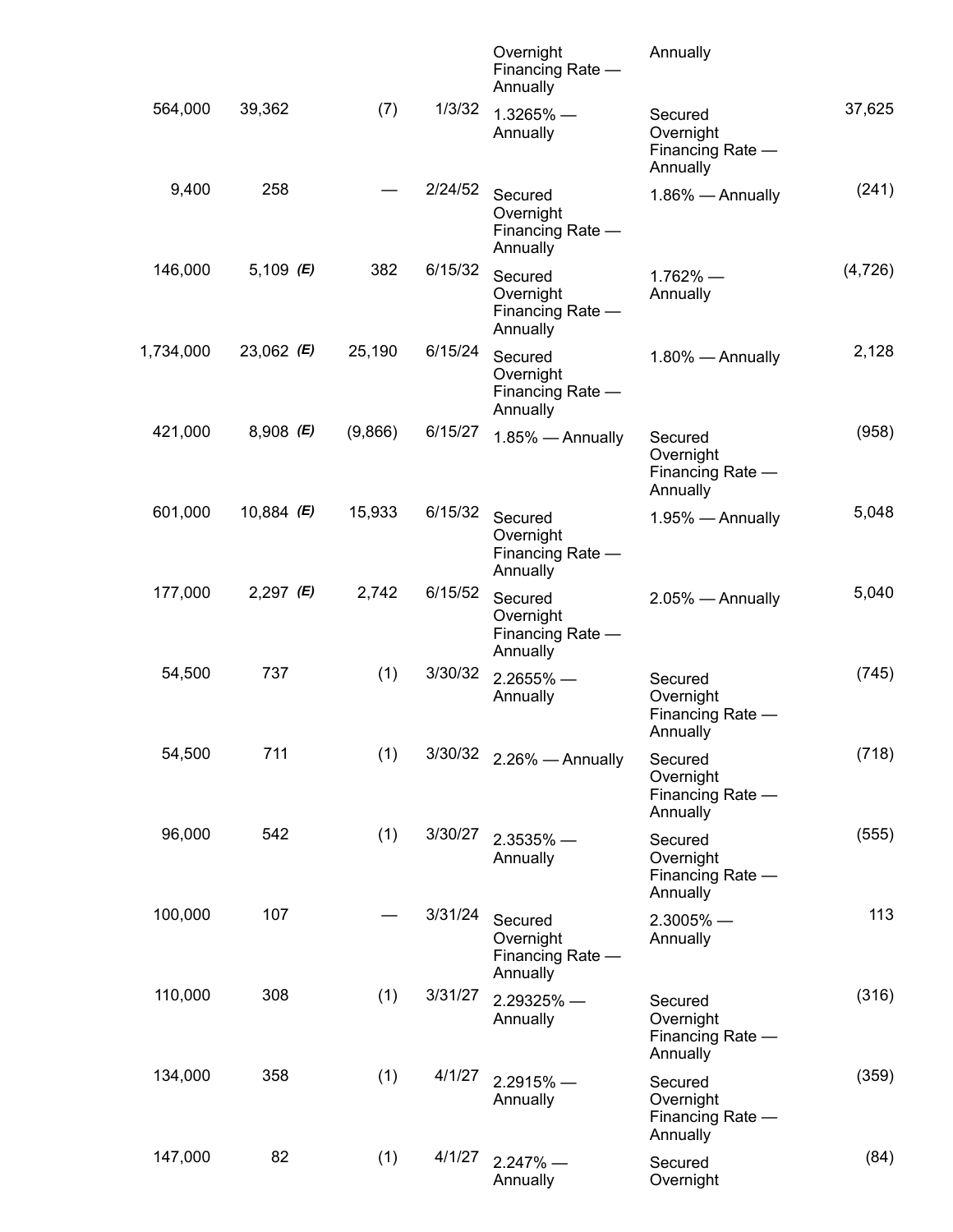| | | | | Overnight Financing Rate — Annually | Annually | |
|---|---|---|---|---|---|---|
| 564,000 | 39,362 | (7) | 1/3/32 | 1.3265% — Annually | Secured Overnight Financing Rate — Annually | 37,625 |
| 9,400 | 258 | — | 2/24/52 | Secured Overnight Financing Rate — Annually | 1.86% — Annually | (241) |
| 146,000 | 5,109 *(E)* | 382 | 6/15/32 | Secured Overnight Financing Rate — Annually | 1.762% — Annually | (4,726) |
| 1,734,000 | 23,062 *(E)* | 25,190 | 6/15/24 | Secured Overnight Financing Rate — Annually | 1.80% — Annually | 2,128 |
| 421,000 | 8,908 *(E)* | (9,866) | 6/15/27 | 1.85% — Annually | Secured Overnight Financing Rate — Annually | (958) |
| 601,000 | 10,884 *(E)* | 15,933 | 6/15/32 | Secured Overnight Financing Rate — Annually | 1.95% — Annually | 5,048 |
| 177,000 | 2,297 *(E)* | 2,742 | 6/15/52 | Secured Overnight Financing Rate — Annually | 2.05% — Annually | 5,040 |
| 54,500 | 737 | (1) | 3/30/32 | 2.2655% — Annually | Secured Overnight Financing Rate — Annually | (745) |
| 54,500 | 711 | (1) | 3/30/32 | 2.26% — Annually | Secured Overnight Financing Rate — Annually | (718) |
| 96,000 | 542 | (1) | 3/30/27 | 2.3535% — Annually | Secured Overnight Financing Rate — Annually | (555) |
| 100,000 | 107 | — | 3/31/24 | Secured Overnight Financing Rate — Annually | 2.3005% — Annually | 113 |
| 110,000 | 308 | (1) | 3/31/27 | 2.29325% — Annually | Secured Overnight Financing Rate — Annually | (316) |
| 134,000 | 358 | (1) | 4/1/27 | 2.2915% — Annually | Secured Overnight Financing Rate — Annually | (359) |
| 147,000 | 82 | (1) | 4/1/27 | 2.247% — Annually | Secured Overnight | (84) |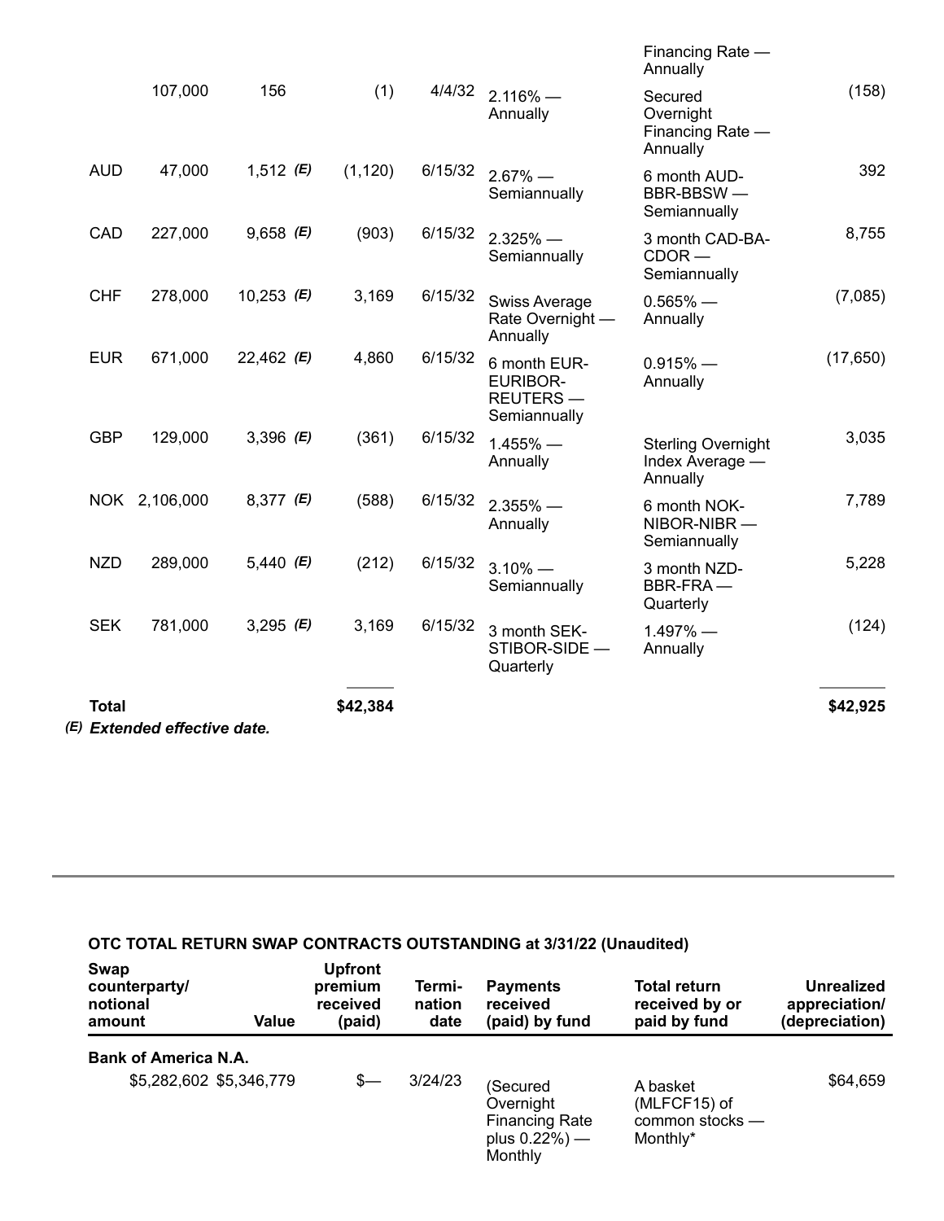| | | | | | | | |
|---|---|---|---|---|---|---|---|
| | | | | | | Financing Rate — Annually | |
| | 107,000 | 156 | (1) | 4/4/32 | 2.116% — Annually | Secured Overnight Financing Rate — Annually | (158) |
| AUD | 47,000 | 1,512 *(E)* | (1,120) | 6/15/32 | 2.67% — Semiannually | 6 month AUD-BBR-BBSW — Semiannually | 392 |
| CAD | 227,000 | 9,658 *(E)* | (903) | 6/15/32 | 2.325% — Semiannually | 3 month CAD-BA-CDOR — Semiannually | 8,755 |
| CHF | 278,000 | 10,253 *(E)* | 3,169 | 6/15/32 | Swiss Average Rate Overnight — Annually | 0.565% — Annually | (7,085) |
| EUR | 671,000 | 22,462 *(E)* | 4,860 | 6/15/32 | 6 month EUR-EURIBOR-REUTERS — Semiannually | 0.915% — Annually | (17,650) |
| GBP | 129,000 | 3,396 *(E)* | (361) | 6/15/32 | 1.455% — Annually | Sterling Overnight Index Average — Annually | 3,035 |
| NOK | 2,106,000 | 8,377 *(E)* | (588) | 6/15/32 | 2.355% — Annually | 6 month NOK-NIBOR-NIBR — Semiannually | 7,789 |
| NZD | 289,000 | 5,440 *(E)* | (212) | 6/15/32 | 3.10% — Semiannually | 3 month NZD-BBR-FRA — Quarterly | 5,228 |
| SEK | 781,000 | 3,295 *(E)* | 3,169 | 6/15/32 | 3 month SEK-STIBOR-SIDE — Quarterly | 1.497% — Annually | (124) |
| **Total** | | | **$42,384** | | | | **$42,925** |

***(E)*** ***Extended effective date.***

**OTC TOTAL RETURN SWAP CONTRACTS OUTSTANDING at 3/31/22 (Unaudited)**

| Swap counterparty/ notional amount | Value | Upfront premium received (paid) | Termi- nation date | Payments received (paid) by fund | Total return received by or paid by fund | Unrealized appreciation/ (depreciation) |
|---|---|---|---|---|---|---|
| **Bank of America N.A.** | | | | | | |
| $5,282,602 | $5,346,779 | $— | 3/24/23 | (Secured Overnight Financing Rate plus 0.22%) — Monthly | A basket (MLFCF15) of common stocks — Monthly* | $64,659 |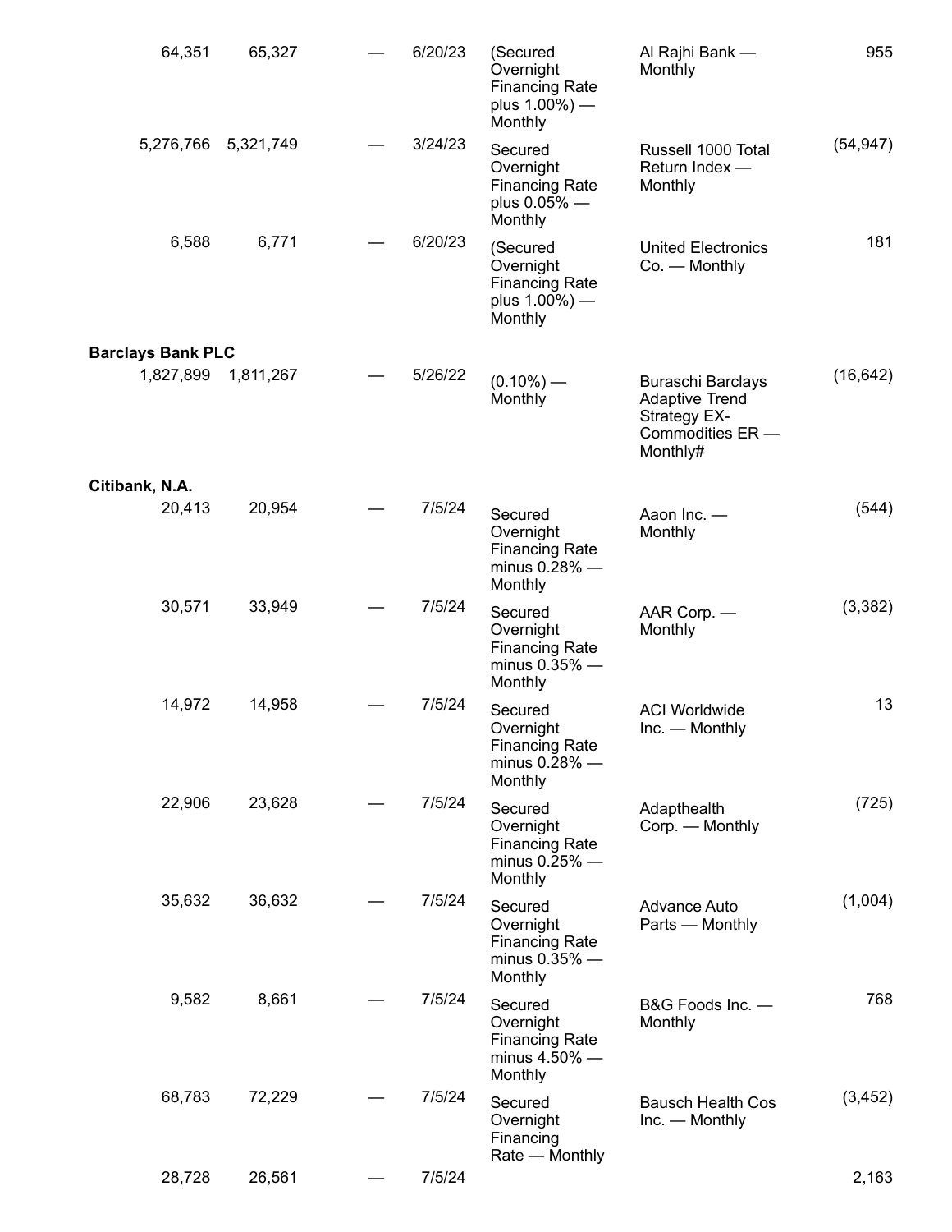| | | | | | | |
|---|---|---|---|---|---|---|
| 64,351 | 65,327 | — | 6/20/23 | (Secured Overnight Financing Rate plus 1.00%) — Monthly | Al Rajhi Bank — Monthly | 955 |
| 5,276,766 | 5,321,749 | — | 3/24/23 | Secured Overnight Financing Rate plus 0.05% — Monthly | Russell 1000 Total Return Index — Monthly | (54,947) |
| 6,588 | 6,771 | — | 6/20/23 | (Secured Overnight Financing Rate plus 1.00%) — Monthly | United Electronics Co. — Monthly | 181 |
| **Barclays Bank PLC** | | | | | | |
| 1,827,899 | 1,811,267 | — | 5/26/22 | (0.10%) — Monthly | Buraschi Barclays Adaptive Trend Strategy EX-Commodities ER — Monthly# | (16,642) |
| **Citibank, N.A.** | | | | | | |
| 20,413 | 20,954 | — | 7/5/24 | Secured Overnight Financing Rate minus 0.28% — Monthly | Aaon Inc. — Monthly | (544) |
| 30,571 | 33,949 | — | 7/5/24 | Secured Overnight Financing Rate minus 0.35% — Monthly | AAR Corp. — Monthly | (3,382) |
| 14,972 | 14,958 | — | 7/5/24 | Secured Overnight Financing Rate minus 0.28% — Monthly | ACI Worldwide Inc. — Monthly | 13 |
| 22,906 | 23,628 | — | 7/5/24 | Secured Overnight Financing Rate minus 0.25% — Monthly | Adapthealth Corp. — Monthly | (725) |
| 35,632 | 36,632 | — | 7/5/24 | Secured Overnight Financing Rate minus 0.35% — Monthly | Advance Auto Parts — Monthly | (1,004) |
| 9,582 | 8,661 | — | 7/5/24 | Secured Overnight Financing Rate minus 4.50% — Monthly | B&G Foods Inc. — Monthly | 768 |
| 68,783 | 72,229 | — | 7/5/24 | Secured Overnight Financing Rate — Monthly | Bausch Health Cos Inc. — Monthly | (3,452) |
| 28,728 | 26,561 | — | 7/5/24 | | | 2,163 |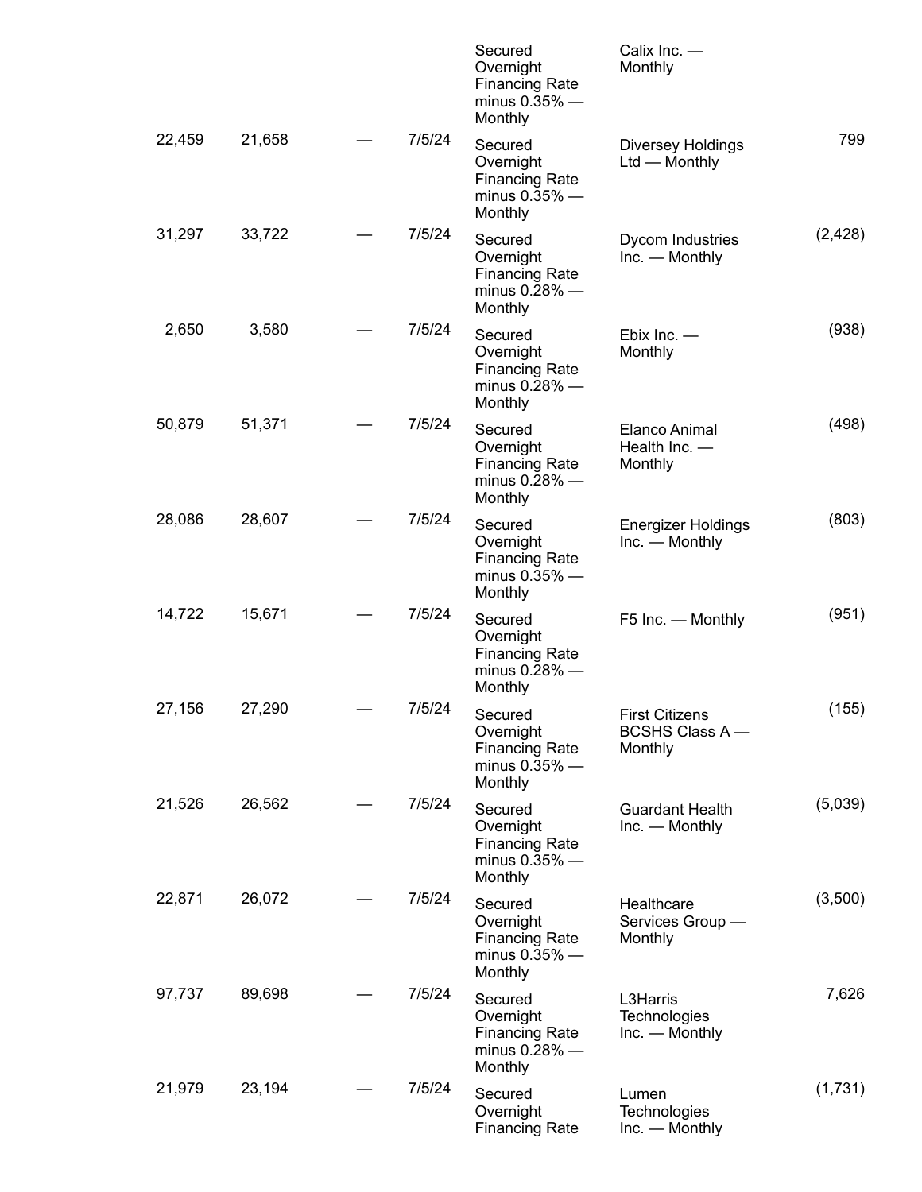| | | | | | | |
|---|---|---|---|---|---|---|
| | | | | Secured Overnight Financing Rate minus 0.35% — Monthly | Calix Inc. — Monthly | |
| 22,459 | 21,658 | — | 7/5/24 | Secured Overnight Financing Rate minus 0.35% — Monthly | Diversey Holdings Ltd — Monthly | 799 |
| 31,297 | 33,722 | — | 7/5/24 | Secured Overnight Financing Rate minus 0.28% — Monthly | Dycom Industries Inc. — Monthly | (2,428) |
| 2,650 | 3,580 | — | 7/5/24 | Secured Overnight Financing Rate minus 0.28% — Monthly | Ebix Inc. — Monthly | (938) |
| 50,879 | 51,371 | — | 7/5/24 | Secured Overnight Financing Rate minus 0.28% — Monthly | Elanco Animal Health Inc. — Monthly | (498) |
| 28,086 | 28,607 | — | 7/5/24 | Secured Overnight Financing Rate minus 0.35% — Monthly | Energizer Holdings Inc. — Monthly | (803) |
| 14,722 | 15,671 | — | 7/5/24 | Secured Overnight Financing Rate minus 0.28% — Monthly | F5 Inc. — Monthly | (951) |
| 27,156 | 27,290 | — | 7/5/24 | Secured Overnight Financing Rate minus 0.35% — Monthly | First Citizens BCSHS Class A — Monthly | (155) |
| 21,526 | 26,562 | — | 7/5/24 | Secured Overnight Financing Rate minus 0.35% — Monthly | Guardant Health Inc. — Monthly | (5,039) |
| 22,871 | 26,072 | — | 7/5/24 | Secured Overnight Financing Rate minus 0.35% — Monthly | Healthcare Services Group — Monthly | (3,500) |
| 97,737 | 89,698 | — | 7/5/24 | Secured Overnight Financing Rate minus 0.28% — Monthly | L3Harris Technologies Inc. — Monthly | 7,626 |
| 21,979 | 23,194 | — | 7/5/24 | Secured Overnight Financing Rate | Lumen Technologies Inc. — Monthly | (1,731) |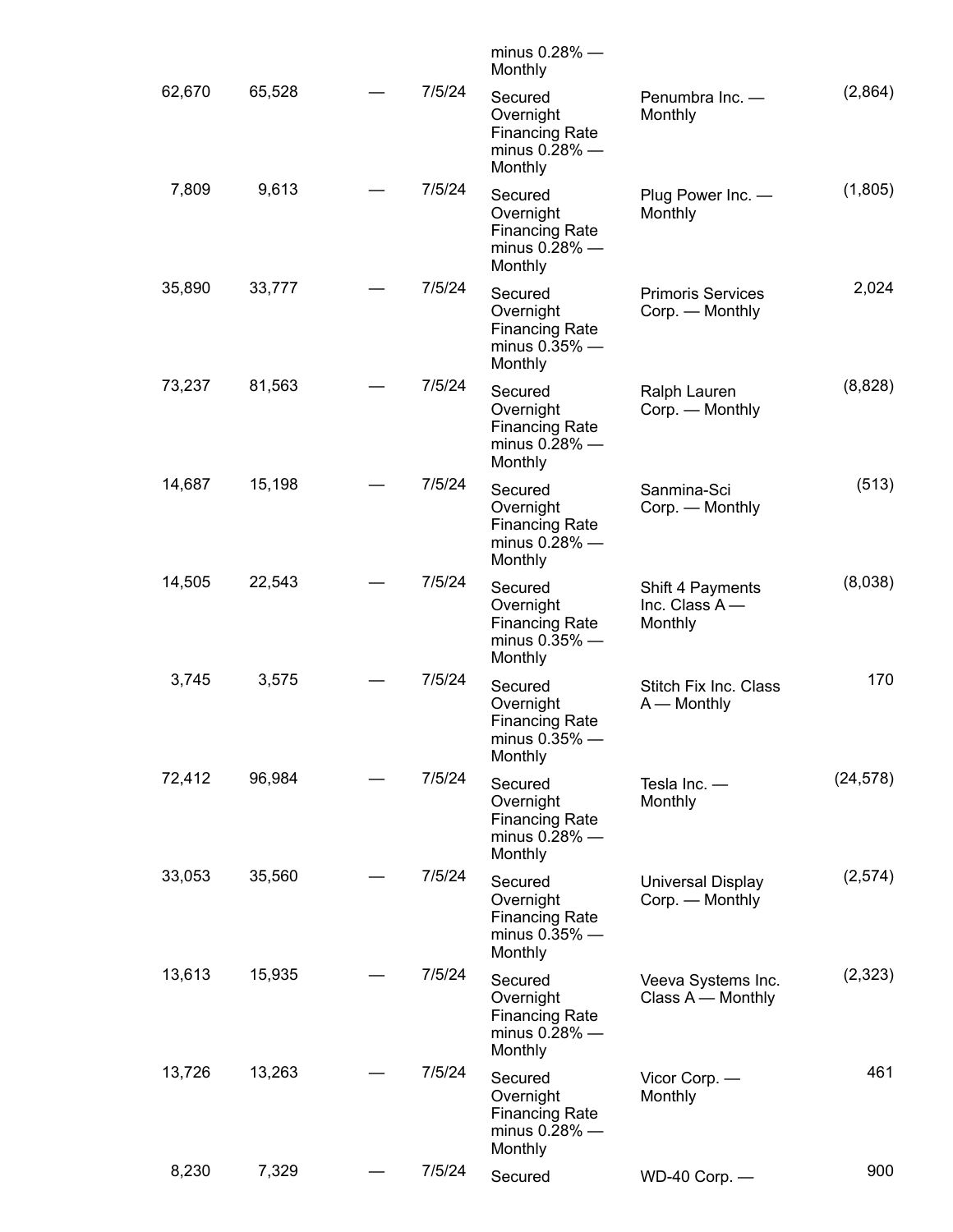| | | | | minus 0.28% — Monthly | | |
|---|---|---|---|---|---|---|
| 62,670 | 65,528 | — | 7/5/24 | Secured Overnight Financing Rate minus 0.28% — Monthly | Penumbra Inc. — Monthly | (2,864) |
| 7,809 | 9,613 | — | 7/5/24 | Secured Overnight Financing Rate minus 0.28% — Monthly | Plug Power Inc. — Monthly | (1,805) |
| 35,890 | 33,777 | — | 7/5/24 | Secured Overnight Financing Rate minus 0.35% — Monthly | Primoris Services Corp. — Monthly | 2,024 |
| 73,237 | 81,563 | — | 7/5/24 | Secured Overnight Financing Rate minus 0.28% — Monthly | Ralph Lauren Corp. — Monthly | (8,828) |
| 14,687 | 15,198 | — | 7/5/24 | Secured Overnight Financing Rate minus 0.28% — Monthly | Sanmina-Sci Corp. — Monthly | (513) |
| 14,505 | 22,543 | — | 7/5/24 | Secured Overnight Financing Rate minus 0.35% — Monthly | Shift 4 Payments Inc. Class A — Monthly | (8,038) |
| 3,745 | 3,575 | — | 7/5/24 | Secured Overnight Financing Rate minus 0.35% — Monthly | Stitch Fix Inc. Class A — Monthly | 170 |
| 72,412 | 96,984 | — | 7/5/24 | Secured Overnight Financing Rate minus 0.28% — Monthly | Tesla Inc. — Monthly | (24,578) |
| 33,053 | 35,560 | — | 7/5/24 | Secured Overnight Financing Rate minus 0.35% — Monthly | Universal Display Corp. — Monthly | (2,574) |
| 13,613 | 15,935 | — | 7/5/24 | Secured Overnight Financing Rate minus 0.28% — Monthly | Veeva Systems Inc. Class A — Monthly | (2,323) |
| 13,726 | 13,263 | — | 7/5/24 | Secured Overnight Financing Rate minus 0.28% — Monthly | Vicor Corp. — Monthly | 461 |
| 8,230 | 7,329 | — | 7/5/24 | Secured | WD-40 Corp. — | 900 |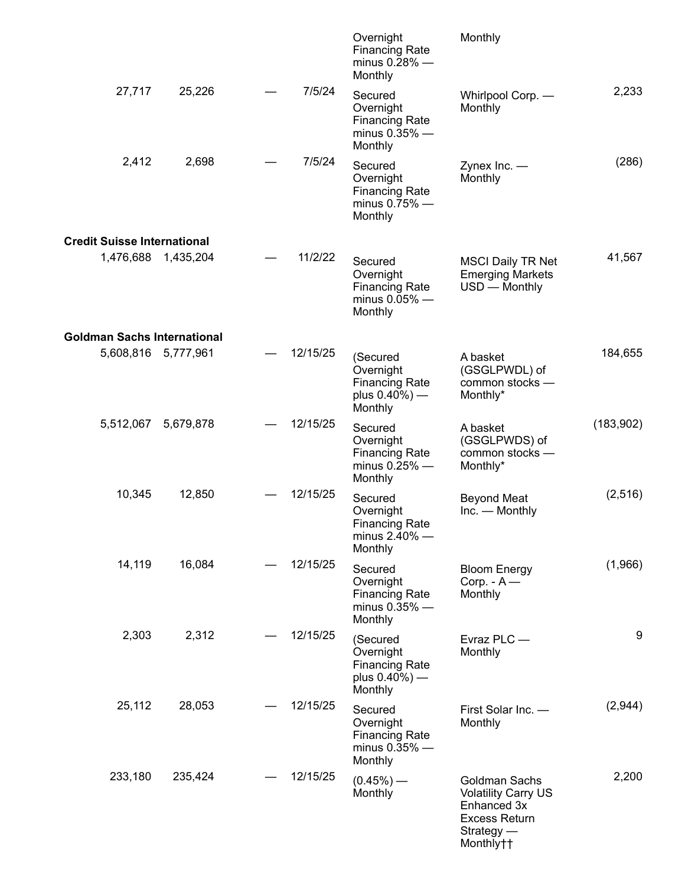| | | | | | | |
|---|---|---|---|---|---|---|
| | | | | Overnight Financing Rate minus 0.28% — Monthly | Monthly | |
| 27,717 | 25,226 | — | 7/5/24 | Secured Overnight Financing Rate minus 0.35% — Monthly | Whirlpool Corp. — Monthly | 2,233 |
| 2,412 | 2,698 | — | 7/5/24 | Secured Overnight Financing Rate minus 0.75% — Monthly | Zynex Inc. — Monthly | (286) |
| **Credit Suisse International** | | | | | | |
| 1,476,688 | 1,435,204 | — | 11/2/22 | Secured Overnight Financing Rate minus 0.05% — Monthly | MSCI Daily TR Net Emerging Markets USD — Monthly | 41,567 |
| **Goldman Sachs International** | | | | | | |
| 5,608,816 | 5,777,961 | — | 12/15/25 | (Secured Overnight Financing Rate plus 0.40%) — Monthly | A basket (GSGLPWDL) of common stocks — Monthly* | 184,655 |
| 5,512,067 | 5,679,878 | — | 12/15/25 | Secured Overnight Financing Rate minus 0.25% — Monthly | A basket (GSGLPWDS) of common stocks — Monthly* | (183,902) |
| 10,345 | 12,850 | — | 12/15/25 | Secured Overnight Financing Rate minus 2.40% — Monthly | Beyond Meat Inc. — Monthly | (2,516) |
| 14,119 | 16,084 | — | 12/15/25 | Secured Overnight Financing Rate minus 0.35% — Monthly | Bloom Energy Corp. - A — Monthly | (1,966) |
| 2,303 | 2,312 | — | 12/15/25 | (Secured Overnight Financing Rate plus 0.40%) — Monthly | Evraz PLC — Monthly | 9 |
| 25,112 | 28,053 | — | 12/15/25 | Secured Overnight Financing Rate minus 0.35% — Monthly | First Solar Inc. — Monthly | (2,944) |
| 233,180 | 235,424 | — | 12/15/25 | (0.45%) — Monthly | Goldman Sachs Volatility Carry US Enhanced 3x Excess Return Strategy — Monthly†† | 2,200 |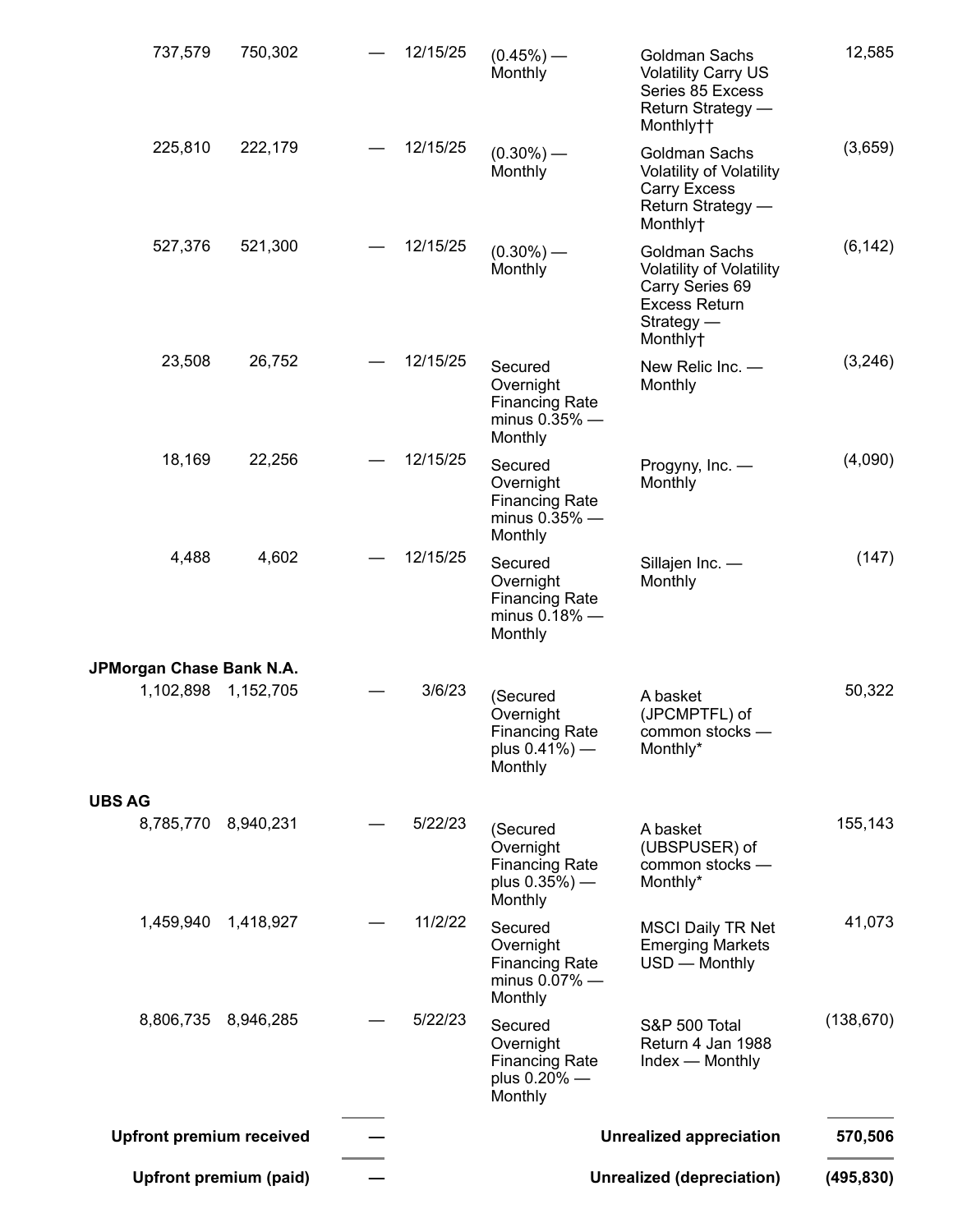| | | | | | | |
|---|---|---|---|---|---|---|
| 737,579 | 750,302 | — | 12/15/25 | (0.45%) — Monthly | Goldman Sachs Volatility Carry US Series 85 Excess Return Strategy — Monthly†† | 12,585 |
| 225,810 | 222,179 | — | 12/15/25 | (0.30%) — Monthly | Goldman Sachs Volatility of Volatility Carry Excess Return Strategy — Monthly† | (3,659) |
| 527,376 | 521,300 | — | 12/15/25 | (0.30%) — Monthly | Goldman Sachs Volatility of Volatility Carry Series 69 Excess Return Strategy — Monthly† | (6,142) |
| 23,508 | 26,752 | — | 12/15/25 | Secured Overnight Financing Rate minus 0.35% — Monthly | New Relic Inc. — Monthly | (3,246) |
| 18,169 | 22,256 | — | 12/15/25 | Secured Overnight Financing Rate minus 0.35% — Monthly | Progyny, Inc. — Monthly | (4,090) |
| 4,488 | 4,602 | — | 12/15/25 | Secured Overnight Financing Rate minus 0.18% — Monthly | Sillajen Inc. — Monthly | (147) |
| **JPMorgan Chase Bank N.A.** | | | | | | |
| 1,102,898 | 1,152,705 | — | 3/6/23 | (Secured Overnight Financing Rate plus 0.41%) — Monthly | A basket (JPCMPTFL) of common stocks — Monthly* | 50,322 |
| **UBS AG** | | | | | | |
| 8,785,770 | 8,940,231 | — | 5/22/23 | (Secured Overnight Financing Rate plus 0.35%) — Monthly | A basket (UBSPUSER) of common stocks — Monthly* | 155,143 |
| 1,459,940 | 1,418,927 | — | 11/2/22 | Secured Overnight Financing Rate minus 0.07% — Monthly | MSCI Daily TR Net Emerging Markets USD — Monthly | 41,073 |
| 8,806,735 | 8,946,285 | — | 5/22/23 | Secured Overnight Financing Rate plus 0.20% — Monthly | S&P 500 Total Return 4 Jan 1988 Index — Monthly | (138,670) |
| | **Upfront premium received** | **—** | | | **Unrealized appreciation** | **570,506** |
| | **Upfront premium (paid)** | **—** | | | **Unrealized (depreciation)** | **(495,830)** |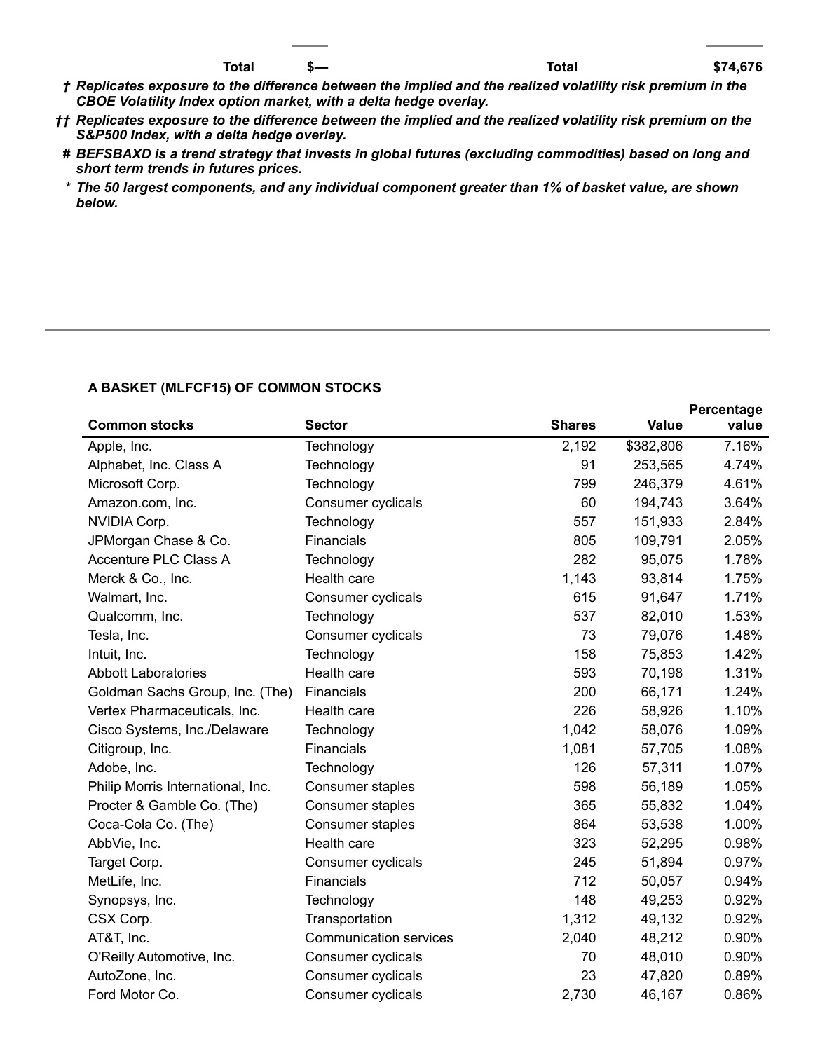| | Total | $— | | Total | $74,676 |
|---|---|---|---|---|---|

**† Replicates exposure to the difference between the implied and the realized volatility risk premium in the CBOE Volatility Index option market, with a delta hedge overlay.**

**†† Replicates exposure to the difference between the implied and the realized volatility risk premium on the S&P500 Index, with a delta hedge overlay.**

**# BEFSBAXD is a trend strategy that invests in global futures (excluding commodities) based on long and short term trends in futures prices.**

**\* The 50 largest components, and any individual component greater than 1% of basket value, are shown below.**

**A BASKET (MLFCF15) OF COMMON STOCKS**

| Common stocks | Sector | Shares | Value | Percentage value |
|---|---|---|---|---|
| Apple, Inc. | Technology | 2,192 | $382,806 | 7.16% |
| Alphabet, Inc. Class A | Technology | 91 | 253,565 | 4.74% |
| Microsoft Corp. | Technology | 799 | 246,379 | 4.61% |
| Amazon.com, Inc. | Consumer cyclicals | 60 | 194,743 | 3.64% |
| NVIDIA Corp. | Technology | 557 | 151,933 | 2.84% |
| JPMorgan Chase & Co. | Financials | 805 | 109,791 | 2.05% |
| Accenture PLC Class A | Technology | 282 | 95,075 | 1.78% |
| Merck & Co., Inc. | Health care | 1,143 | 93,814 | 1.75% |
| Walmart, Inc. | Consumer cyclicals | 615 | 91,647 | 1.71% |
| Qualcomm, Inc. | Technology | 537 | 82,010 | 1.53% |
| Tesla, Inc. | Consumer cyclicals | 73 | 79,076 | 1.48% |
| Intuit, Inc. | Technology | 158 | 75,853 | 1.42% |
| Abbott Laboratories | Health care | 593 | 70,198 | 1.31% |
| Goldman Sachs Group, Inc. (The) | Financials | 200 | 66,171 | 1.24% |
| Vertex Pharmaceuticals, Inc. | Health care | 226 | 58,926 | 1.10% |
| Cisco Systems, Inc./Delaware | Technology | 1,042 | 58,076 | 1.09% |
| Citigroup, Inc. | Financials | 1,081 | 57,705 | 1.08% |
| Adobe, Inc. | Technology | 126 | 57,311 | 1.07% |
| Philip Morris International, Inc. | Consumer staples | 598 | 56,189 | 1.05% |
| Procter & Gamble Co. (The) | Consumer staples | 365 | 55,832 | 1.04% |
| Coca-Cola Co. (The) | Consumer staples | 864 | 53,538 | 1.00% |
| AbbVie, Inc. | Health care | 323 | 52,295 | 0.98% |
| Target Corp. | Consumer cyclicals | 245 | 51,894 | 0.97% |
| MetLife, Inc. | Financials | 712 | 50,057 | 0.94% |
| Synopsys, Inc. | Technology | 148 | 49,253 | 0.92% |
| CSX Corp. | Transportation | 1,312 | 49,132 | 0.92% |
| AT&T, Inc. | Communication services | 2,040 | 48,212 | 0.90% |
| O'Reilly Automotive, Inc. | Consumer cyclicals | 70 | 48,010 | 0.90% |
| AutoZone, Inc. | Consumer cyclicals | 23 | 47,820 | 0.89% |
| Ford Motor Co. | Consumer cyclicals | 2,730 | 46,167 | 0.86% |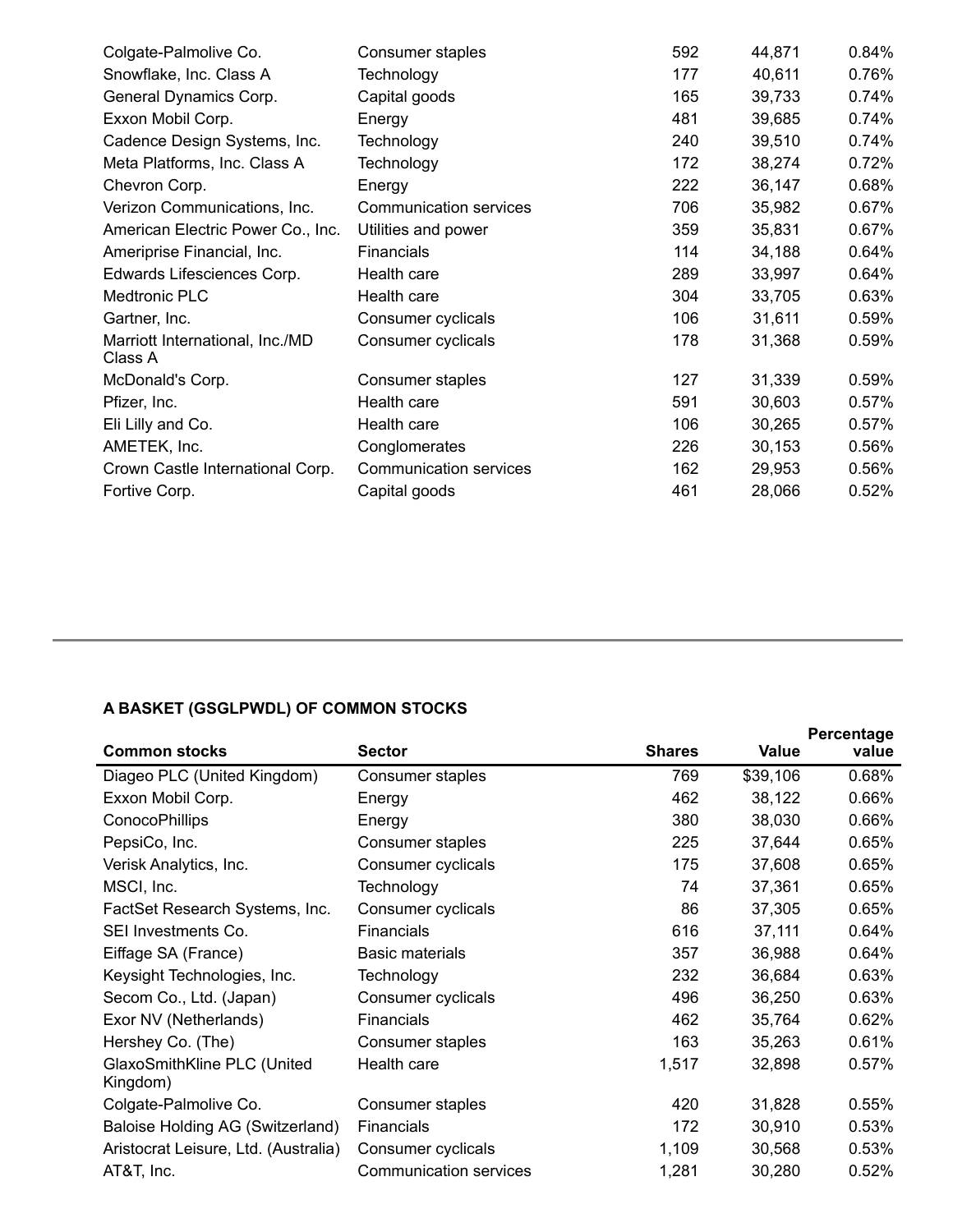| | | | | |
|---|---|---|---|---|
| Colgate-Palmolive Co. | Consumer staples | 592 | 44,871 | 0.84% |
| Snowflake, Inc. Class A | Technology | 177 | 40,611 | 0.76% |
| General Dynamics Corp. | Capital goods | 165 | 39,733 | 0.74% |
| Exxon Mobil Corp. | Energy | 481 | 39,685 | 0.74% |
| Cadence Design Systems, Inc. | Technology | 240 | 39,510 | 0.74% |
| Meta Platforms, Inc. Class A | Technology | 172 | 38,274 | 0.72% |
| Chevron Corp. | Energy | 222 | 36,147 | 0.68% |
| Verizon Communications, Inc. | Communication services | 706 | 35,982 | 0.67% |
| American Electric Power Co., Inc. | Utilities and power | 359 | 35,831 | 0.67% |
| Ameriprise Financial, Inc. | Financials | 114 | 34,188 | 0.64% |
| Edwards Lifesciences Corp. | Health care | 289 | 33,997 | 0.64% |
| Medtronic PLC | Health care | 304 | 33,705 | 0.63% |
| Gartner, Inc. | Consumer cyclicals | 106 | 31,611 | 0.59% |
| Marriott International, Inc./MD Class A | Consumer cyclicals | 178 | 31,368 | 0.59% |
| McDonald's Corp. | Consumer staples | 127 | 31,339 | 0.59% |
| Pfizer, Inc. | Health care | 591 | 30,603 | 0.57% |
| Eli Lilly and Co. | Health care | 106 | 30,265 | 0.57% |
| AMETEK, Inc. | Conglomerates | 226 | 30,153 | 0.56% |
| Crown Castle International Corp. | Communication services | 162 | 29,953 | 0.56% |
| Fortive Corp. | Capital goods | 461 | 28,066 | 0.52% |

**A BASKET (GSGLPWDL) OF COMMON STOCKS**

| Common stocks | Sector | Shares | Value | Percentage value |
|---|---|---|---|---|
| Diageo PLC (United Kingdom) | Consumer staples | 769 | $39,106 | 0.68% |
| Exxon Mobil Corp. | Energy | 462 | 38,122 | 0.66% |
| ConocoPhillips | Energy | 380 | 38,030 | 0.66% |
| PepsiCo, Inc. | Consumer staples | 225 | 37,644 | 0.65% |
| Verisk Analytics, Inc. | Consumer cyclicals | 175 | 37,608 | 0.65% |
| MSCI, Inc. | Technology | 74 | 37,361 | 0.65% |
| FactSet Research Systems, Inc. | Consumer cyclicals | 86 | 37,305 | 0.65% |
| SEI Investments Co. | Financials | 616 | 37,111 | 0.64% |
| Eiffage SA (France) | Basic materials | 357 | 36,988 | 0.64% |
| Keysight Technologies, Inc. | Technology | 232 | 36,684 | 0.63% |
| Secom Co., Ltd. (Japan) | Consumer cyclicals | 496 | 36,250 | 0.63% |
| Exor NV (Netherlands) | Financials | 462 | 35,764 | 0.62% |
| Hershey Co. (The) | Consumer staples | 163 | 35,263 | 0.61% |
| GlaxoSmithKline PLC (United Kingdom) | Health care | 1,517 | 32,898 | 0.57% |
| Colgate-Palmolive Co. | Consumer staples | 420 | 31,828 | 0.55% |
| Baloise Holding AG (Switzerland) | Financials | 172 | 30,910 | 0.53% |
| Aristocrat Leisure, Ltd. (Australia) | Consumer cyclicals | 1,109 | 30,568 | 0.53% |
| AT&T, Inc. | Communication services | 1,281 | 30,280 | 0.52% |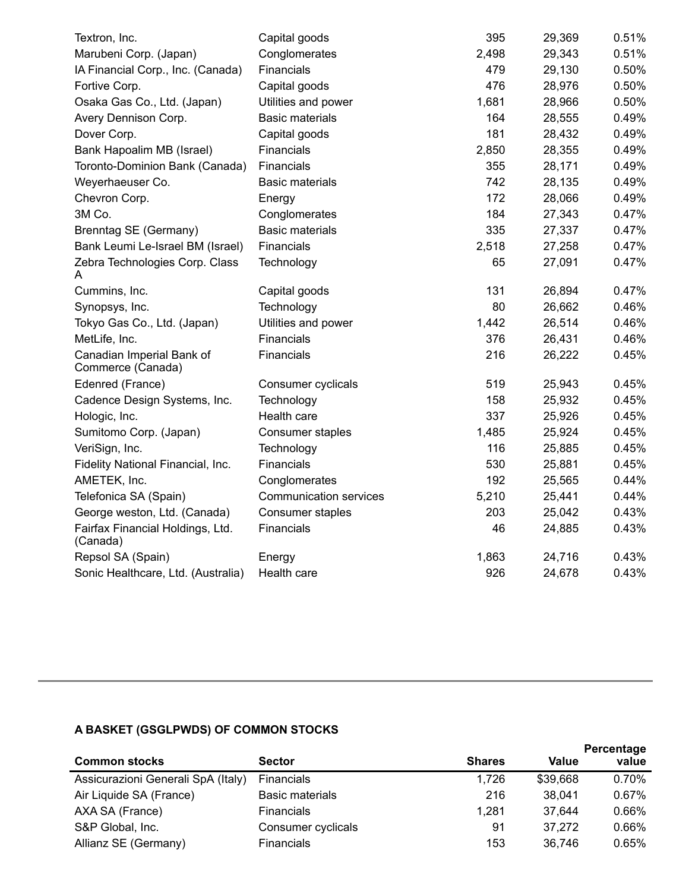| | | | | |
|---|---|---|---|---|
| Textron, Inc. | Capital goods | 395 | 29,369 | 0.51% |
| Marubeni Corp. (Japan) | Conglomerates | 2,498 | 29,343 | 0.51% |
| IA Financial Corp., Inc. (Canada) | Financials | 479 | 29,130 | 0.50% |
| Fortive Corp. | Capital goods | 476 | 28,976 | 0.50% |
| Osaka Gas Co., Ltd. (Japan) | Utilities and power | 1,681 | 28,966 | 0.50% |
| Avery Dennison Corp. | Basic materials | 164 | 28,555 | 0.49% |
| Dover Corp. | Capital goods | 181 | 28,432 | 0.49% |
| Bank Hapoalim MB (Israel) | Financials | 2,850 | 28,355 | 0.49% |
| Toronto-Dominion Bank (Canada) | Financials | 355 | 28,171 | 0.49% |
| Weyerhaeuser Co. | Basic materials | 742 | 28,135 | 0.49% |
| Chevron Corp. | Energy | 172 | 28,066 | 0.49% |
| 3M Co. | Conglomerates | 184 | 27,343 | 0.47% |
| Brenntag SE (Germany) | Basic materials | 335 | 27,337 | 0.47% |
| Bank Leumi Le-Israel BM (Israel) | Financials | 2,518 | 27,258 | 0.47% |
| Zebra Technologies Corp. Class A | Technology | 65 | 27,091 | 0.47% |
| Cummins, Inc. | Capital goods | 131 | 26,894 | 0.47% |
| Synopsys, Inc. | Technology | 80 | 26,662 | 0.46% |
| Tokyo Gas Co., Ltd. (Japan) | Utilities and power | 1,442 | 26,514 | 0.46% |
| MetLife, Inc. | Financials | 376 | 26,431 | 0.46% |
| Canadian Imperial Bank of Commerce (Canada) | Financials | 216 | 26,222 | 0.45% |
| Edenred (France) | Consumer cyclicals | 519 | 25,943 | 0.45% |
| Cadence Design Systems, Inc. | Technology | 158 | 25,932 | 0.45% |
| Hologic, Inc. | Health care | 337 | 25,926 | 0.45% |
| Sumitomo Corp. (Japan) | Consumer staples | 1,485 | 25,924 | 0.45% |
| VeriSign, Inc. | Technology | 116 | 25,885 | 0.45% |
| Fidelity National Financial, Inc. | Financials | 530 | 25,881 | 0.45% |
| AMETEK, Inc. | Conglomerates | 192 | 25,565 | 0.44% |
| Telefonica SA (Spain) | Communication services | 5,210 | 25,441 | 0.44% |
| George weston, Ltd. (Canada) | Consumer staples | 203 | 25,042 | 0.43% |
| Fairfax Financial Holdings, Ltd. (Canada) | Financials | 46 | 24,885 | 0.43% |
| Repsol SA (Spain) | Energy | 1,863 | 24,716 | 0.43% |
| Sonic Healthcare, Ltd. (Australia) | Health care | 926 | 24,678 | 0.43% |

**A BASKET (GSGLPWDS) OF COMMON STOCKS**

| Common stocks | Sector | Shares | Value | Percentage value |
|---|---|---|---|---|
| Assicurazioni Generali SpA (Italy) | Financials | 1,726 | $39,668 | 0.70% |
| Air Liquide SA (France) | Basic materials | 216 | 38,041 | 0.67% |
| AXA SA (France) | Financials | 1,281 | 37,644 | 0.66% |
| S&P Global, Inc. | Consumer cyclicals | 91 | 37,272 | 0.66% |
| Allianz SE (Germany) | Financials | 153 | 36,746 | 0.65% |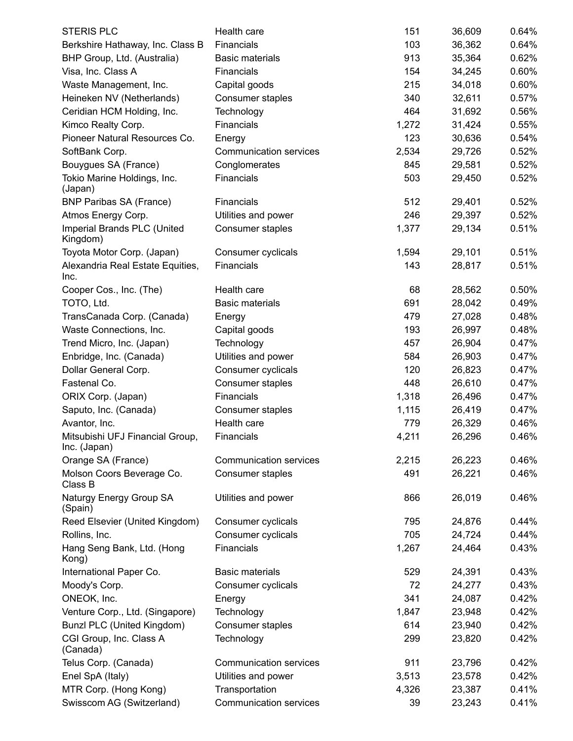| | | | | |
|---|---|---|---|---|
| STERIS PLC | Health care | 151 | 36,609 | 0.64% |
| Berkshire Hathaway, Inc. Class B | Financials | 103 | 36,362 | 0.64% |
| BHP Group, Ltd. (Australia) | Basic materials | 913 | 35,364 | 0.62% |
| Visa, Inc. Class A | Financials | 154 | 34,245 | 0.60% |
| Waste Management, Inc. | Capital goods | 215 | 34,018 | 0.60% |
| Heineken NV (Netherlands) | Consumer staples | 340 | 32,611 | 0.57% |
| Ceridian HCM Holding, Inc. | Technology | 464 | 31,692 | 0.56% |
| Kimco Realty Corp. | Financials | 1,272 | 31,424 | 0.55% |
| Pioneer Natural Resources Co. | Energy | 123 | 30,636 | 0.54% |
| SoftBank Corp. | Communication services | 2,534 | 29,726 | 0.52% |
| Bouygues SA (France) | Conglomerates | 845 | 29,581 | 0.52% |
| Tokio Marine Holdings, Inc. (Japan) | Financials | 503 | 29,450 | 0.52% |
| BNP Paribas SA (France) | Financials | 512 | 29,401 | 0.52% |
| Atmos Energy Corp. | Utilities and power | 246 | 29,397 | 0.52% |
| Imperial Brands PLC (United Kingdom) | Consumer staples | 1,377 | 29,134 | 0.51% |
| Toyota Motor Corp. (Japan) | Consumer cyclicals | 1,594 | 29,101 | 0.51% |
| Alexandria Real Estate Equities, Inc. | Financials | 143 | 28,817 | 0.51% |
| Cooper Cos., Inc. (The) | Health care | 68 | 28,562 | 0.50% |
| TOTO, Ltd. | Basic materials | 691 | 28,042 | 0.49% |
| TransCanada Corp. (Canada) | Energy | 479 | 27,028 | 0.48% |
| Waste Connections, Inc. | Capital goods | 193 | 26,997 | 0.48% |
| Trend Micro, Inc. (Japan) | Technology | 457 | 26,904 | 0.47% |
| Enbridge, Inc. (Canada) | Utilities and power | 584 | 26,903 | 0.47% |
| Dollar General Corp. | Consumer cyclicals | 120 | 26,823 | 0.47% |
| Fastenal Co. | Consumer staples | 448 | 26,610 | 0.47% |
| ORIX Corp. (Japan) | Financials | 1,318 | 26,496 | 0.47% |
| Saputo, Inc. (Canada) | Consumer staples | 1,115 | 26,419 | 0.47% |
| Avantor, Inc. | Health care | 779 | 26,329 | 0.46% |
| Mitsubishi UFJ Financial Group, Inc. (Japan) | Financials | 4,211 | 26,296 | 0.46% |
| Orange SA (France) | Communication services | 2,215 | 26,223 | 0.46% |
| Molson Coors Beverage Co. Class B | Consumer staples | 491 | 26,221 | 0.46% |
| Naturgy Energy Group SA (Spain) | Utilities and power | 866 | 26,019 | 0.46% |
| Reed Elsevier (United Kingdom) | Consumer cyclicals | 795 | 24,876 | 0.44% |
| Rollins, Inc. | Consumer cyclicals | 705 | 24,724 | 0.44% |
| Hang Seng Bank, Ltd. (Hong Kong) | Financials | 1,267 | 24,464 | 0.43% |
| International Paper Co. | Basic materials | 529 | 24,391 | 0.43% |
| Moody's Corp. | Consumer cyclicals | 72 | 24,277 | 0.43% |
| ONEOK, Inc. | Energy | 341 | 24,087 | 0.42% |
| Venture Corp., Ltd. (Singapore) | Technology | 1,847 | 23,948 | 0.42% |
| Bunzl PLC (United Kingdom) | Consumer staples | 614 | 23,940 | 0.42% |
| CGI Group, Inc. Class A (Canada) | Technology | 299 | 23,820 | 0.42% |
| Telus Corp. (Canada) | Communication services | 911 | 23,796 | 0.42% |
| Enel SpA (Italy) | Utilities and power | 3,513 | 23,578 | 0.42% |
| MTR Corp. (Hong Kong) | Transportation | 4,326 | 23,387 | 0.41% |
| Swisscom AG (Switzerland) | Communication services | 39 | 23,243 | 0.41% |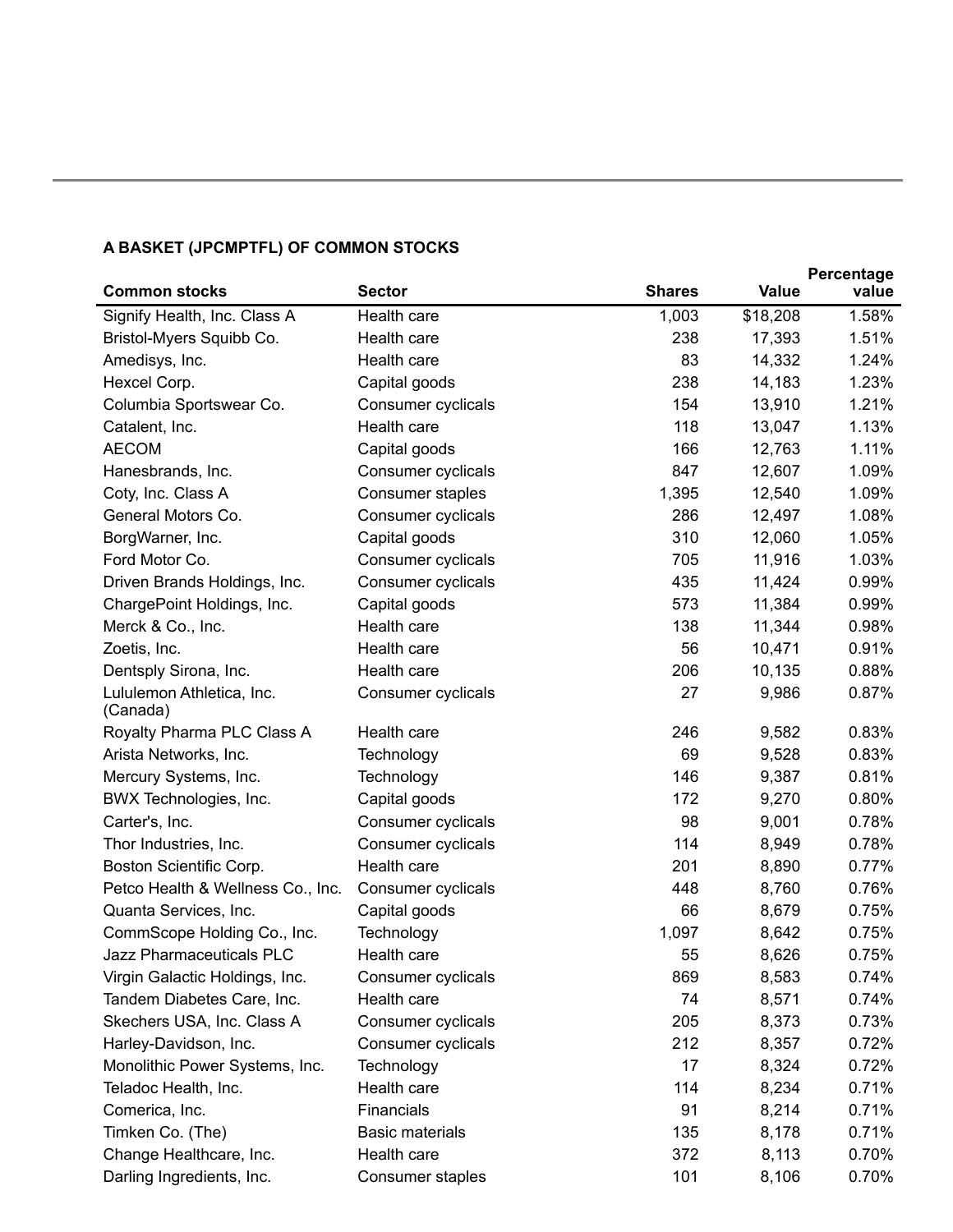**A BASKET (JPCMPTFL) OF COMMON STOCKS**

| Common stocks | Sector | Shares | Value | Percentage value |
|---|---|---|---|---|
| Signify Health, Inc. Class A | Health care | 1,003 | $18,208 | 1.58% |
| Bristol-Myers Squibb Co. | Health care | 238 | 17,393 | 1.51% |
| Amedisys, Inc. | Health care | 83 | 14,332 | 1.24% |
| Hexcel Corp. | Capital goods | 238 | 14,183 | 1.23% |
| Columbia Sportswear Co. | Consumer cyclicals | 154 | 13,910 | 1.21% |
| Catalent, Inc. | Health care | 118 | 13,047 | 1.13% |
| AECOM | Capital goods | 166 | 12,763 | 1.11% |
| Hanesbrands, Inc. | Consumer cyclicals | 847 | 12,607 | 1.09% |
| Coty, Inc. Class A | Consumer staples | 1,395 | 12,540 | 1.09% |
| General Motors Co. | Consumer cyclicals | 286 | 12,497 | 1.08% |
| BorgWarner, Inc. | Capital goods | 310 | 12,060 | 1.05% |
| Ford Motor Co. | Consumer cyclicals | 705 | 11,916 | 1.03% |
| Driven Brands Holdings, Inc. | Consumer cyclicals | 435 | 11,424 | 0.99% |
| ChargePoint Holdings, Inc. | Capital goods | 573 | 11,384 | 0.99% |
| Merck & Co., Inc. | Health care | 138 | 11,344 | 0.98% |
| Zoetis, Inc. | Health care | 56 | 10,471 | 0.91% |
| Dentsply Sirona, Inc. | Health care | 206 | 10,135 | 0.88% |
| Lululemon Athletica, Inc. (Canada) | Consumer cyclicals | 27 | 9,986 | 0.87% |
| Royalty Pharma PLC Class A | Health care | 246 | 9,582 | 0.83% |
| Arista Networks, Inc. | Technology | 69 | 9,528 | 0.83% |
| Mercury Systems, Inc. | Technology | 146 | 9,387 | 0.81% |
| BWX Technologies, Inc. | Capital goods | 172 | 9,270 | 0.80% |
| Carter's, Inc. | Consumer cyclicals | 98 | 9,001 | 0.78% |
| Thor Industries, Inc. | Consumer cyclicals | 114 | 8,949 | 0.78% |
| Boston Scientific Corp. | Health care | 201 | 8,890 | 0.77% |
| Petco Health & Wellness Co., Inc. | Consumer cyclicals | 448 | 8,760 | 0.76% |
| Quanta Services, Inc. | Capital goods | 66 | 8,679 | 0.75% |
| CommScope Holding Co., Inc. | Technology | 1,097 | 8,642 | 0.75% |
| Jazz Pharmaceuticals PLC | Health care | 55 | 8,626 | 0.75% |
| Virgin Galactic Holdings, Inc. | Consumer cyclicals | 869 | 8,583 | 0.74% |
| Tandem Diabetes Care, Inc. | Health care | 74 | 8,571 | 0.74% |
| Skechers USA, Inc. Class A | Consumer cyclicals | 205 | 8,373 | 0.73% |
| Harley-Davidson, Inc. | Consumer cyclicals | 212 | 8,357 | 0.72% |
| Monolithic Power Systems, Inc. | Technology | 17 | 8,324 | 0.72% |
| Teladoc Health, Inc. | Health care | 114 | 8,234 | 0.71% |
| Comerica, Inc. | Financials | 91 | 8,214 | 0.71% |
| Timken Co. (The) | Basic materials | 135 | 8,178 | 0.71% |
| Change Healthcare, Inc. | Health care | 372 | 8,113 | 0.70% |
| Darling Ingredients, Inc. | Consumer staples | 101 | 8,106 | 0.70% |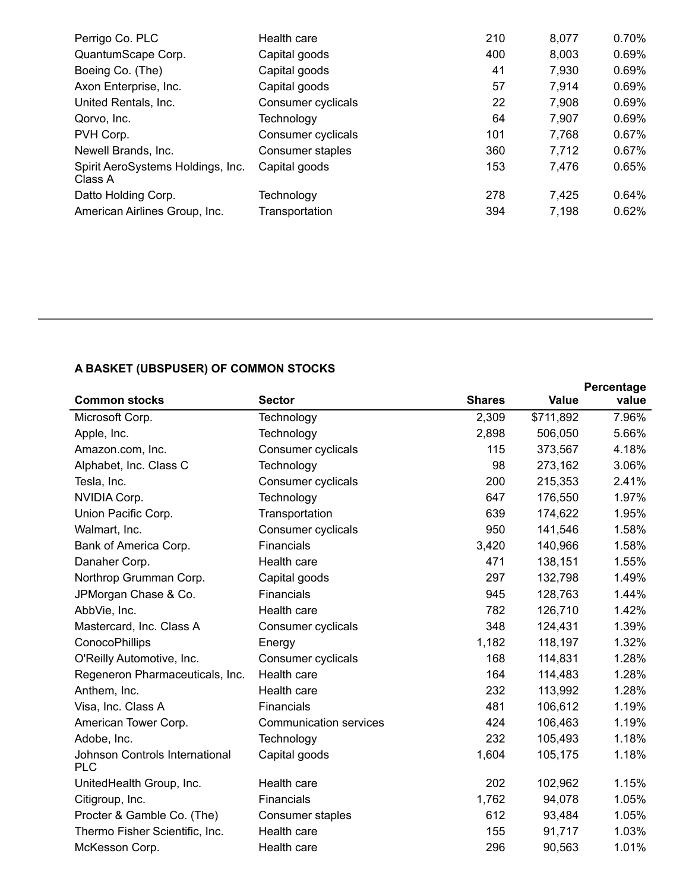| | | | | |
|---|---|---|---|---|
| Perrigo Co. PLC | Health care | 210 | 8,077 | 0.70% |
| QuantumScape Corp. | Capital goods | 400 | 8,003 | 0.69% |
| Boeing Co. (The) | Capital goods | 41 | 7,930 | 0.69% |
| Axon Enterprise, Inc. | Capital goods | 57 | 7,914 | 0.69% |
| United Rentals, Inc. | Consumer cyclicals | 22 | 7,908 | 0.69% |
| Qorvo, Inc. | Technology | 64 | 7,907 | 0.69% |
| PVH Corp. | Consumer cyclicals | 101 | 7,768 | 0.67% |
| Newell Brands, Inc. | Consumer staples | 360 | 7,712 | 0.67% |
| Spirit AeroSystems Holdings, Inc. Class A | Capital goods | 153 | 7,476 | 0.65% |
| Datto Holding Corp. | Technology | 278 | 7,425 | 0.64% |
| American Airlines Group, Inc. | Transportation | 394 | 7,198 | 0.62% |

**A BASKET (UBSPUSER) OF COMMON STOCKS**

| Common stocks | Sector | Shares | Value | Percentage value |
|---|---|---|---|---|
| Microsoft Corp. | Technology | 2,309 | $711,892 | 7.96% |
| Apple, Inc. | Technology | 2,898 | 506,050 | 5.66% |
| Amazon.com, Inc. | Consumer cyclicals | 115 | 373,567 | 4.18% |
| Alphabet, Inc. Class C | Technology | 98 | 273,162 | 3.06% |
| Tesla, Inc. | Consumer cyclicals | 200 | 215,353 | 2.41% |
| NVIDIA Corp. | Technology | 647 | 176,550 | 1.97% |
| Union Pacific Corp. | Transportation | 639 | 174,622 | 1.95% |
| Walmart, Inc. | Consumer cyclicals | 950 | 141,546 | 1.58% |
| Bank of America Corp. | Financials | 3,420 | 140,966 | 1.58% |
| Danaher Corp. | Health care | 471 | 138,151 | 1.55% |
| Northrop Grumman Corp. | Capital goods | 297 | 132,798 | 1.49% |
| JPMorgan Chase & Co. | Financials | 945 | 128,763 | 1.44% |
| AbbVie, Inc. | Health care | 782 | 126,710 | 1.42% |
| Mastercard, Inc. Class A | Consumer cyclicals | 348 | 124,431 | 1.39% |
| ConocoPhillips | Energy | 1,182 | 118,197 | 1.32% |
| O'Reilly Automotive, Inc. | Consumer cyclicals | 168 | 114,831 | 1.28% |
| Regeneron Pharmaceuticals, Inc. | Health care | 164 | 114,483 | 1.28% |
| Anthem, Inc. | Health care | 232 | 113,992 | 1.28% |
| Visa, Inc. Class A | Financials | 481 | 106,612 | 1.19% |
| American Tower Corp. | Communication services | 424 | 106,463 | 1.19% |
| Adobe, Inc. | Technology | 232 | 105,493 | 1.18% |
| Johnson Controls International PLC | Capital goods | 1,604 | 105,175 | 1.18% |
| UnitedHealth Group, Inc. | Health care | 202 | 102,962 | 1.15% |
| Citigroup, Inc. | Financials | 1,762 | 94,078 | 1.05% |
| Procter & Gamble Co. (The) | Consumer staples | 612 | 93,484 | 1.05% |
| Thermo Fisher Scientific, Inc. | Health care | 155 | 91,717 | 1.03% |
| McKesson Corp. | Health care | 296 | 90,563 | 1.01% |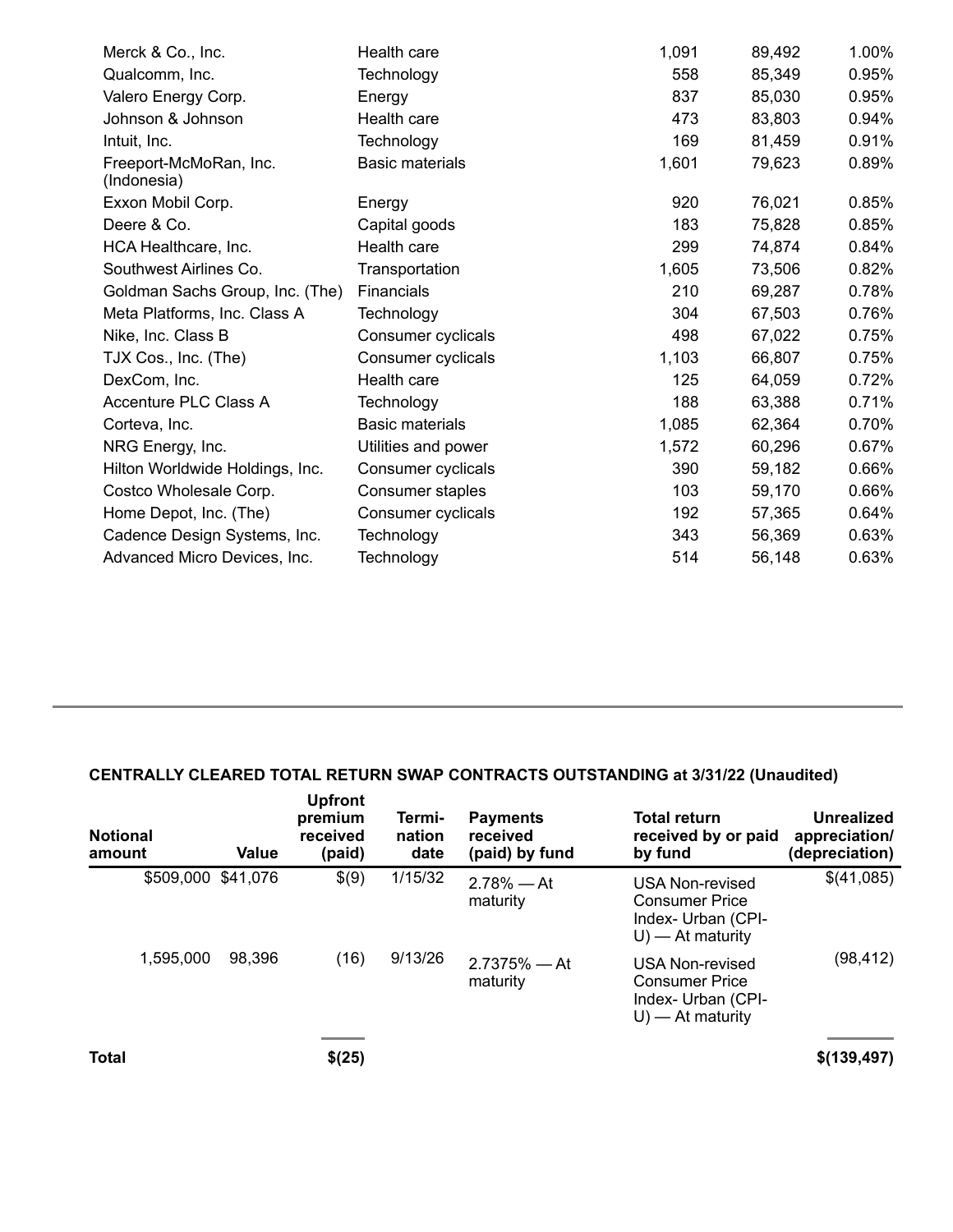| | | | | |
|---|---|---|---|---|
| Merck & Co., Inc. | Health care | 1,091 | 89,492 | 1.00% |
| Qualcomm, Inc. | Technology | 558 | 85,349 | 0.95% |
| Valero Energy Corp. | Energy | 837 | 85,030 | 0.95% |
| Johnson & Johnson | Health care | 473 | 83,803 | 0.94% |
| Intuit, Inc. | Technology | 169 | 81,459 | 0.91% |
| Freeport-McMoRan, Inc. (Indonesia) | Basic materials | 1,601 | 79,623 | 0.89% |
| Exxon Mobil Corp. | Energy | 920 | 76,021 | 0.85% |
| Deere & Co. | Capital goods | 183 | 75,828 | 0.85% |
| HCA Healthcare, Inc. | Health care | 299 | 74,874 | 0.84% |
| Southwest Airlines Co. | Transportation | 1,605 | 73,506 | 0.82% |
| Goldman Sachs Group, Inc. (The) | Financials | 210 | 69,287 | 0.78% |
| Meta Platforms, Inc. Class A | Technology | 304 | 67,503 | 0.76% |
| Nike, Inc. Class B | Consumer cyclicals | 498 | 67,022 | 0.75% |
| TJX Cos., Inc. (The) | Consumer cyclicals | 1,103 | 66,807 | 0.75% |
| DexCom, Inc. | Health care | 125 | 64,059 | 0.72% |
| Accenture PLC Class A | Technology | 188 | 63,388 | 0.71% |
| Corteva, Inc. | Basic materials | 1,085 | 62,364 | 0.70% |
| NRG Energy, Inc. | Utilities and power | 1,572 | 60,296 | 0.67% |
| Hilton Worldwide Holdings, Inc. | Consumer cyclicals | 390 | 59,182 | 0.66% |
| Costco Wholesale Corp. | Consumer staples | 103 | 59,170 | 0.66% |
| Home Depot, Inc. (The) | Consumer cyclicals | 192 | 57,365 | 0.64% |
| Cadence Design Systems, Inc. | Technology | 343 | 56,369 | 0.63% |
| Advanced Micro Devices, Inc. | Technology | 514 | 56,148 | 0.63% |

**CENTRALLY CLEARED TOTAL RETURN SWAP CONTRACTS OUTSTANDING at 3/31/22 (Unaudited)**

| Notional amount | Value | Upfront premium received (paid) | Termi-nation date | Payments received (paid) by fund | Total return received by or paid by fund | Unrealized appreciation/ (depreciation) |
|---|---|---|---|---|---|---|
| $509,000 | $41,076 | $(9) | 1/15/32 | 2.78% — At maturity | USA Non-revised Consumer Price Index- Urban (CPI-U) — At maturity | $(41,085) |
| 1,595,000 | 98,396 | (16) | 9/13/26 | 2.7375% — At maturity | USA Non-revised Consumer Price Index- Urban (CPI-U) — At maturity | (98,412) |
| **Total** | | **$(25)** | | | | **$(139,497)** |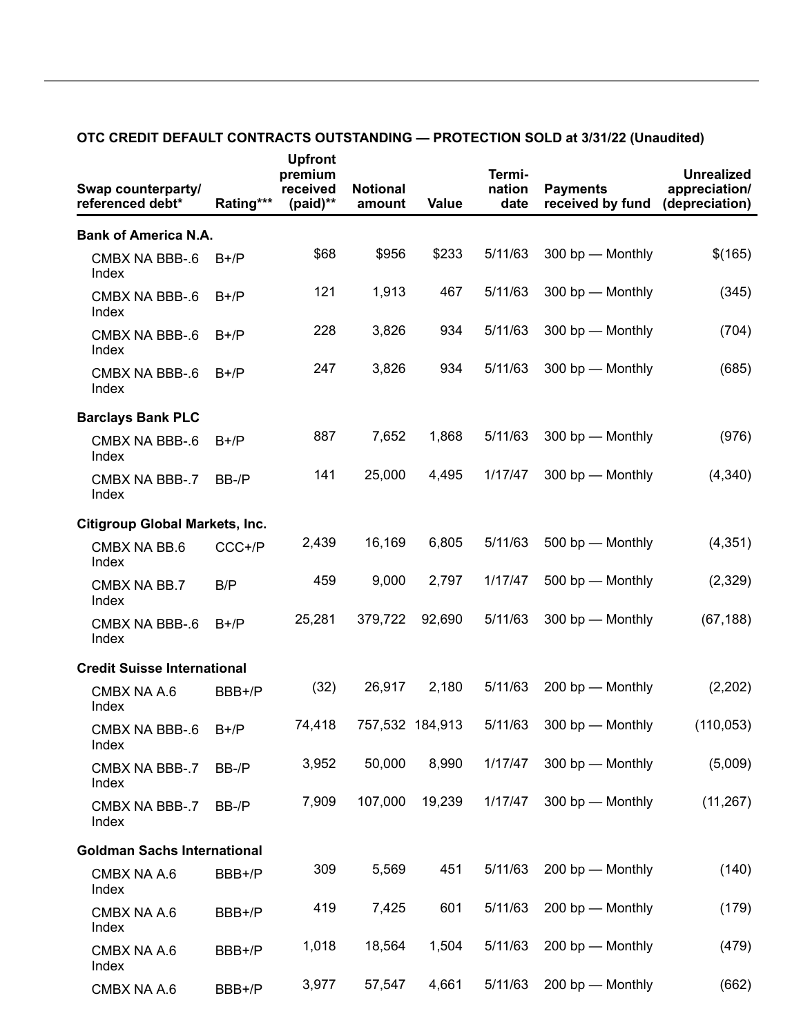**OTC CREDIT DEFAULT CONTRACTS OUTSTANDING — PROTECTION SOLD at 3/31/22 (Unaudited)**

| Swap counterparty/ referenced debt* | Rating*** | Upfront premium received (paid)** | Notional amount | Value | Termi-nation date | Payments received by fund | Unrealized appreciation/ (depreciation) |
|---|---|---|---|---|---|---|---|
| **Bank of America N.A.** | | | | | | | |
| CMBX NA BBB-.6 Index | B+/P | $68 | $956 | $233 | 5/11/63 | 300 bp — Monthly | $(165) |
| CMBX NA BBB-.6 Index | B+/P | 121 | 1,913 | 467 | 5/11/63 | 300 bp — Monthly | (345) |
| CMBX NA BBB-.6 Index | B+/P | 228 | 3,826 | 934 | 5/11/63 | 300 bp — Monthly | (704) |
| CMBX NA BBB-.6 Index | B+/P | 247 | 3,826 | 934 | 5/11/63 | 300 bp — Monthly | (685) |
| **Barclays Bank PLC** | | | | | | | |
| CMBX NA BBB-.6 Index | B+/P | 887 | 7,652 | 1,868 | 5/11/63 | 300 bp — Monthly | (976) |
| CMBX NA BBB-.7 Index | BB-/P | 141 | 25,000 | 4,495 | 1/17/47 | 300 bp — Monthly | (4,340) |
| **Citigroup Global Markets, Inc.** | | | | | | | |
| CMBX NA BB.6 Index | CCC+/P | 2,439 | 16,169 | 6,805 | 5/11/63 | 500 bp — Monthly | (4,351) |
| CMBX NA BB.7 Index | B/P | 459 | 9,000 | 2,797 | 1/17/47 | 500 bp — Monthly | (2,329) |
| CMBX NA BBB-.6 Index | B+/P | 25,281 | 379,722 | 92,690 | 5/11/63 | 300 bp — Monthly | (67,188) |
| **Credit Suisse International** | | | | | | | |
| CMBX NA A.6 Index | BBB+/P | (32) | 26,917 | 2,180 | 5/11/63 | 200 bp — Monthly | (2,202) |
| CMBX NA BBB-.6 Index | B+/P | 74,418 | 757,532 | 184,913 | 5/11/63 | 300 bp — Monthly | (110,053) |
| CMBX NA BBB-.7 Index | BB-/P | 3,952 | 50,000 | 8,990 | 1/17/47 | 300 bp — Monthly | (5,009) |
| CMBX NA BBB-.7 Index | BB-/P | 7,909 | 107,000 | 19,239 | 1/17/47 | 300 bp — Monthly | (11,267) |
| **Goldman Sachs International** | | | | | | | |
| CMBX NA A.6 Index | BBB+/P | 309 | 5,569 | 451 | 5/11/63 | 200 bp — Monthly | (140) |
| CMBX NA A.6 Index | BBB+/P | 419 | 7,425 | 601 | 5/11/63 | 200 bp — Monthly | (179) |
| CMBX NA A.6 Index | BBB+/P | 1,018 | 18,564 | 1,504 | 5/11/63 | 200 bp — Monthly | (479) |
| CMBX NA A.6 | BBB+/P | 3,977 | 57,547 | 4,661 | 5/11/63 | 200 bp — Monthly | (662) |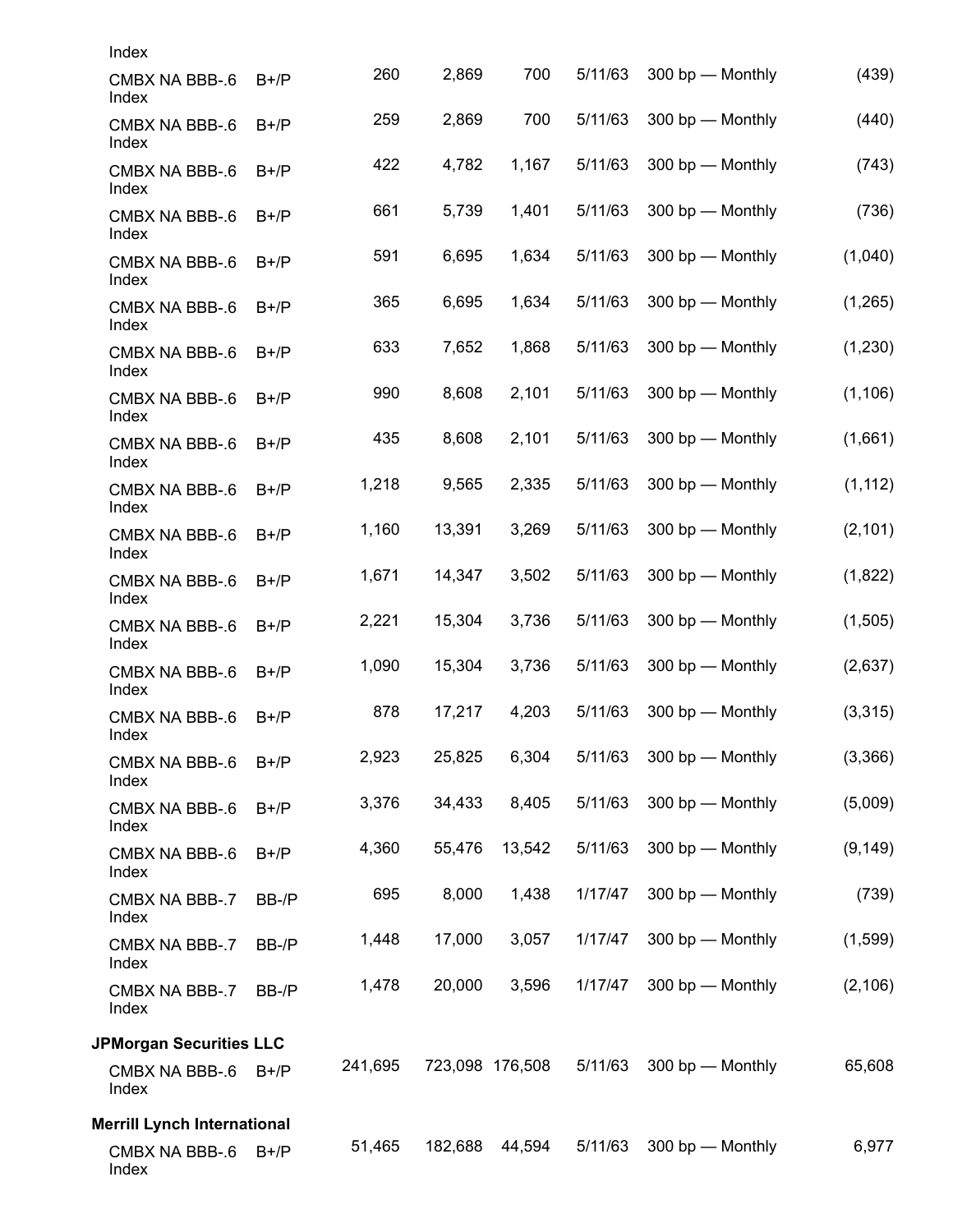| | | | | | | | |
|---|---|---|---|---|---|---|---|
| Index | | | | | | | |
| CMBX NA BBB-.6 Index | B+/P | 260 | 2,869 | 700 | 5/11/63 | 300 bp — Monthly | (439) |
| CMBX NA BBB-.6 Index | B+/P | 259 | 2,869 | 700 | 5/11/63 | 300 bp — Monthly | (440) |
| CMBX NA BBB-.6 Index | B+/P | 422 | 4,782 | 1,167 | 5/11/63 | 300 bp — Monthly | (743) |
| CMBX NA BBB-.6 Index | B+/P | 661 | 5,739 | 1,401 | 5/11/63 | 300 bp — Monthly | (736) |
| CMBX NA BBB-.6 Index | B+/P | 591 | 6,695 | 1,634 | 5/11/63 | 300 bp — Monthly | (1,040) |
| CMBX NA BBB-.6 Index | B+/P | 365 | 6,695 | 1,634 | 5/11/63 | 300 bp — Monthly | (1,265) |
| CMBX NA BBB-.6 Index | B+/P | 633 | 7,652 | 1,868 | 5/11/63 | 300 bp — Monthly | (1,230) |
| CMBX NA BBB-.6 Index | B+/P | 990 | 8,608 | 2,101 | 5/11/63 | 300 bp — Monthly | (1,106) |
| CMBX NA BBB-.6 Index | B+/P | 435 | 8,608 | 2,101 | 5/11/63 | 300 bp — Monthly | (1,661) |
| CMBX NA BBB-.6 Index | B+/P | 1,218 | 9,565 | 2,335 | 5/11/63 | 300 bp — Monthly | (1,112) |
| CMBX NA BBB-.6 Index | B+/P | 1,160 | 13,391 | 3,269 | 5/11/63 | 300 bp — Monthly | (2,101) |
| CMBX NA BBB-.6 Index | B+/P | 1,671 | 14,347 | 3,502 | 5/11/63 | 300 bp — Monthly | (1,822) |
| CMBX NA BBB-.6 Index | B+/P | 2,221 | 15,304 | 3,736 | 5/11/63 | 300 bp — Monthly | (1,505) |
| CMBX NA BBB-.6 Index | B+/P | 1,090 | 15,304 | 3,736 | 5/11/63 | 300 bp — Monthly | (2,637) |
| CMBX NA BBB-.6 Index | B+/P | 878 | 17,217 | 4,203 | 5/11/63 | 300 bp — Monthly | (3,315) |
| CMBX NA BBB-.6 Index | B+/P | 2,923 | 25,825 | 6,304 | 5/11/63 | 300 bp — Monthly | (3,366) |
| CMBX NA BBB-.6 Index | B+/P | 3,376 | 34,433 | 8,405 | 5/11/63 | 300 bp — Monthly | (5,009) |
| CMBX NA BBB-.6 Index | B+/P | 4,360 | 55,476 | 13,542 | 5/11/63 | 300 bp — Monthly | (9,149) |
| CMBX NA BBB-.7 Index | BB-/P | 695 | 8,000 | 1,438 | 1/17/47 | 300 bp — Monthly | (739) |
| CMBX NA BBB-.7 Index | BB-/P | 1,448 | 17,000 | 3,057 | 1/17/47 | 300 bp — Monthly | (1,599) |
| CMBX NA BBB-.7 Index | BB-/P | 1,478 | 20,000 | 3,596 | 1/17/47 | 300 bp — Monthly | (2,106) |
| **JPMorgan Securities LLC** | | | | | | | |
| CMBX NA BBB-.6 Index | B+/P | 241,695 | 723,098 | 176,508 | 5/11/63 | 300 bp — Monthly | 65,608 |
| **Merrill Lynch International** | | | | | | | |
| CMBX NA BBB-.6 Index | B+/P | 51,465 | 182,688 | 44,594 | 5/11/63 | 300 bp — Monthly | 6,977 |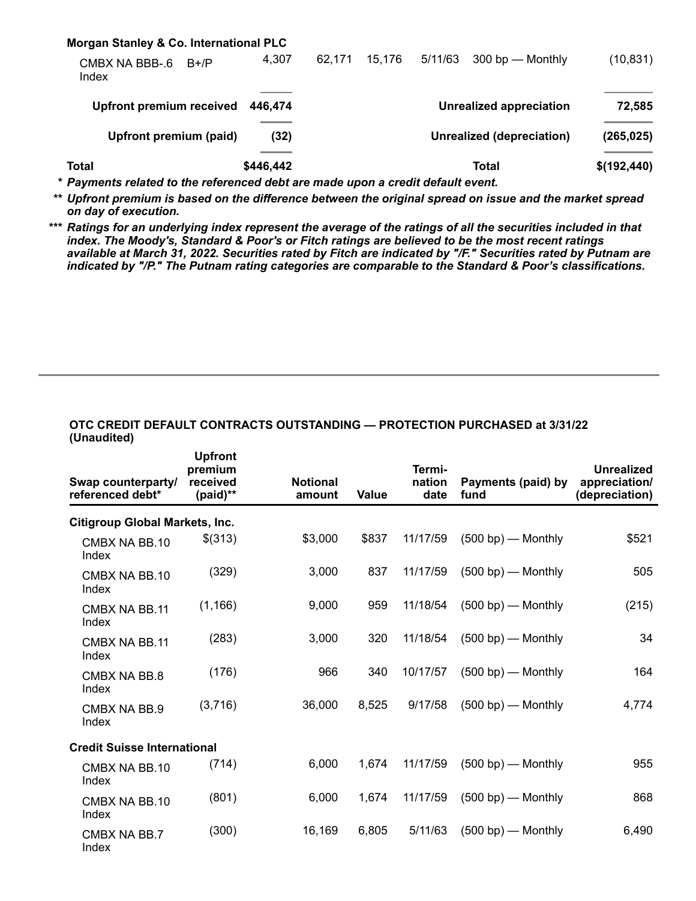| | | | | | | |
|---|---|---|---|---|---|---|
| **Morgan Stanley & Co. International PLC** | | | | | | |
| CMBX NA BBB-.6 Index B+/P | 4,307 | 62,171 | 15,176 | 5/11/63 | 300 bp — Monthly | (10,831) |
| **Upfront premium received** | **446,474** | | | | **Unrealized appreciation** | **72,585** |
| **Upfront premium (paid)** | **(32)** | | | | **Unrealized (depreciation)** | **(265,025)** |
| **Total** | **$446,442** | | | | **Total** | **$(192,440)** |

\* *Payments related to the referenced debt are made upon a credit default event.*

\*\* *Upfront premium is based on the difference between the original spread on issue and the market spread on day of execution.*

\*\*\* *Ratings for an underlying index represent the average of the ratings of all the securities included in that index. The Moody's, Standard & Poor's or Fitch ratings are believed to be the most recent ratings available at March 31, 2022. Securities rated by Fitch are indicated by "/F." Securities rated by Putnam are indicated by "/P." The Putnam rating categories are comparable to the Standard & Poor's classifications.*

**OTC CREDIT DEFAULT CONTRACTS OUTSTANDING — PROTECTION PURCHASED at 3/31/22 (Unaudited)**

| Swap counterparty/ referenced debt* | Upfront premium received (paid)** | Notional amount | Value | Termi-nation date | Payments (paid) by fund | Unrealized appreciation/ (depreciation) |
|---|---|---|---|---|---|---|
| **Citigroup Global Markets, Inc.** | | | | | | |
| CMBX NA BB.10 Index | $(313) | $3,000 | $837 | 11/17/59 | (500 bp) — Monthly | $521 |
| CMBX NA BB.10 Index | (329) | 3,000 | 837 | 11/17/59 | (500 bp) — Monthly | 505 |
| CMBX NA BB.11 Index | (1,166) | 9,000 | 959 | 11/18/54 | (500 bp) — Monthly | (215) |
| CMBX NA BB.11 Index | (283) | 3,000 | 320 | 11/18/54 | (500 bp) — Monthly | 34 |
| CMBX NA BB.8 Index | (176) | 966 | 340 | 10/17/57 | (500 bp) — Monthly | 164 |
| CMBX NA BB.9 Index | (3,716) | 36,000 | 8,525 | 9/17/58 | (500 bp) — Monthly | 4,774 |
| **Credit Suisse International** | | | | | | |
| CMBX NA BB.10 Index | (714) | 6,000 | 1,674 | 11/17/59 | (500 bp) — Monthly | 955 |
| CMBX NA BB.10 Index | (801) | 6,000 | 1,674 | 11/17/59 | (500 bp) — Monthly | 868 |
| CMBX NA BB.7 Index | (300) | 16,169 | 6,805 | 5/11/63 | (500 bp) — Monthly | 6,490 |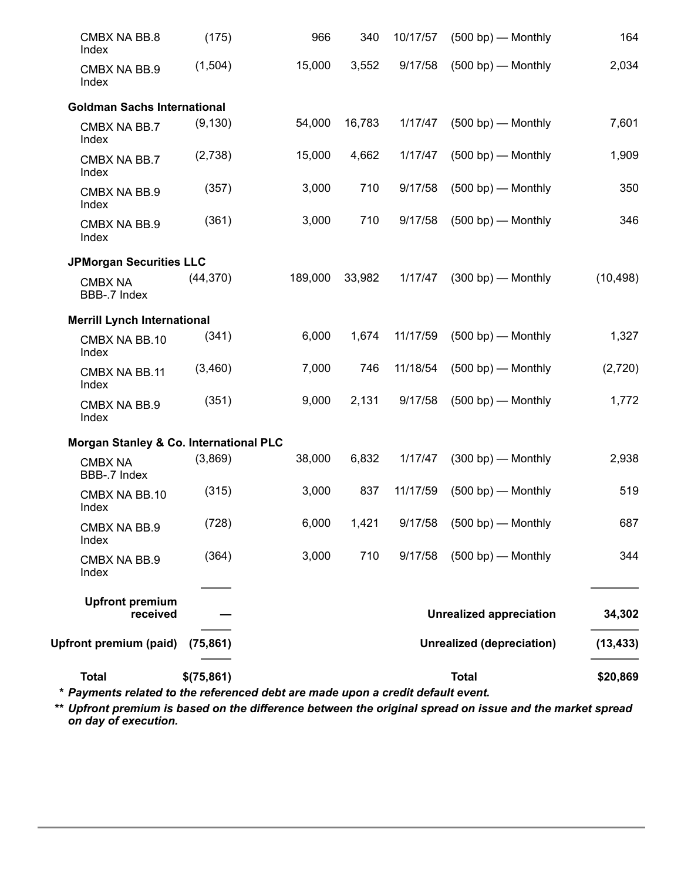| | | | | | | |
|---|---|---|---|---|---|---|
| CMBX NA BB.8 Index | (175) | 966 | 340 | 10/17/57 | (500 bp) — Monthly | 164 |
| CMBX NA BB.9 Index | (1,504) | 15,000 | 3,552 | 9/17/58 | (500 bp) — Monthly | 2,034 |
| **Goldman Sachs International** | | | | | | |
| CMBX NA BB.7 Index | (9,130) | 54,000 | 16,783 | 1/17/47 | (500 bp) — Monthly | 7,601 |
| CMBX NA BB.7 Index | (2,738) | 15,000 | 4,662 | 1/17/47 | (500 bp) — Monthly | 1,909 |
| CMBX NA BB.9 Index | (357) | 3,000 | 710 | 9/17/58 | (500 bp) — Monthly | 350 |
| CMBX NA BB.9 Index | (361) | 3,000 | 710 | 9/17/58 | (500 bp) — Monthly | 346 |
| **JPMorgan Securities LLC** | | | | | | |
| CMBX NA BBB-.7 Index | (44,370) | 189,000 | 33,982 | 1/17/47 | (300 bp) — Monthly | (10,498) |
| **Merrill Lynch International** | | | | | | |
| CMBX NA BB.10 Index | (341) | 6,000 | 1,674 | 11/17/59 | (500 bp) — Monthly | 1,327 |
| CMBX NA BB.11 Index | (3,460) | 7,000 | 746 | 11/18/54 | (500 bp) — Monthly | (2,720) |
| CMBX NA BB.9 Index | (351) | 9,000 | 2,131 | 9/17/58 | (500 bp) — Monthly | 1,772 |
| **Morgan Stanley & Co. International PLC** | | | | | | |
| CMBX NA BBB-.7 Index | (3,869) | 38,000 | 6,832 | 1/17/47 | (300 bp) — Monthly | 2,938 |
| CMBX NA BB.10 Index | (315) | 3,000 | 837 | 11/17/59 | (500 bp) — Monthly | 519 |
| CMBX NA BB.9 Index | (728) | 6,000 | 1,421 | 9/17/58 | (500 bp) — Monthly | 687 |
| CMBX NA BB.9 Index | (364) | 3,000 | 710 | 9/17/58 | (500 bp) — Monthly | 344 |
| **Upfront premium received** | **—** | | | | **Unrealized appreciation** | **34,302** |
| **Upfront premium (paid)** | **(75,861)** | | | | **Unrealized (depreciation)** | **(13,433)** |
| **Total** | **$(75,861)** | | | | **Total** | **$20,869** |

\* ***Payments related to the referenced debt are made upon a credit default event.***

\*\* ***Upfront premium is based on the difference between the original spread on issue and the market spread on day of execution.***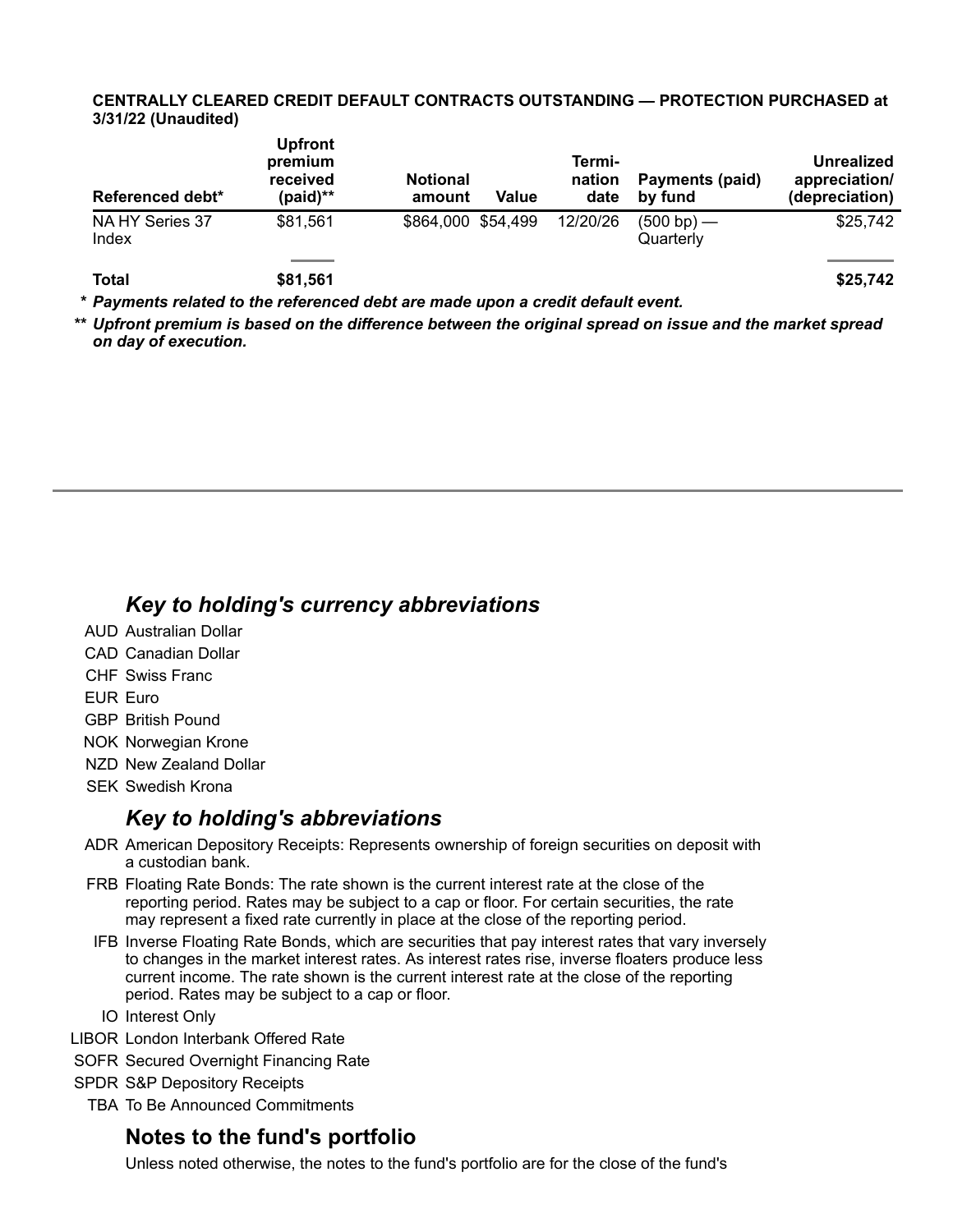**CENTRALLY CLEARED CREDIT DEFAULT CONTRACTS OUTSTANDING — PROTECTION PURCHASED at 3/31/22 (Unaudited)**

| Referenced debt* | Upfront premium received (paid)** | Notional amount | Value | Termi-nation date | Payments (paid) by fund | Unrealized appreciation/ (depreciation) |
|---|---|---|---|---|---|---|
| NA HY Series 37 Index | $81,561 | $864,000 | $54,499 | 12/20/26 | (500 bp) — Quarterly | $25,742 |
| **Total** | **$81,561** | | | | | **$25,742** |

\* ***Payments related to the referenced debt are made upon a credit default event.***

\*\* ***Upfront premium is based on the difference between the original spread on issue and the market spread on day of execution.***

## *Key to holding's currency abbreviations*

- AUD Australian Dollar
- CAD Canadian Dollar
- CHF Swiss Franc
- EUR Euro
- GBP British Pound
- NOK Norwegian Krone
- NZD New Zealand Dollar
- SEK Swedish Krona

## *Key to holding's abbreviations*

- ADR American Depository Receipts: Represents ownership of foreign securities on deposit with a custodian bank.
- FRB Floating Rate Bonds: The rate shown is the current interest rate at the close of the reporting period. Rates may be subject to a cap or floor. For certain securities, the rate may represent a fixed rate currently in place at the close of the reporting period.
- IFB Inverse Floating Rate Bonds, which are securities that pay interest rates that vary inversely to changes in the market interest rates. As interest rates rise, inverse floaters produce less current income. The rate shown is the current interest rate at the close of the reporting period. Rates may be subject to a cap or floor.
- IO Interest Only
- LIBOR London Interbank Offered Rate
- SOFR Secured Overnight Financing Rate
- SPDR S&P Depository Receipts
- TBA To Be Announced Commitments

## Notes to the fund's portfolio

Unless noted otherwise, the notes to the fund's portfolio are for the close of the fund's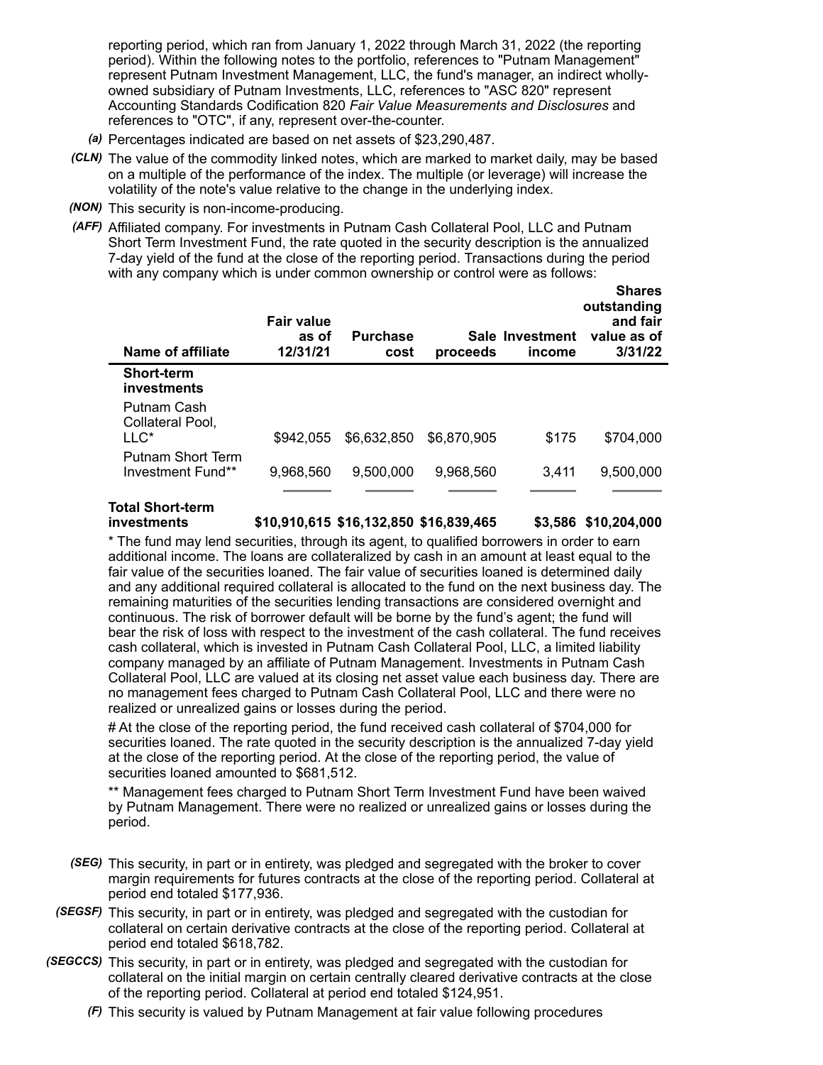reporting period, which ran from January 1, 2022 through March 31, 2022 (the reporting period). Within the following notes to the portfolio, references to "Putnam Management" represent Putnam Investment Management, LLC, the fund's manager, an indirect wholly-owned subsidiary of Putnam Investments, LLC, references to "ASC 820" represent Accounting Standards Codification 820 *Fair Value Measurements and Disclosures* and references to "OTC", if any, represent over-the-counter.

*(a)* Percentages indicated are based on net assets of $23,290,487.

*(CLN)* The value of the commodity linked notes, which are marked to market daily, may be based on a multiple of the performance of the index. The multiple (or leverage) will increase the volatility of the note's value relative to the change in the underlying index.

*(NON)* This security is non-income-producing.

*(AFF)* Affiliated company. For investments in Putnam Cash Collateral Pool, LLC and Putnam Short Term Investment Fund, the rate quoted in the security description is the annualized 7-day yield of the fund at the close of the reporting period. Transactions during the period with any company which is under common ownership or control were as follows:

| Name of affiliate | Fair value as of 12/31/21 | Purchase cost | Sale proceeds | Investment income | Shares outstanding and fair value as of 3/31/22 |
|---|---|---|---|---|---|
| **Short-term investments** | | | | | |
| Putnam Cash Collateral Pool, LLC* | $942,055 | $6,632,850 | $6,870,905 | $175 | $704,000 |
| Putnam Short Term Investment Fund** | 9,968,560 | 9,500,000 | 9,968,560 | 3,411 | 9,500,000 |
| **Total Short-term investments** | **$10,910,615** | **$16,132,850** | **$16,839,465** | **$3,586** | **$10,204,000** |

* The fund may lend securities, through its agent, to qualified borrowers in order to earn additional income. The loans are collateralized by cash in an amount at least equal to the fair value of the securities loaned. The fair value of securities loaned is determined daily and any additional required collateral is allocated to the fund on the next business day. The remaining maturities of the securities lending transactions are considered overnight and continuous. The risk of borrower default will be borne by the fund's agent; the fund will bear the risk of loss with respect to the investment of the cash collateral. The fund receives cash collateral, which is invested in Putnam Cash Collateral Pool, LLC, a limited liability company managed by an affiliate of Putnam Management. Investments in Putnam Cash Collateral Pool, LLC are valued at its closing net asset value each business day. There are no management fees charged to Putnam Cash Collateral Pool, LLC and there were no realized or unrealized gains or losses during the period.

# At the close of the reporting period, the fund received cash collateral of $704,000 for securities loaned. The rate quoted in the security description is the annualized 7-day yield at the close of the reporting period. At the close of the reporting period, the value of securities loaned amounted to $681,512.

** Management fees charged to Putnam Short Term Investment Fund have been waived by Putnam Management. There were no realized or unrealized gains or losses during the period.

*(SEG)* This security, in part or in entirety, was pledged and segregated with the broker to cover margin requirements for futures contracts at the close of the reporting period. Collateral at period end totaled $177,936.

*(SEGSF)* This security, in part or in entirety, was pledged and segregated with the custodian for collateral on certain derivative contracts at the close of the reporting period. Collateral at period end totaled $618,782.

*(SEGCCS)* This security, in part or in entirety, was pledged and segregated with the custodian for collateral on the initial margin on certain centrally cleared derivative contracts at the close of the reporting period. Collateral at period end totaled $124,951.

*(F)* This security is valued by Putnam Management at fair value following procedures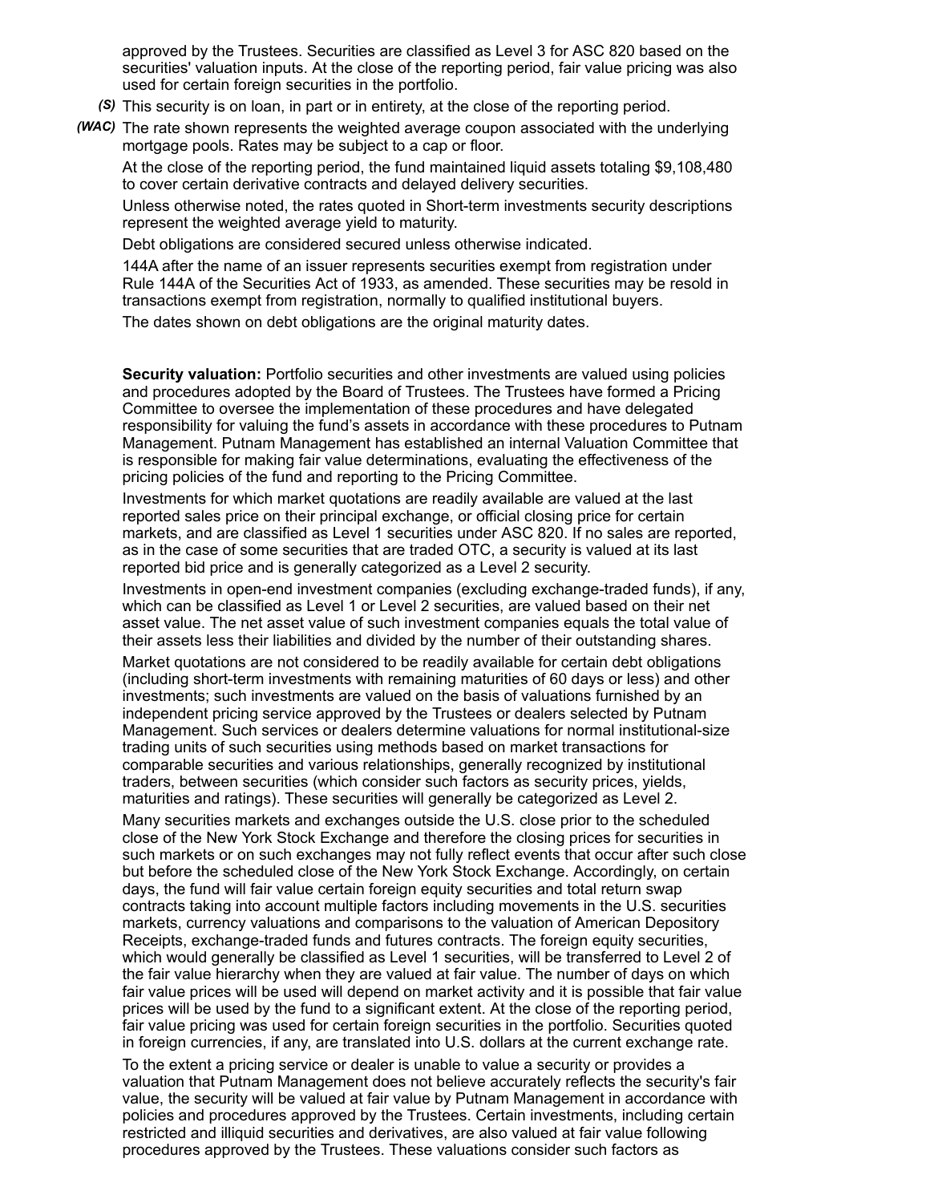approved by the Trustees. Securities are classified as Level 3 for ASC 820 based on the securities' valuation inputs. At the close of the reporting period, fair value pricing was also used for certain foreign securities in the portfolio.

*(S)* This security is on loan, in part or in entirety, at the close of the reporting period.

*(WAC)* The rate shown represents the weighted average coupon associated with the underlying mortgage pools. Rates may be subject to a cap or floor.

At the close of the reporting period, the fund maintained liquid assets totaling $9,108,480 to cover certain derivative contracts and delayed delivery securities.

Unless otherwise noted, the rates quoted in Short-term investments security descriptions represent the weighted average yield to maturity.

Debt obligations are considered secured unless otherwise indicated.

144A after the name of an issuer represents securities exempt from registration under Rule 144A of the Securities Act of 1933, as amended. These securities may be resold in transactions exempt from registration, normally to qualified institutional buyers.

The dates shown on debt obligations are the original maturity dates.

**Security valuation:** Portfolio securities and other investments are valued using policies and procedures adopted by the Board of Trustees. The Trustees have formed a Pricing Committee to oversee the implementation of these procedures and have delegated responsibility for valuing the fund's assets in accordance with these procedures to Putnam Management. Putnam Management has established an internal Valuation Committee that is responsible for making fair value determinations, evaluating the effectiveness of the pricing policies of the fund and reporting to the Pricing Committee.

Investments for which market quotations are readily available are valued at the last reported sales price on their principal exchange, or official closing price for certain markets, and are classified as Level 1 securities under ASC 820. If no sales are reported, as in the case of some securities that are traded OTC, a security is valued at its last reported bid price and is generally categorized as a Level 2 security.

Investments in open-end investment companies (excluding exchange-traded funds), if any, which can be classified as Level 1 or Level 2 securities, are valued based on their net asset value. The net asset value of such investment companies equals the total value of their assets less their liabilities and divided by the number of their outstanding shares.

Market quotations are not considered to be readily available for certain debt obligations (including short-term investments with remaining maturities of 60 days or less) and other investments; such investments are valued on the basis of valuations furnished by an independent pricing service approved by the Trustees or dealers selected by Putnam Management. Such services or dealers determine valuations for normal institutional-size trading units of such securities using methods based on market transactions for comparable securities and various relationships, generally recognized by institutional traders, between securities (which consider such factors as security prices, yields, maturities and ratings). These securities will generally be categorized as Level 2.

Many securities markets and exchanges outside the U.S. close prior to the scheduled close of the New York Stock Exchange and therefore the closing prices for securities in such markets or on such exchanges may not fully reflect events that occur after such close but before the scheduled close of the New York Stock Exchange. Accordingly, on certain days, the fund will fair value certain foreign equity securities and total return swap contracts taking into account multiple factors including movements in the U.S. securities markets, currency valuations and comparisons to the valuation of American Depository Receipts, exchange-traded funds and futures contracts. The foreign equity securities, which would generally be classified as Level 1 securities, will be transferred to Level 2 of the fair value hierarchy when they are valued at fair value. The number of days on which fair value prices will be used will depend on market activity and it is possible that fair value prices will be used by the fund to a significant extent. At the close of the reporting period, fair value pricing was used for certain foreign securities in the portfolio. Securities quoted in foreign currencies, if any, are translated into U.S. dollars at the current exchange rate.

To the extent a pricing service or dealer is unable to value a security or provides a valuation that Putnam Management does not believe accurately reflects the security's fair value, the security will be valued at fair value by Putnam Management in accordance with policies and procedures approved by the Trustees. Certain investments, including certain restricted and illiquid securities and derivatives, are also valued at fair value following procedures approved by the Trustees. These valuations consider such factors as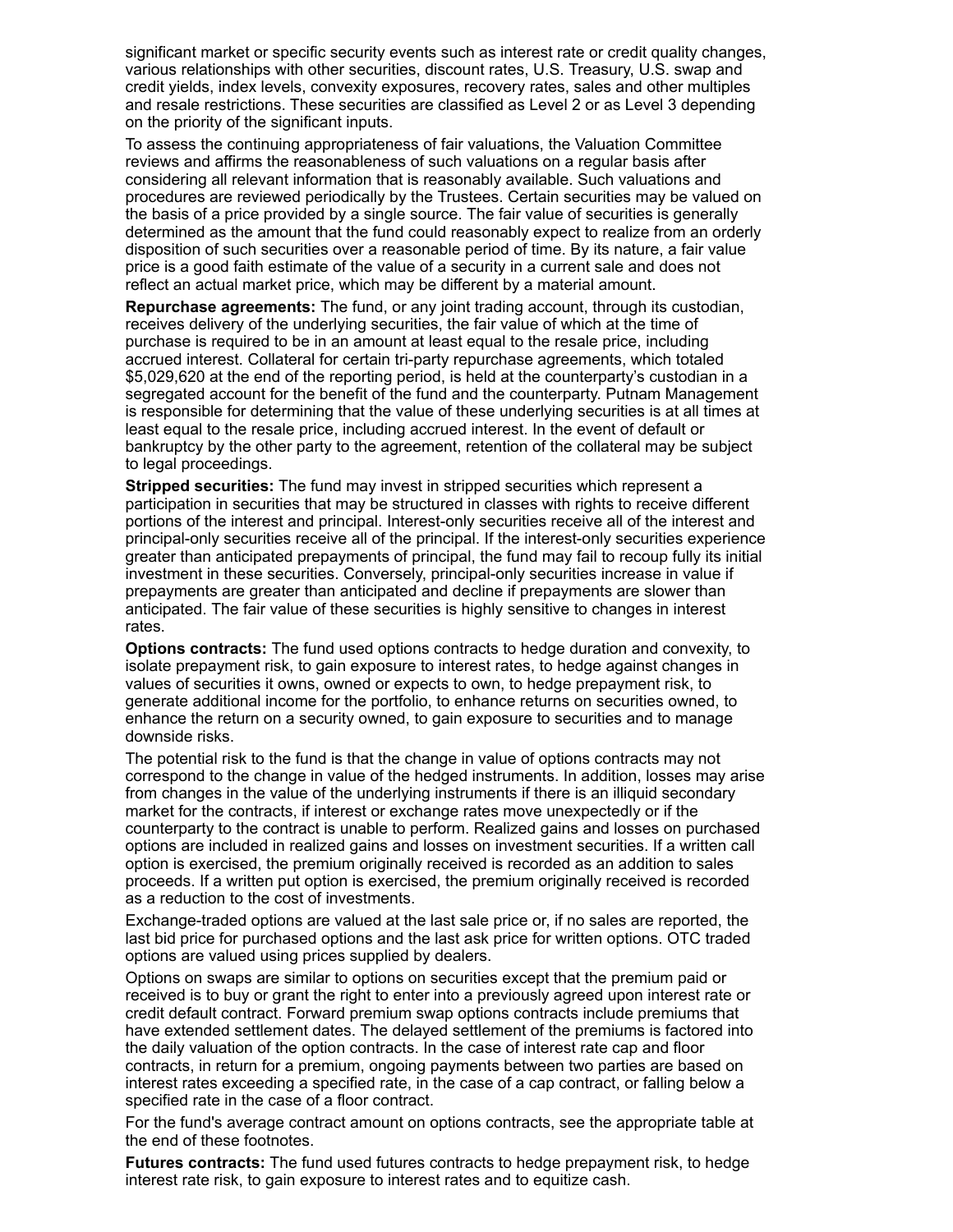significant market or specific security events such as interest rate or credit quality changes, various relationships with other securities, discount rates, U.S. Treasury, U.S. swap and credit yields, index levels, convexity exposures, recovery rates, sales and other multiples and resale restrictions. These securities are classified as Level 2 or as Level 3 depending on the priority of the significant inputs.

To assess the continuing appropriateness of fair valuations, the Valuation Committee reviews and affirms the reasonableness of such valuations on a regular basis after considering all relevant information that is reasonably available. Such valuations and procedures are reviewed periodically by the Trustees. Certain securities may be valued on the basis of a price provided by a single source. The fair value of securities is generally determined as the amount that the fund could reasonably expect to realize from an orderly disposition of such securities over a reasonable period of time. By its nature, a fair value price is a good faith estimate of the value of a security in a current sale and does not reflect an actual market price, which may be different by a material amount.

**Repurchase agreements:** The fund, or any joint trading account, through its custodian, receives delivery of the underlying securities, the fair value of which at the time of purchase is required to be in an amount at least equal to the resale price, including accrued interest. Collateral for certain tri-party repurchase agreements, which totaled $5,029,620 at the end of the reporting period, is held at the counterparty's custodian in a segregated account for the benefit of the fund and the counterparty. Putnam Management is responsible for determining that the value of these underlying securities is at all times at least equal to the resale price, including accrued interest. In the event of default or bankruptcy by the other party to the agreement, retention of the collateral may be subject to legal proceedings.

**Stripped securities:** The fund may invest in stripped securities which represent a participation in securities that may be structured in classes with rights to receive different portions of the interest and principal. Interest-only securities receive all of the interest and principal-only securities receive all of the principal. If the interest-only securities experience greater than anticipated prepayments of principal, the fund may fail to recoup fully its initial investment in these securities. Conversely, principal-only securities increase in value if prepayments are greater than anticipated and decline if prepayments are slower than anticipated. The fair value of these securities is highly sensitive to changes in interest rates.

**Options contracts:** The fund used options contracts to hedge duration and convexity, to isolate prepayment risk, to gain exposure to interest rates, to hedge against changes in values of securities it owns, owned or expects to own, to hedge prepayment risk, to generate additional income for the portfolio, to enhance returns on securities owned, to enhance the return on a security owned, to gain exposure to securities and to manage downside risks.

The potential risk to the fund is that the change in value of options contracts may not correspond to the change in value of the hedged instruments. In addition, losses may arise from changes in the value of the underlying instruments if there is an illiquid secondary market for the contracts, if interest or exchange rates move unexpectedly or if the counterparty to the contract is unable to perform. Realized gains and losses on purchased options are included in realized gains and losses on investment securities. If a written call option is exercised, the premium originally received is recorded as an addition to sales proceeds. If a written put option is exercised, the premium originally received is recorded as a reduction to the cost of investments.

Exchange-traded options are valued at the last sale price or, if no sales are reported, the last bid price for purchased options and the last ask price for written options. OTC traded options are valued using prices supplied by dealers.

Options on swaps are similar to options on securities except that the premium paid or received is to buy or grant the right to enter into a previously agreed upon interest rate or credit default contract. Forward premium swap options contracts include premiums that have extended settlement dates. The delayed settlement of the premiums is factored into the daily valuation of the option contracts. In the case of interest rate cap and floor contracts, in return for a premium, ongoing payments between two parties are based on interest rates exceeding a specified rate, in the case of a cap contract, or falling below a specified rate in the case of a floor contract.

For the fund's average contract amount on options contracts, see the appropriate table at the end of these footnotes.

**Futures contracts:** The fund used futures contracts to hedge prepayment risk, to hedge interest rate risk, to gain exposure to interest rates and to equitize cash.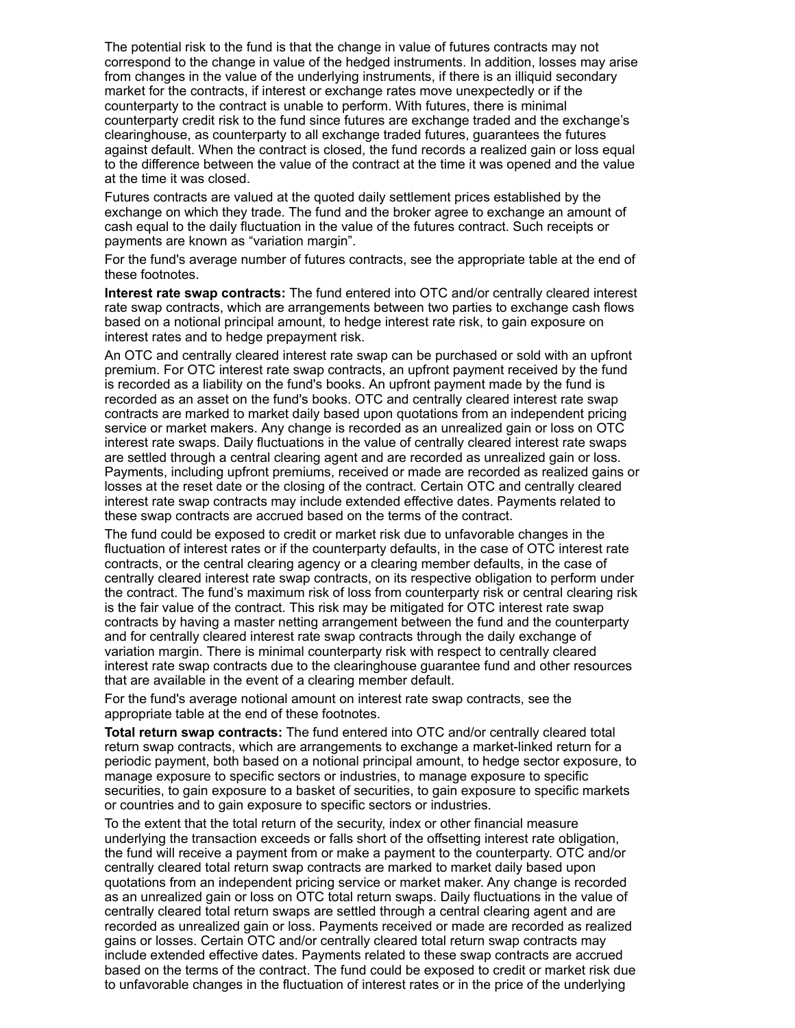The potential risk to the fund is that the change in value of futures contracts may not correspond to the change in value of the hedged instruments. In addition, losses may arise from changes in the value of the underlying instruments, if there is an illiquid secondary market for the contracts, if interest or exchange rates move unexpectedly or if the counterparty to the contract is unable to perform. With futures, there is minimal counterparty credit risk to the fund since futures are exchange traded and the exchange's clearinghouse, as counterparty to all exchange traded futures, guarantees the futures against default. When the contract is closed, the fund records a realized gain or loss equal to the difference between the value of the contract at the time it was opened and the value at the time it was closed.

Futures contracts are valued at the quoted daily settlement prices established by the exchange on which they trade. The fund and the broker agree to exchange an amount of cash equal to the daily fluctuation in the value of the futures contract. Such receipts or payments are known as "variation margin".

For the fund's average number of futures contracts, see the appropriate table at the end of these footnotes.

**Interest rate swap contracts:** The fund entered into OTC and/or centrally cleared interest rate swap contracts, which are arrangements between two parties to exchange cash flows based on a notional principal amount, to hedge interest rate risk, to gain exposure on interest rates and to hedge prepayment risk.

An OTC and centrally cleared interest rate swap can be purchased or sold with an upfront premium. For OTC interest rate swap contracts, an upfront payment received by the fund is recorded as a liability on the fund's books. An upfront payment made by the fund is recorded as an asset on the fund's books. OTC and centrally cleared interest rate swap contracts are marked to market daily based upon quotations from an independent pricing service or market makers. Any change is recorded as an unrealized gain or loss on OTC interest rate swaps. Daily fluctuations in the value of centrally cleared interest rate swaps are settled through a central clearing agent and are recorded as unrealized gain or loss. Payments, including upfront premiums, received or made are recorded as realized gains or losses at the reset date or the closing of the contract. Certain OTC and centrally cleared interest rate swap contracts may include extended effective dates. Payments related to these swap contracts are accrued based on the terms of the contract.

The fund could be exposed to credit or market risk due to unfavorable changes in the fluctuation of interest rates or if the counterparty defaults, in the case of OTC interest rate contracts, or the central clearing agency or a clearing member defaults, in the case of centrally cleared interest rate swap contracts, on its respective obligation to perform under the contract. The fund's maximum risk of loss from counterparty risk or central clearing risk is the fair value of the contract. This risk may be mitigated for OTC interest rate swap contracts by having a master netting arrangement between the fund and the counterparty and for centrally cleared interest rate swap contracts through the daily exchange of variation margin. There is minimal counterparty risk with respect to centrally cleared interest rate swap contracts due to the clearinghouse guarantee fund and other resources that are available in the event of a clearing member default.

For the fund's average notional amount on interest rate swap contracts, see the appropriate table at the end of these footnotes.

**Total return swap contracts:** The fund entered into OTC and/or centrally cleared total return swap contracts, which are arrangements to exchange a market-linked return for a periodic payment, both based on a notional principal amount, to hedge sector exposure, to manage exposure to specific sectors or industries, to manage exposure to specific securities, to gain exposure to a basket of securities, to gain exposure to specific markets or countries and to gain exposure to specific sectors or industries.

To the extent that the total return of the security, index or other financial measure underlying the transaction exceeds or falls short of the offsetting interest rate obligation, the fund will receive a payment from or make a payment to the counterparty. OTC and/or centrally cleared total return swap contracts are marked to market daily based upon quotations from an independent pricing service or market maker. Any change is recorded as an unrealized gain or loss on OTC total return swaps. Daily fluctuations in the value of centrally cleared total return swaps are settled through a central clearing agent and are recorded as unrealized gain or loss. Payments received or made are recorded as realized gains or losses. Certain OTC and/or centrally cleared total return swap contracts may include extended effective dates. Payments related to these swap contracts are accrued based on the terms of the contract. The fund could be exposed to credit or market risk due to unfavorable changes in the fluctuation of interest rates or in the price of the underlying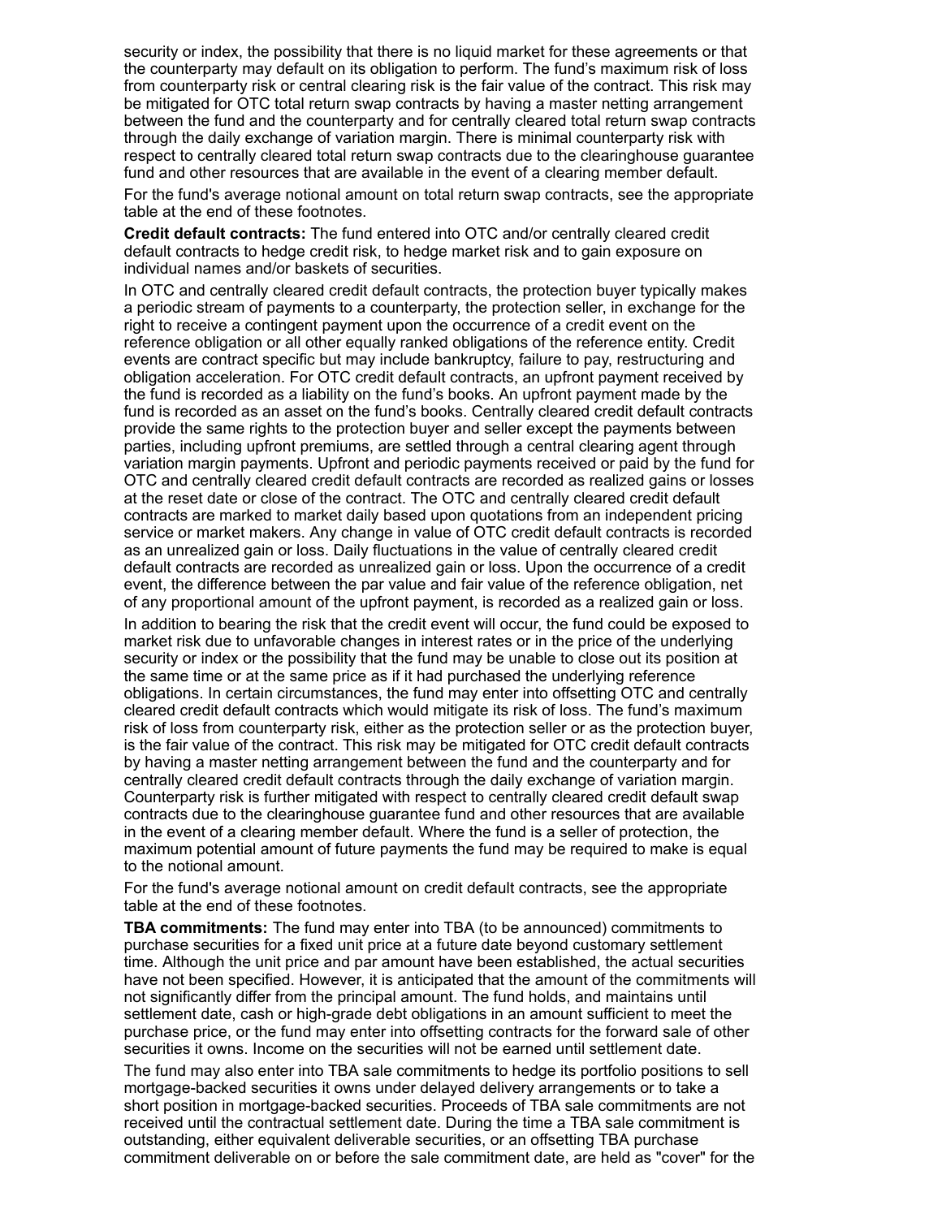security or index, the possibility that there is no liquid market for these agreements or that the counterparty may default on its obligation to perform. The fund's maximum risk of loss from counterparty risk or central clearing risk is the fair value of the contract. This risk may be mitigated for OTC total return swap contracts by having a master netting arrangement between the fund and the counterparty and for centrally cleared total return swap contracts through the daily exchange of variation margin. There is minimal counterparty risk with respect to centrally cleared total return swap contracts due to the clearinghouse guarantee fund and other resources that are available in the event of a clearing member default.

For the fund's average notional amount on total return swap contracts, see the appropriate table at the end of these footnotes.

**Credit default contracts:** The fund entered into OTC and/or centrally cleared credit default contracts to hedge credit risk, to hedge market risk and to gain exposure on individual names and/or baskets of securities.

In OTC and centrally cleared credit default contracts, the protection buyer typically makes a periodic stream of payments to a counterparty, the protection seller, in exchange for the right to receive a contingent payment upon the occurrence of a credit event on the reference obligation or all other equally ranked obligations of the reference entity. Credit events are contract specific but may include bankruptcy, failure to pay, restructuring and obligation acceleration. For OTC credit default contracts, an upfront payment received by the fund is recorded as a liability on the fund's books. An upfront payment made by the fund is recorded as an asset on the fund's books. Centrally cleared credit default contracts provide the same rights to the protection buyer and seller except the payments between parties, including upfront premiums, are settled through a central clearing agent through variation margin payments. Upfront and periodic payments received or paid by the fund for OTC and centrally cleared credit default contracts are recorded as realized gains or losses at the reset date or close of the contract. The OTC and centrally cleared credit default contracts are marked to market daily based upon quotations from an independent pricing service or market makers. Any change in value of OTC credit default contracts is recorded as an unrealized gain or loss. Daily fluctuations in the value of centrally cleared credit default contracts are recorded as unrealized gain or loss. Upon the occurrence of a credit event, the difference between the par value and fair value of the reference obligation, net of any proportional amount of the upfront payment, is recorded as a realized gain or loss.

In addition to bearing the risk that the credit event will occur, the fund could be exposed to market risk due to unfavorable changes in interest rates or in the price of the underlying security or index or the possibility that the fund may be unable to close out its position at the same time or at the same price as if it had purchased the underlying reference obligations. In certain circumstances, the fund may enter into offsetting OTC and centrally cleared credit default contracts which would mitigate its risk of loss. The fund's maximum risk of loss from counterparty risk, either as the protection seller or as the protection buyer, is the fair value of the contract. This risk may be mitigated for OTC credit default contracts by having a master netting arrangement between the fund and the counterparty and for centrally cleared credit default contracts through the daily exchange of variation margin. Counterparty risk is further mitigated with respect to centrally cleared credit default swap contracts due to the clearinghouse guarantee fund and other resources that are available in the event of a clearing member default. Where the fund is a seller of protection, the maximum potential amount of future payments the fund may be required to make is equal to the notional amount.

For the fund's average notional amount on credit default contracts, see the appropriate table at the end of these footnotes.

**TBA commitments:** The fund may enter into TBA (to be announced) commitments to purchase securities for a fixed unit price at a future date beyond customary settlement time. Although the unit price and par amount have been established, the actual securities have not been specified. However, it is anticipated that the amount of the commitments will not significantly differ from the principal amount. The fund holds, and maintains until settlement date, cash or high-grade debt obligations in an amount sufficient to meet the purchase price, or the fund may enter into offsetting contracts for the forward sale of other securities it owns. Income on the securities will not be earned until settlement date.

The fund may also enter into TBA sale commitments to hedge its portfolio positions to sell mortgage-backed securities it owns under delayed delivery arrangements or to take a short position in mortgage-backed securities. Proceeds of TBA sale commitments are not received until the contractual settlement date. During the time a TBA sale commitment is outstanding, either equivalent deliverable securities, or an offsetting TBA purchase commitment deliverable on or before the sale commitment date, are held as "cover" for the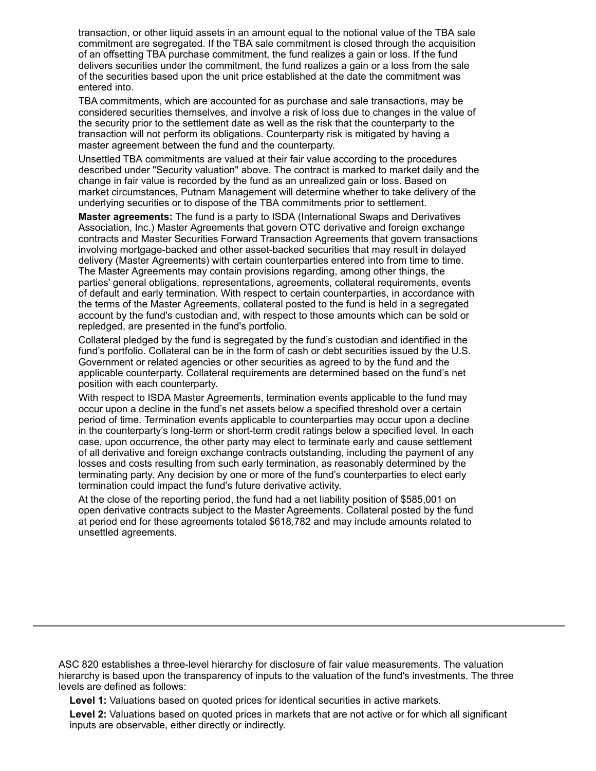transaction, or other liquid assets in an amount equal to the notional value of the TBA sale commitment are segregated. If the TBA sale commitment is closed through the acquisition of an offsetting TBA purchase commitment, the fund realizes a gain or loss. If the fund delivers securities under the commitment, the fund realizes a gain or a loss from the sale of the securities based upon the unit price established at the date the commitment was entered into.

TBA commitments, which are accounted for as purchase and sale transactions, may be considered securities themselves, and involve a risk of loss due to changes in the value of the security prior to the settlement date as well as the risk that the counterparty to the transaction will not perform its obligations. Counterparty risk is mitigated by having a master agreement between the fund and the counterparty.

Unsettled TBA commitments are valued at their fair value according to the procedures described under "Security valuation" above. The contract is marked to market daily and the change in fair value is recorded by the fund as an unrealized gain or loss. Based on market circumstances, Putnam Management will determine whether to take delivery of the underlying securities or to dispose of the TBA commitments prior to settlement.

**Master agreements:** The fund is a party to ISDA (International Swaps and Derivatives Association, Inc.) Master Agreements that govern OTC derivative and foreign exchange contracts and Master Securities Forward Transaction Agreements that govern transactions involving mortgage-backed and other asset-backed securities that may result in delayed delivery (Master Agreements) with certain counterparties entered into from time to time. The Master Agreements may contain provisions regarding, among other things, the parties' general obligations, representations, agreements, collateral requirements, events of default and early termination. With respect to certain counterparties, in accordance with the terms of the Master Agreements, collateral posted to the fund is held in a segregated account by the fund's custodian and, with respect to those amounts which can be sold or repledged, are presented in the fund's portfolio.

Collateral pledged by the fund is segregated by the fund's custodian and identified in the fund's portfolio. Collateral can be in the form of cash or debt securities issued by the U.S. Government or related agencies or other securities as agreed to by the fund and the applicable counterparty. Collateral requirements are determined based on the fund's net position with each counterparty.

With respect to ISDA Master Agreements, termination events applicable to the fund may occur upon a decline in the fund's net assets below a specified threshold over a certain period of time. Termination events applicable to counterparties may occur upon a decline in the counterparty's long-term or short-term credit ratings below a specified level. In each case, upon occurrence, the other party may elect to terminate early and cause settlement of all derivative and foreign exchange contracts outstanding, including the payment of any losses and costs resulting from such early termination, as reasonably determined by the terminating party. Any decision by one or more of the fund's counterparties to elect early termination could impact the fund's future derivative activity.

At the close of the reporting period, the fund had a net liability position of $585,001 on open derivative contracts subject to the Master Agreements. Collateral posted by the fund at period end for these agreements totaled $618,782 and may include amounts related to unsettled agreements.

---

ASC 820 establishes a three-level hierarchy for disclosure of fair value measurements. The valuation hierarchy is based upon the transparency of inputs to the valuation of the fund's investments. The three levels are defined as follows:

**Level 1:** Valuations based on quoted prices for identical securities in active markets.

**Level 2:** Valuations based on quoted prices in markets that are not active or for which all significant inputs are observable, either directly or indirectly.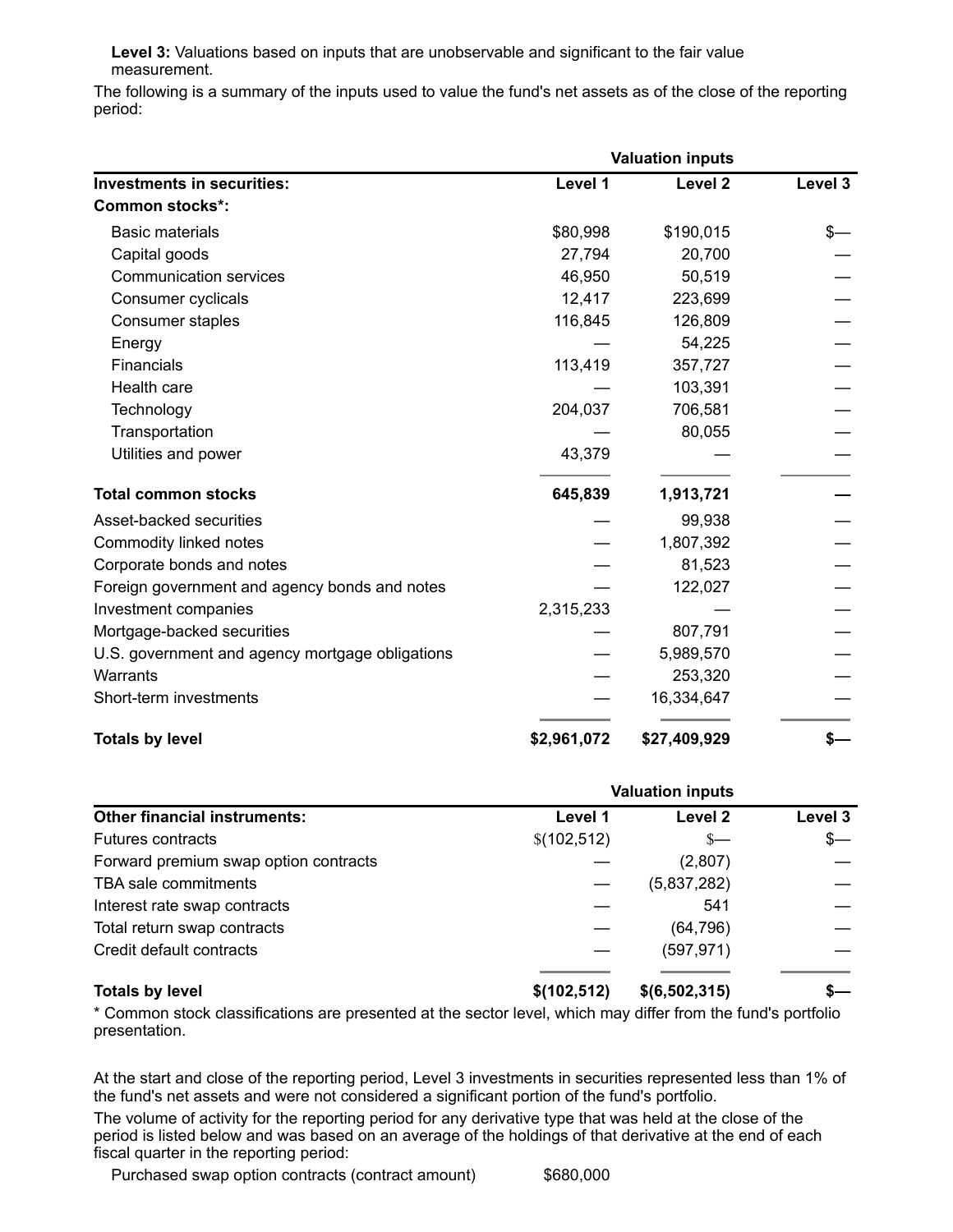**Level 3:** Valuations based on inputs that are unobservable and significant to the fair value measurement.

The following is a summary of the inputs used to value the fund's net assets as of the close of the reporting period:

| | Valuation inputs | | |
|---|---|---|---|
| **Investments in securities:** | **Level 1** | **Level 2** | **Level 3** |
| **Common stocks*:** | | | |
| Basic materials | $80,998 | $190,015 | $— |
| Capital goods | 27,794 | 20,700 | — |
| Communication services | 46,950 | 50,519 | — |
| Consumer cyclicals | 12,417 | 223,699 | — |
| Consumer staples | 116,845 | 126,809 | — |
| Energy | — | 54,225 | — |
| Financials | 113,419 | 357,727 | — |
| Health care | — | 103,391 | — |
| Technology | 204,037 | 706,581 | — |
| Transportation | — | 80,055 | — |
| Utilities and power | 43,379 | — | — |
| **Total common stocks** | **645,839** | **1,913,721** | **—** |
| Asset-backed securities | — | 99,938 | — |
| Commodity linked notes | — | 1,807,392 | — |
| Corporate bonds and notes | — | 81,523 | — |
| Foreign government and agency bonds and notes | — | 122,027 | — |
| Investment companies | 2,315,233 | — | — |
| Mortgage-backed securities | — | 807,791 | — |
| U.S. government and agency mortgage obligations | — | 5,989,570 | — |
| Warrants | — | 253,320 | — |
| Short-term investments | — | 16,334,647 | — |
| **Totals by level** | **$2,961,072** | **$27,409,929** | **$—** |

| | Valuation inputs | | |
|---|---|---|---|
| **Other financial instruments:** | **Level 1** | **Level 2** | **Level 3** |
| Futures contracts | $(102,512) | $— | $— |
| Forward premium swap option contracts | — | (2,807) | — |
| TBA sale commitments | — | (5,837,282) | — |
| Interest rate swap contracts | — | 541 | — |
| Total return swap contracts | — | (64,796) | — |
| Credit default contracts | — | (597,971) | — |
| **Totals by level** | **$(102,512)** | **$(6,502,315)** | **$—** |

* Common stock classifications are presented at the sector level, which may differ from the fund's portfolio presentation.

At the start and close of the reporting period, Level 3 investments in securities represented less than 1% of the fund's net assets and were not considered a significant portion of the fund's portfolio.

The volume of activity for the reporting period for any derivative type that was held at the close of the period is listed below and was based on an average of the holdings of that derivative at the end of each fiscal quarter in the reporting period:

| | |
|---|---|
| Purchased swap option contracts (contract amount) | $680,000 |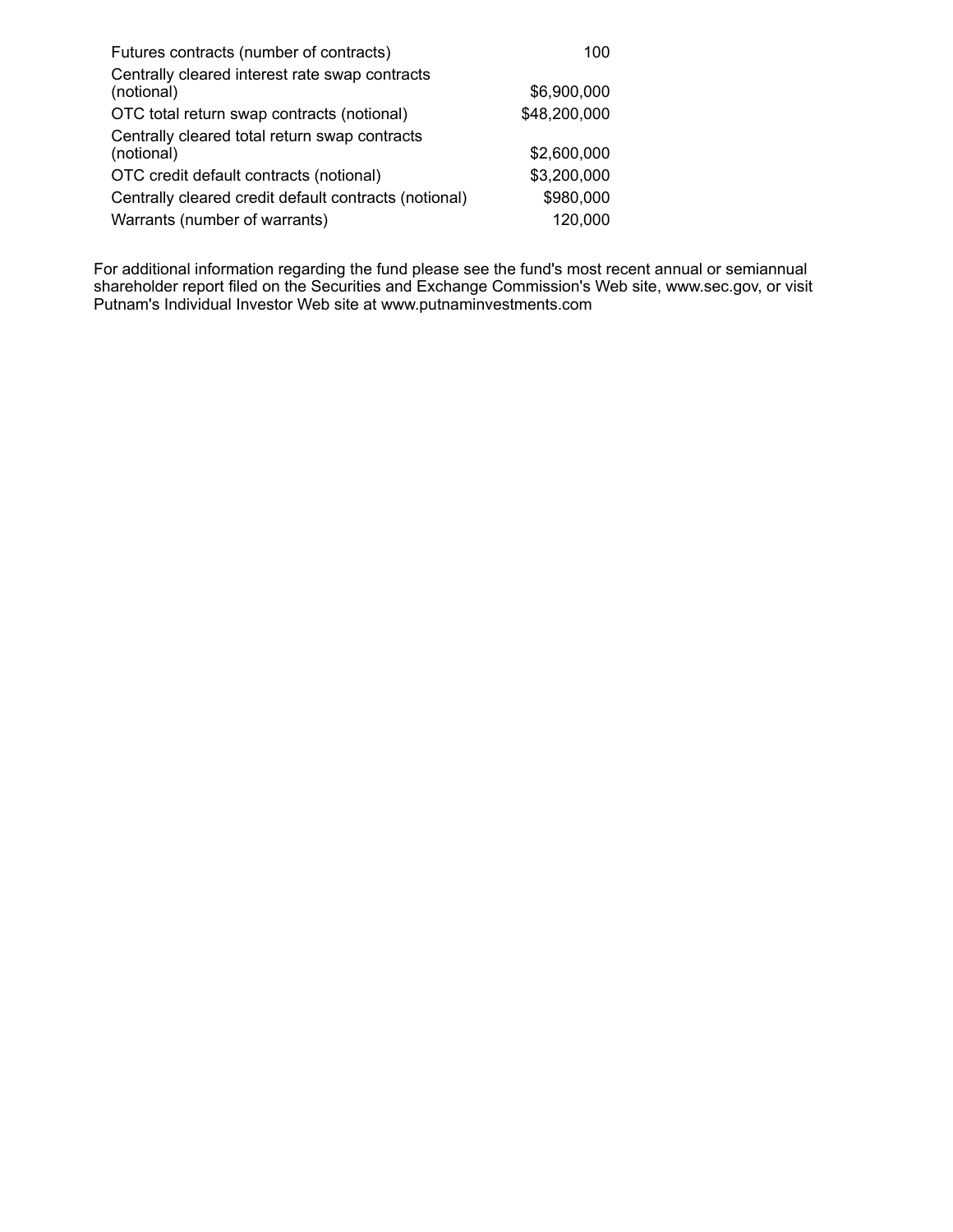| | |
|---|---|
| Futures contracts (number of contracts) | 100 |
| Centrally cleared interest rate swap contracts (notional) | $6,900,000 |
| OTC total return swap contracts (notional) | $48,200,000 |
| Centrally cleared total return swap contracts (notional) | $2,600,000 |
| OTC credit default contracts (notional) | $3,200,000 |
| Centrally cleared credit default contracts (notional) | $980,000 |
| Warrants (number of warrants) | 120,000 |

For additional information regarding the fund please see the fund's most recent annual or semiannual shareholder report filed on the Securities and Exchange Commission's Web site, www.sec.gov, or visit Putnam's Individual Investor Web site at www.putnaminvestments.com